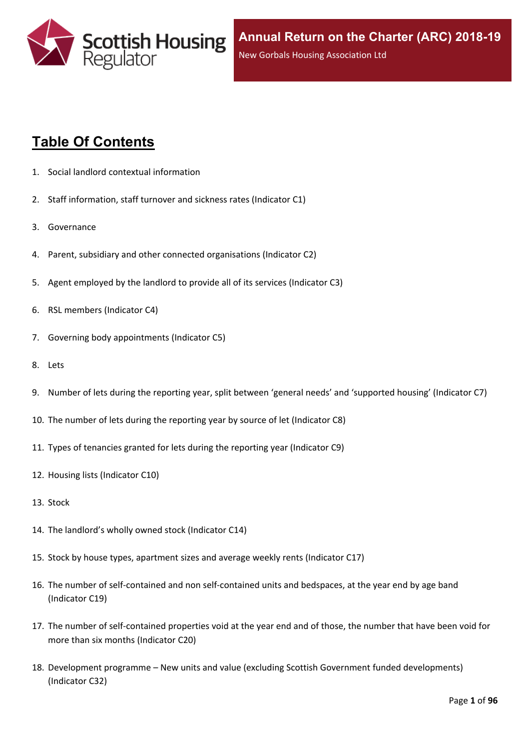# Annual Return on the Charter (ARC) 2018-19

New Gorbals Housing Association Ltd

## Table Of Contents

1. Social landlord contextual information
2. Staff information, staff turnover and sickness rates (Indicator C1)
3. Governance
4. Parent, subsidiary and other connected organisations (Indicator C2)
5. Agent employed by the landlord to provide all of its services (Indicator C3)
6. RSL members (Indicator C4)
7. Governing body appointments (Indicator C5)
8. Lets
9. Number of lets during the reporting year, split between 'general needs' and 'supported housing' (Indicator C7)
10. The number of lets during the reporting year by source of let (Indicator C8)
11. Types of tenancies granted for lets during the reporting year (Indicator C9)
12. Housing lists (Indicator C10)
13. Stock
14. The landlord's wholly owned stock (Indicator C14)
15. Stock by house types, apartment sizes and average weekly rents (Indicator C17)
16. The number of self-contained and non self-contained units and bedspaces, at the year end by age band (Indicator C19)
17. The number of self-contained properties void at the year end and of those, the number that have been void for more than six months (Indicator C20)
18. Development programme – New units and value (excluding Scottish Government funded developments) (Indicator C32)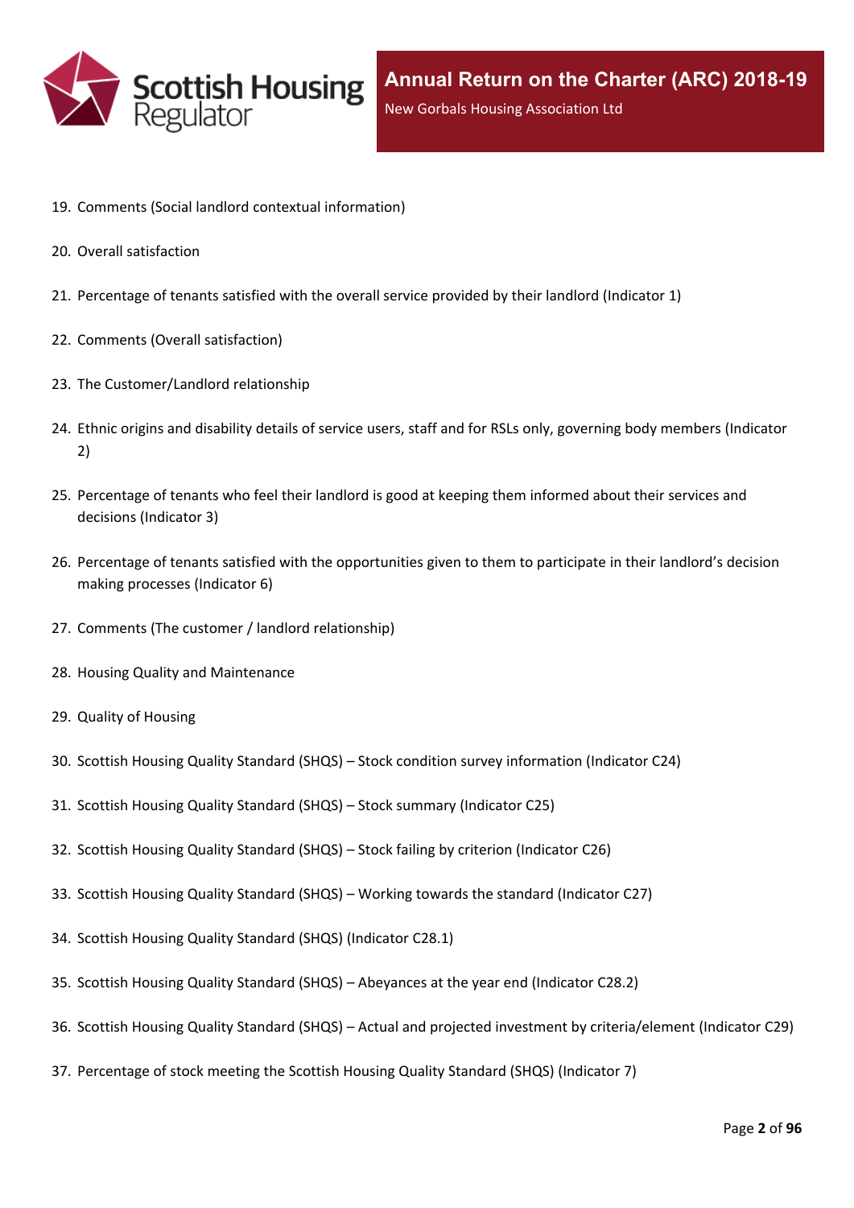19. Comments (Social landlord contextual information)
20. Overall satisfaction
21. Percentage of tenants satisfied with the overall service provided by their landlord (Indicator 1)
22. Comments (Overall satisfaction)
23. The Customer/Landlord relationship
24. Ethnic origins and disability details of service users, staff and for RSLs only, governing body members (Indicator 2)
25. Percentage of tenants who feel their landlord is good at keeping them informed about their services and decisions (Indicator 3)
26. Percentage of tenants satisfied with the opportunities given to them to participate in their landlord's decision making processes (Indicator 6)
27. Comments (The customer / landlord relationship)
28. Housing Quality and Maintenance
29. Quality of Housing
30. Scottish Housing Quality Standard (SHQS) – Stock condition survey information (Indicator C24)
31. Scottish Housing Quality Standard (SHQS) – Stock summary (Indicator C25)
32. Scottish Housing Quality Standard (SHQS) – Stock failing by criterion (Indicator C26)
33. Scottish Housing Quality Standard (SHQS) – Working towards the standard (Indicator C27)
34. Scottish Housing Quality Standard (SHQS) (Indicator C28.1)
35. Scottish Housing Quality Standard (SHQS) – Abeyances at the year end (Indicator C28.2)
36. Scottish Housing Quality Standard (SHQS) – Actual and projected investment by criteria/element (Indicator C29)
37. Percentage of stock meeting the Scottish Housing Quality Standard (SHQS) (Indicator 7)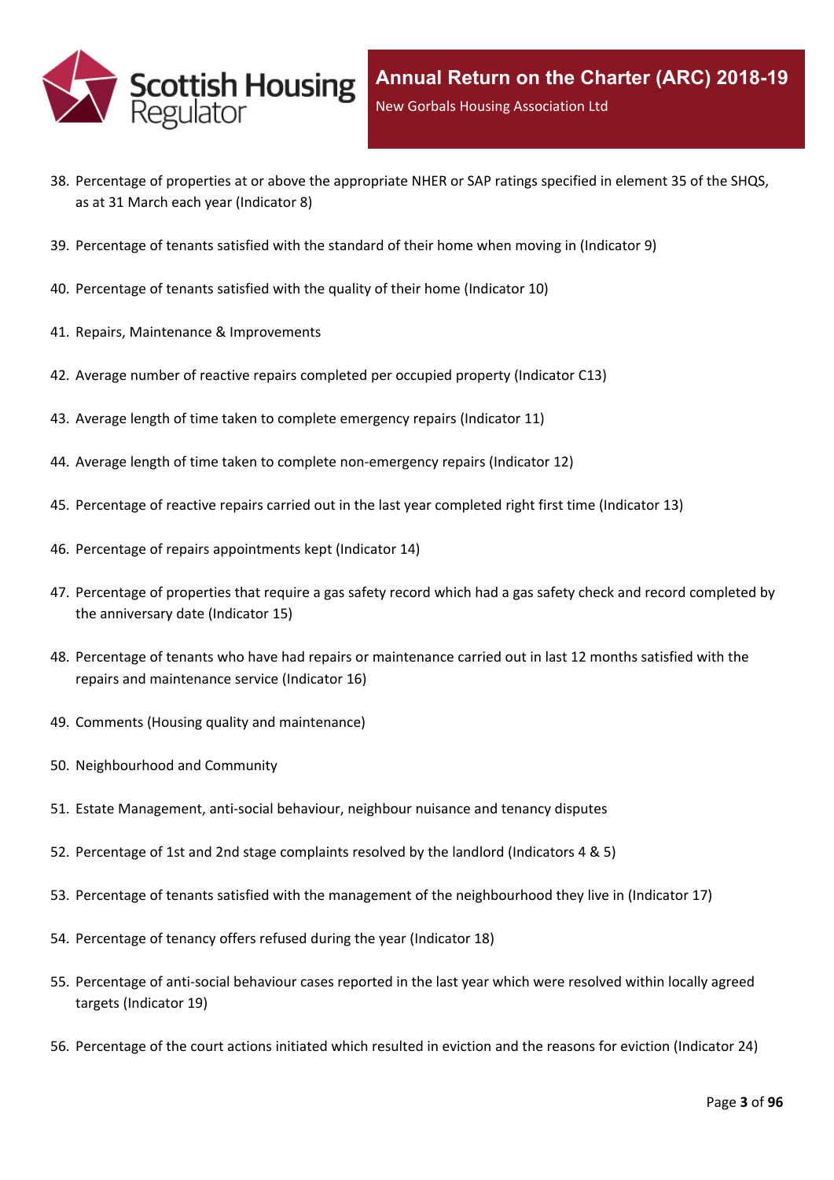38. Percentage of properties at or above the appropriate NHER or SAP ratings specified in element 35 of the SHQS, as at 31 March each year (Indicator 8)
39. Percentage of tenants satisfied with the standard of their home when moving in (Indicator 9)
40. Percentage of tenants satisfied with the quality of their home (Indicator 10)
41. Repairs, Maintenance & Improvements
42. Average number of reactive repairs completed per occupied property (Indicator C13)
43. Average length of time taken to complete emergency repairs (Indicator 11)
44. Average length of time taken to complete non-emergency repairs (Indicator 12)
45. Percentage of reactive repairs carried out in the last year completed right first time (Indicator 13)
46. Percentage of repairs appointments kept (Indicator 14)
47. Percentage of properties that require a gas safety record which had a gas safety check and record completed by the anniversary date (Indicator 15)
48. Percentage of tenants who have had repairs or maintenance carried out in last 12 months satisfied with the repairs and maintenance service (Indicator 16)
49. Comments (Housing quality and maintenance)
50. Neighbourhood and Community
51. Estate Management, anti-social behaviour, neighbour nuisance and tenancy disputes
52. Percentage of 1st and 2nd stage complaints resolved by the landlord (Indicators 4 & 5)
53. Percentage of tenants satisfied with the management of the neighbourhood they live in (Indicator 17)
54. Percentage of tenancy offers refused during the year (Indicator 18)
55. Percentage of anti-social behaviour cases reported in the last year which were resolved within locally agreed targets (Indicator 19)
56. Percentage of the court actions initiated which resulted in eviction and the reasons for eviction (Indicator 24)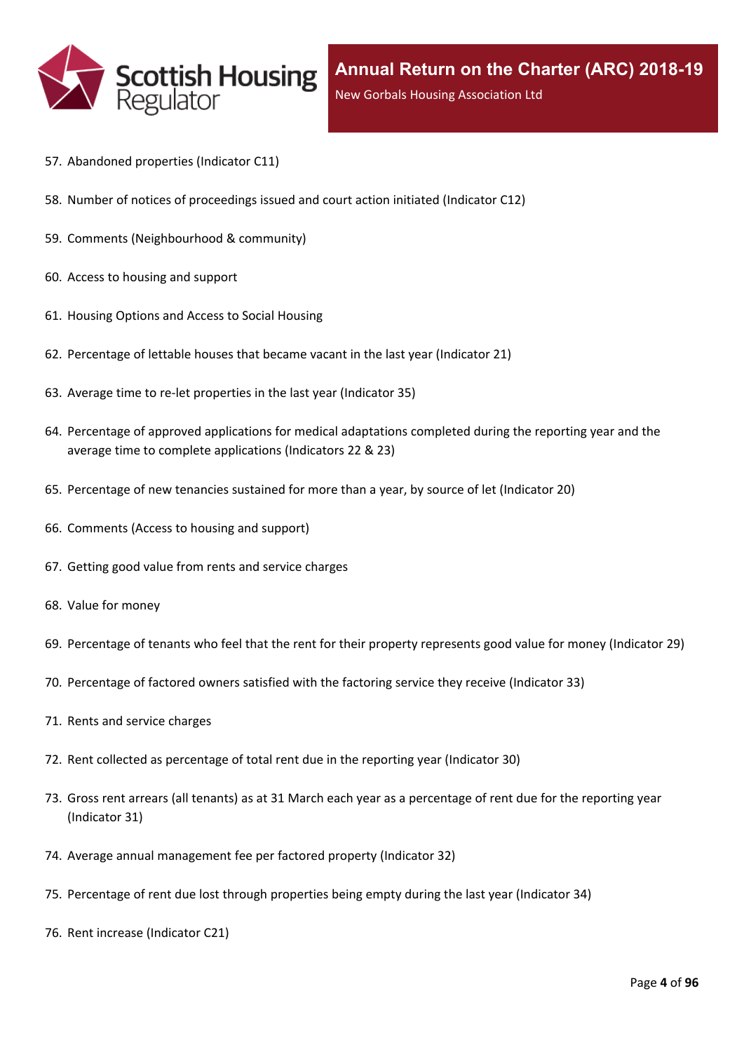57. Abandoned properties (Indicator C11)

58. Number of notices of proceedings issued and court action initiated (Indicator C12)

59. Comments (Neighbourhood & community)

60. Access to housing and support

61. Housing Options and Access to Social Housing

62. Percentage of lettable houses that became vacant in the last year (Indicator 21)

63. Average time to re-let properties in the last year (Indicator 35)

64. Percentage of approved applications for medical adaptations completed during the reporting year and the average time to complete applications (Indicators 22 & 23)

65. Percentage of new tenancies sustained for more than a year, by source of let (Indicator 20)

66. Comments (Access to housing and support)

67. Getting good value from rents and service charges

68. Value for money

69. Percentage of tenants who feel that the rent for their property represents good value for money (Indicator 29)

70. Percentage of factored owners satisfied with the factoring service they receive (Indicator 33)

71. Rents and service charges

72. Rent collected as percentage of total rent due in the reporting year (Indicator 30)

73. Gross rent arrears (all tenants) as at 31 March each year as a percentage of rent due for the reporting year (Indicator 31)

74. Average annual management fee per factored property (Indicator 32)

75. Percentage of rent due lost through properties being empty during the last year (Indicator 34)

76. Rent increase (Indicator C21)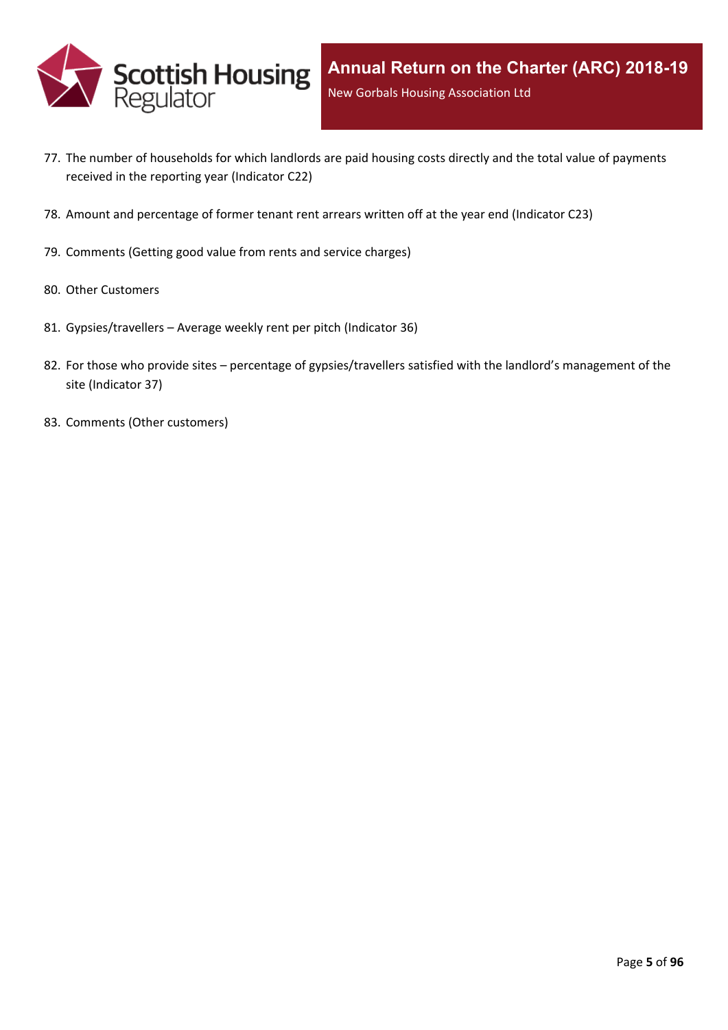77. The number of households for which landlords are paid housing costs directly and the total value of payments received in the reporting year (Indicator C22)

78. Amount and percentage of former tenant rent arrears written off at the year end (Indicator C23)

79. Comments (Getting good value from rents and service charges)

80. Other Customers

81. Gypsies/travellers – Average weekly rent per pitch (Indicator 36)

82. For those who provide sites – percentage of gypsies/travellers satisfied with the landlord's management of the site (Indicator 37)

83. Comments (Other customers)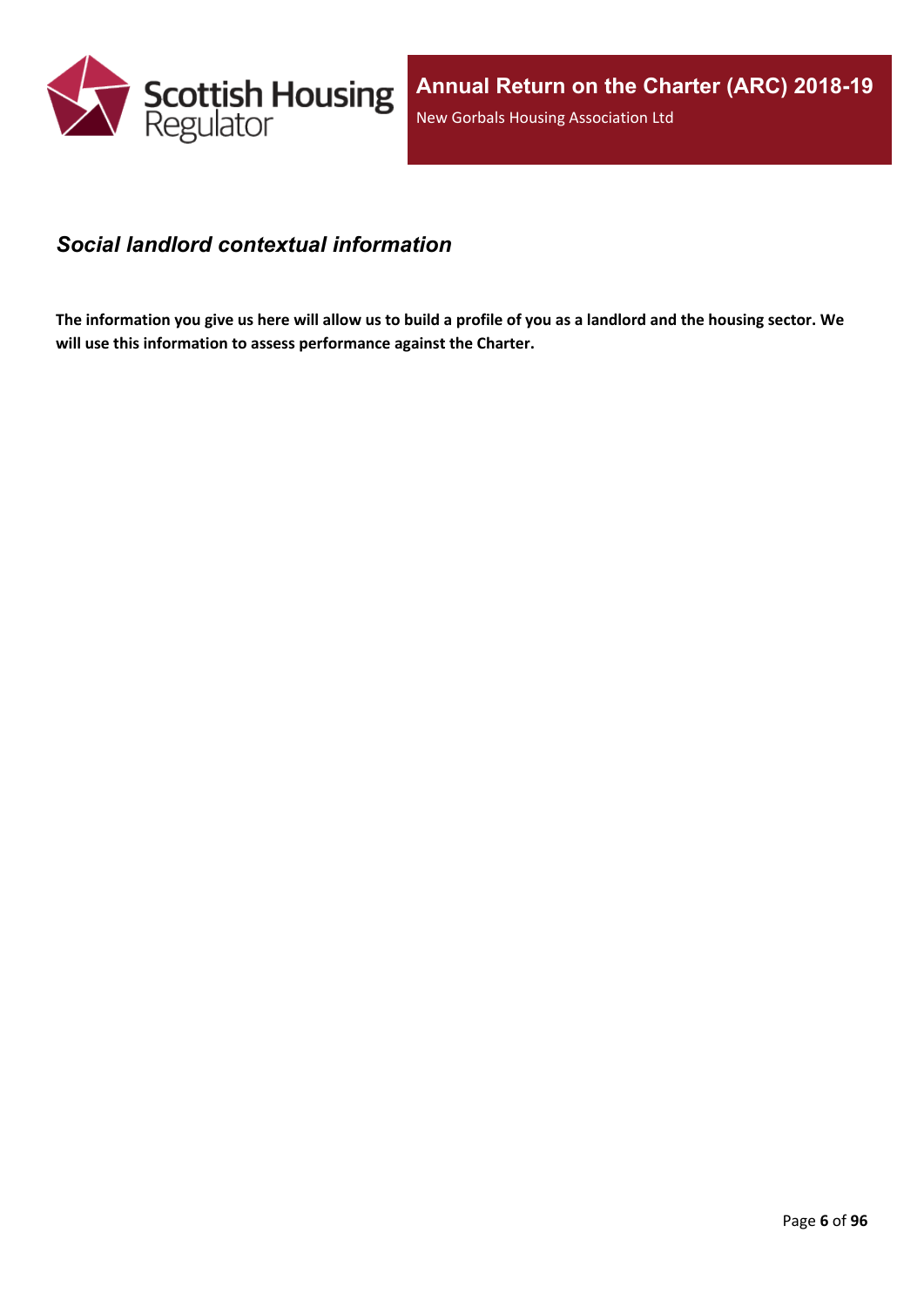## *Social landlord contextual information*

**The information you give us here will allow us to build a profile of you as a landlord and the housing sector. We will use this information to assess performance against the Charter.**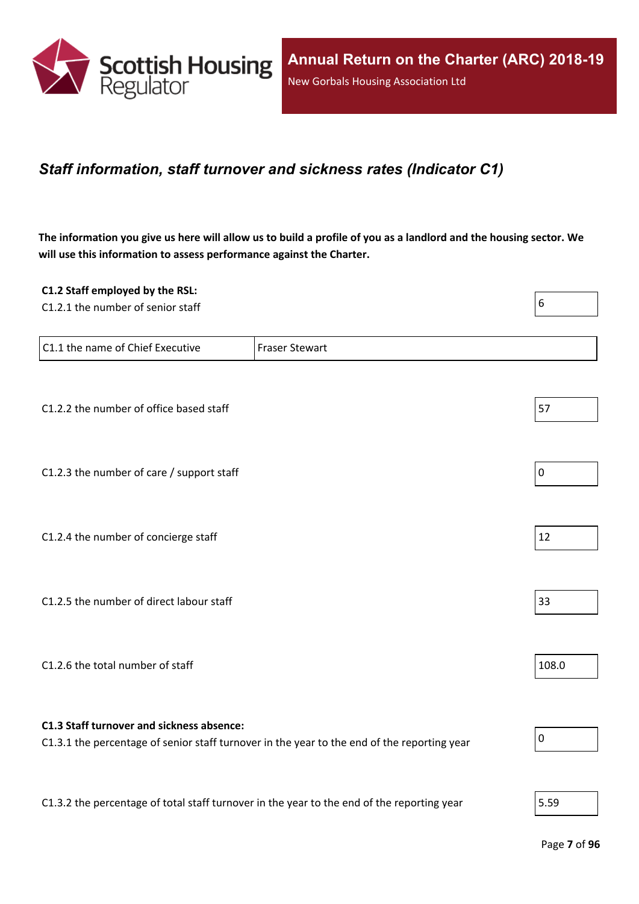## *Staff information, staff turnover and sickness rates (Indicator C1)*

**The information you give us here will allow us to build a profile of you as a landlord and the housing sector. We will use this information to assess performance against the Charter.**

**C1.2 Staff employed by the RSL:**

C1.2.1 the number of senior staff: 6

| C1.1 the name of Chief Executive | Fraser Stewart |
| --- | --- |

C1.2.2 the number of office based staff: 57

C1.2.3 the number of care / support staff: 0

C1.2.4 the number of concierge staff: 12

C1.2.5 the number of direct labour staff: 33

C1.2.6 the total number of staff: 108.0

**C1.3 Staff turnover and sickness absence:**

C1.3.1 the percentage of senior staff turnover in the year to the end of the reporting year: 0

C1.3.2 the percentage of total staff turnover in the year to the end of the reporting year: 5.59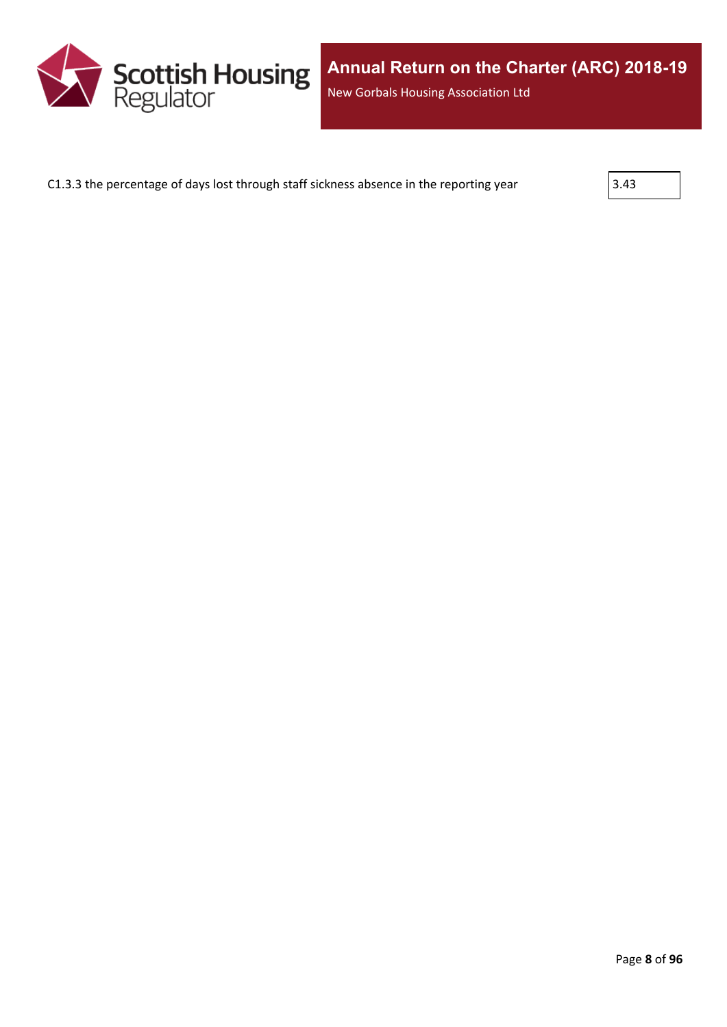C1.3.3 the percentage of days lost through staff sickness absence in the reporting year

| 3.43 |
|---|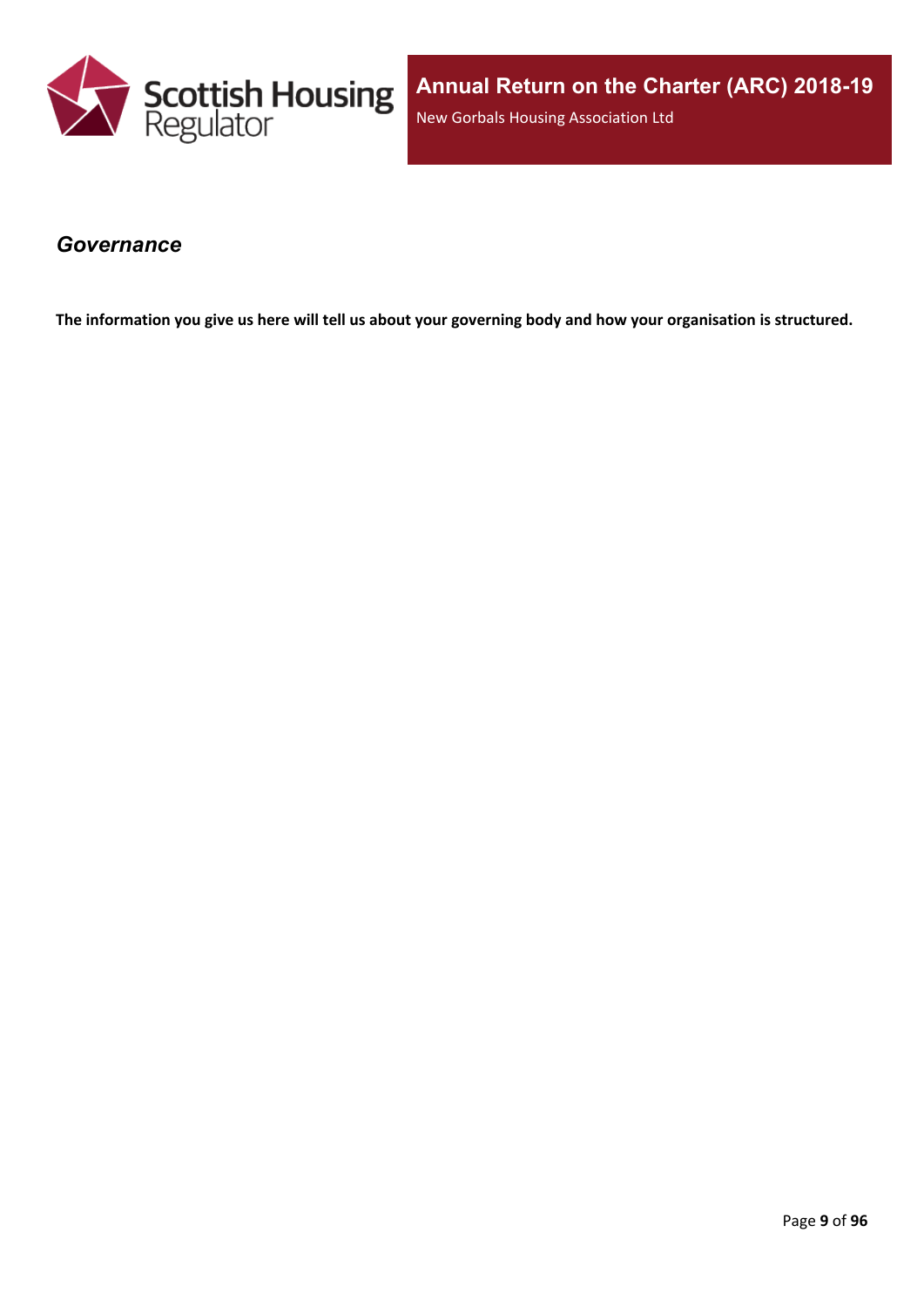## *Governance*

**The information you give us here will tell us about your governing body and how your organisation is structured.**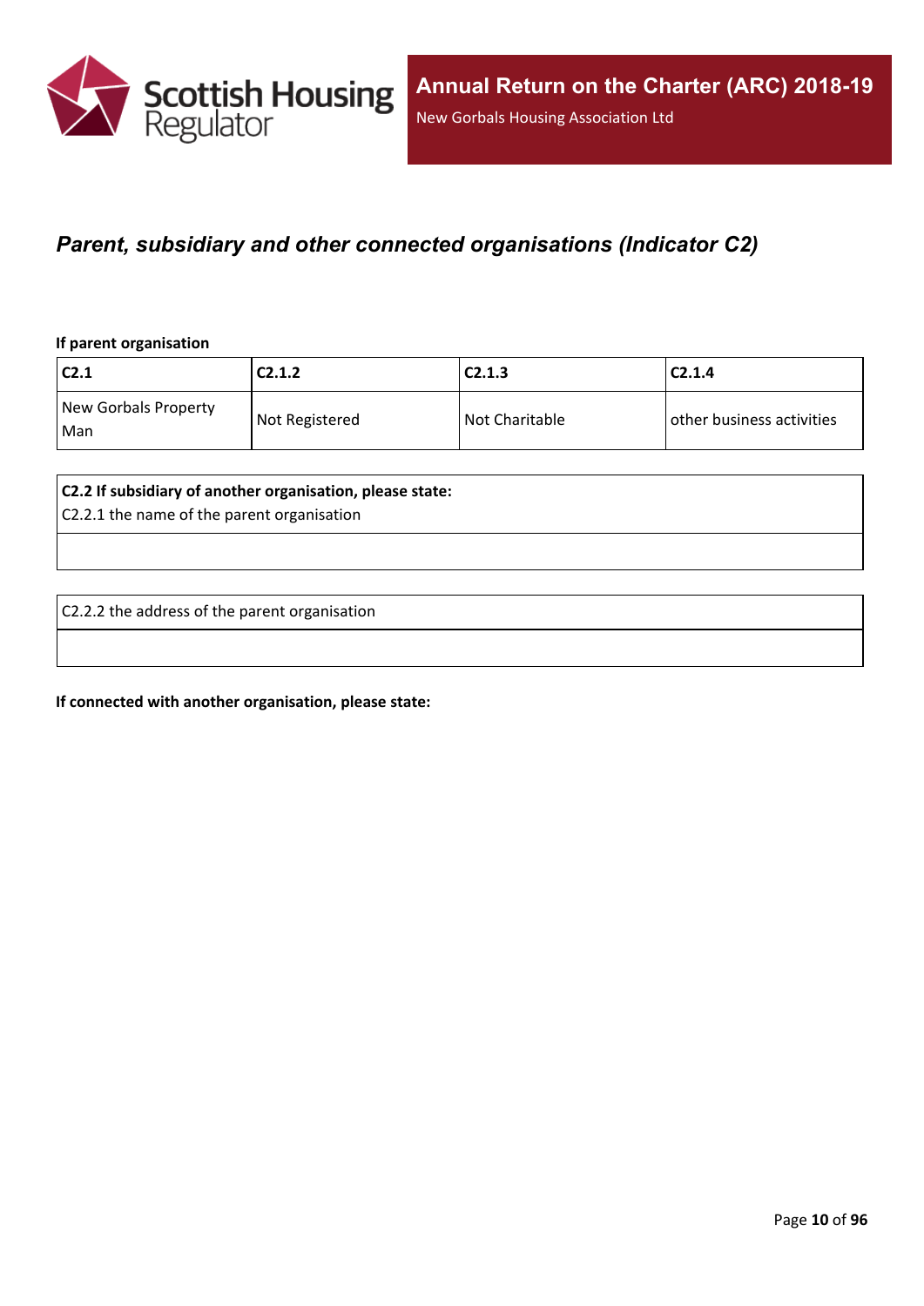## *Parent, subsidiary and other connected organisations (Indicator C2)*

**If parent organisation**

| C2.1 | C2.1.2 | C2.1.3 | C2.1.4 |
|---|---|---|---|
| New Gorbals Property Man | Not Registered | Not Charitable | other business activities |

| **C2.2 If subsidiary of another organisation, please state:** C2.2.1 the name of the parent organisation |
|---|
| |

| C2.2.2 the address of the parent organisation |
|---|
| |

**If connected with another organisation, please state:**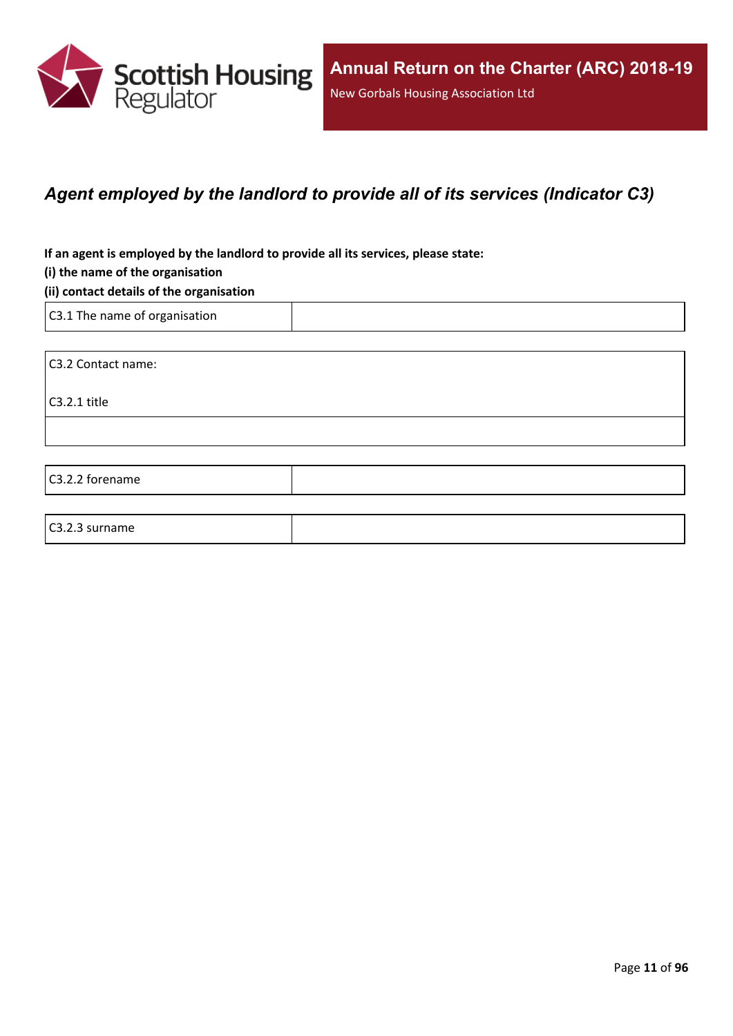## *Agent employed by the landlord to provide all of its services (Indicator C3)*

**If an agent is employed by the landlord to provide all its services, please state:**
**(i) the name of the organisation**
**(ii) contact details of the organisation**

| C3.1 The name of organisation | |
|---|---|

| C3.2 Contact name:<br><br>C3.2.1 title |
|---|
| |

| C3.2.2 forename | |
|---|---|

| C3.2.3 surname | |
|---|---|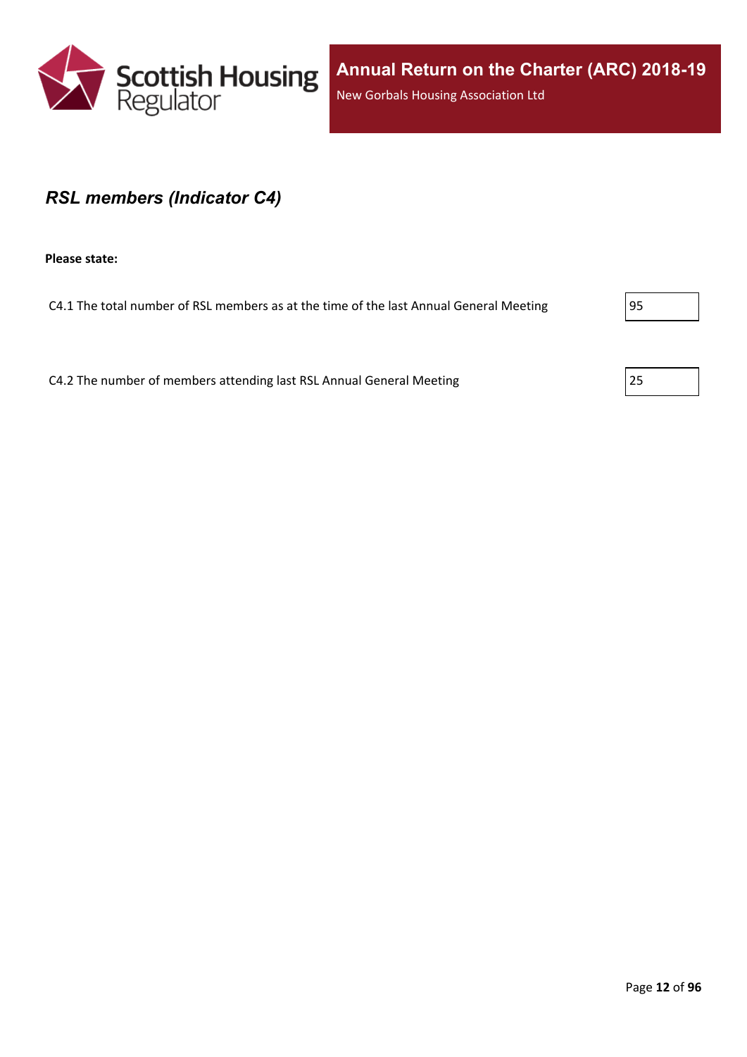## *RSL members (Indicator C4)*

**Please state:**

C4.1 The total number of RSL members as at the time of the last Annual General Meeting: 95

C4.2 The number of members attending last RSL Annual General Meeting: 25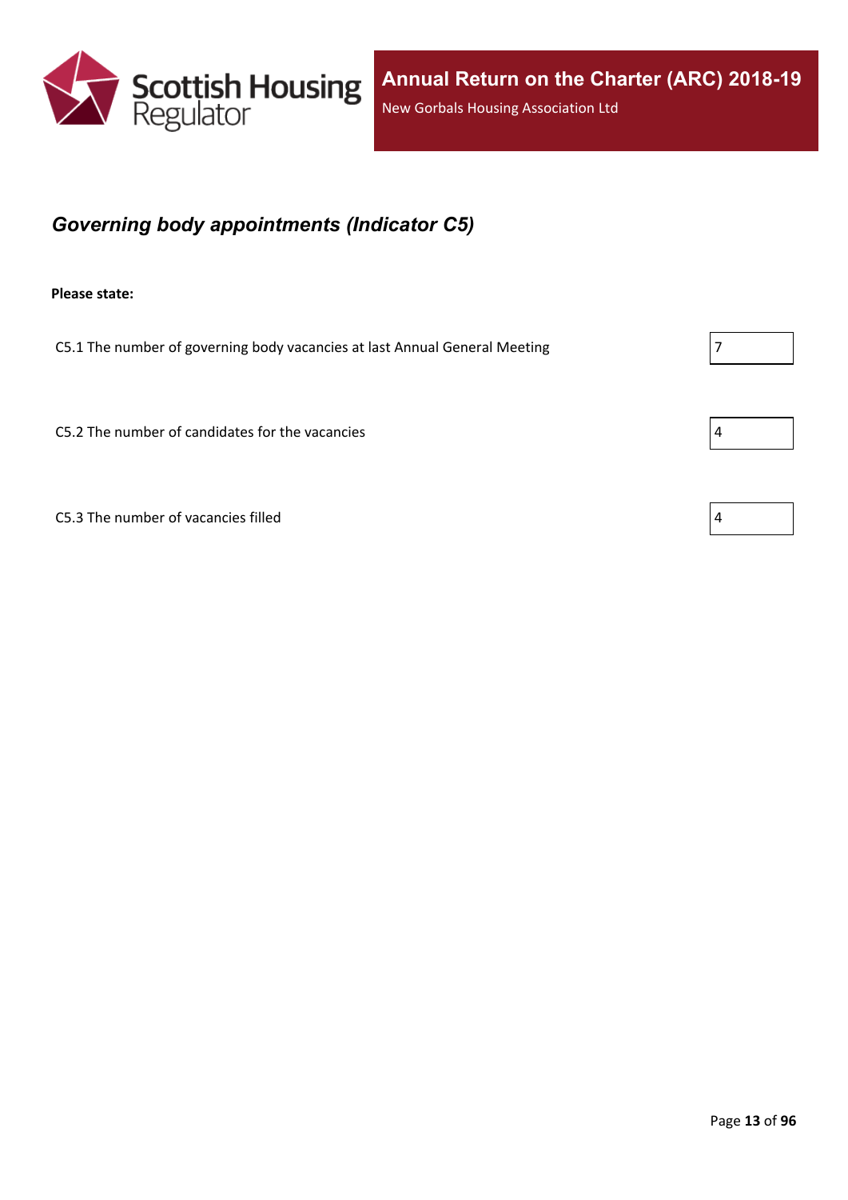## *Governing body appointments (Indicator C5)*

**Please state:**

| | |
|---|---|
| C5.1 The number of governing body vacancies at last Annual General Meeting | 7 |
| C5.2 The number of candidates for the vacancies | 4 |
| C5.3 The number of vacancies filled | 4 |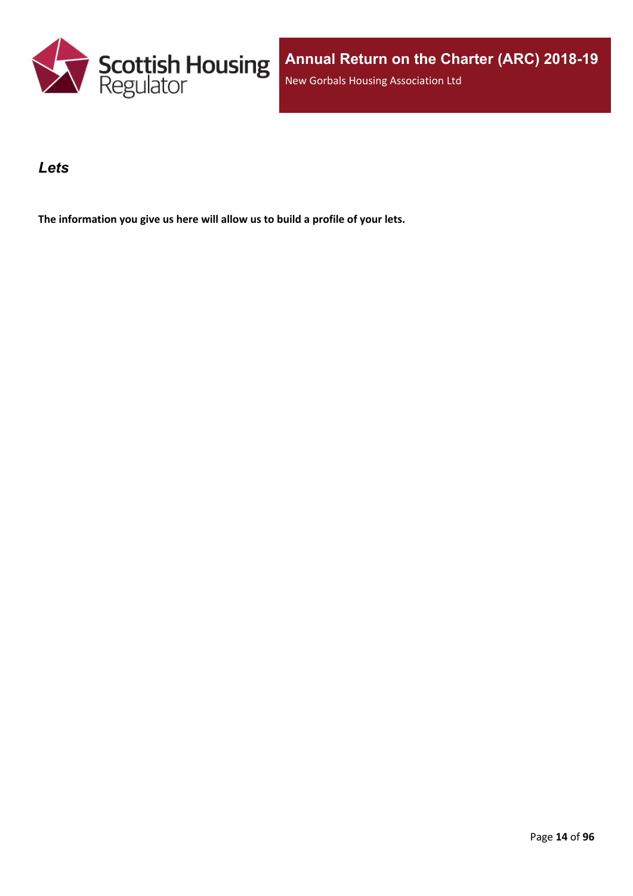## *Lets*

**The information you give us here will allow us to build a profile of your lets.**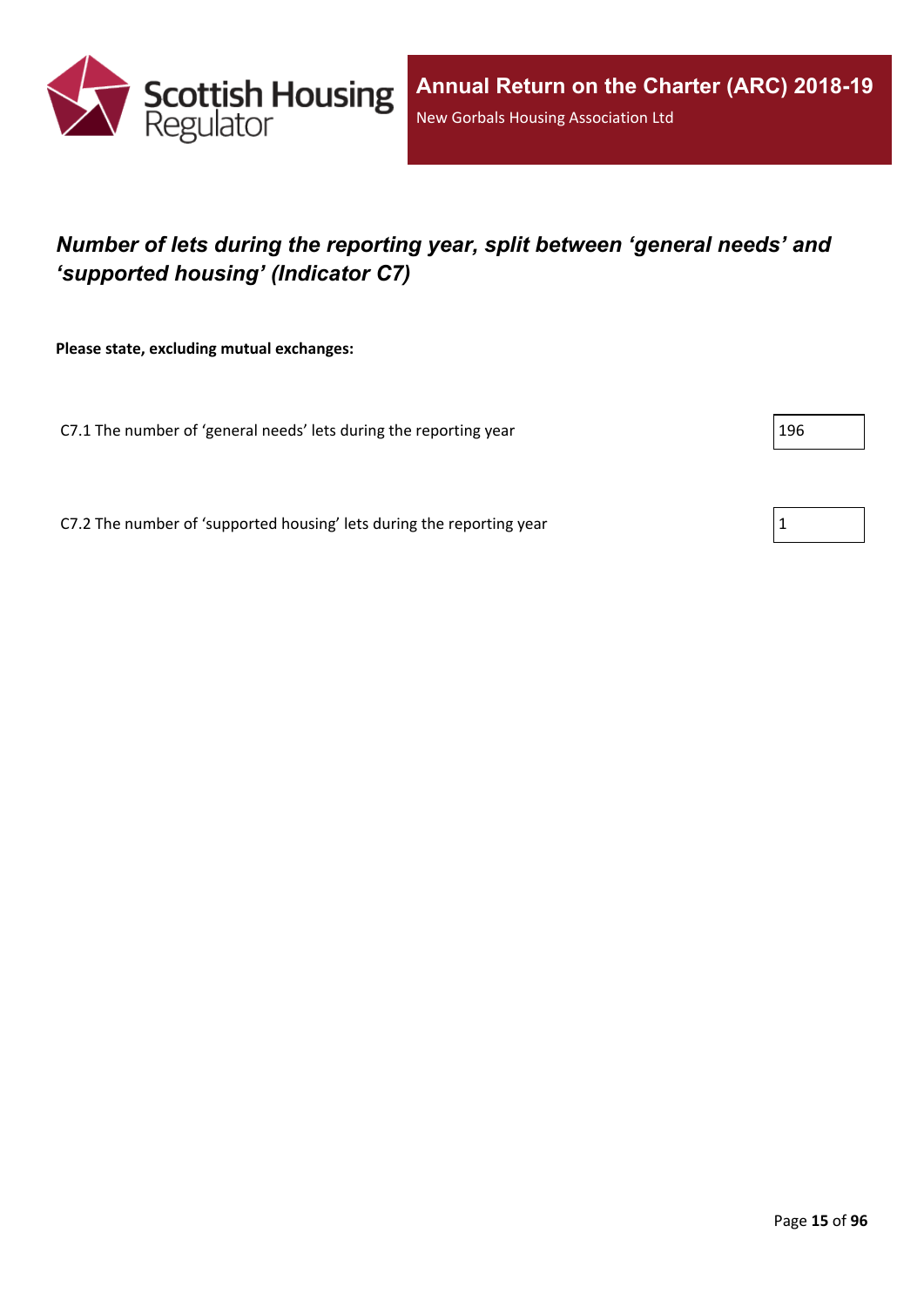## *Number of lets during the reporting year, split between ‘general needs’ and ‘supported housing’ (Indicator C7)*

**Please state, excluding mutual exchanges:**

| | |
|---|---|
| C7.1 The number of ‘general needs’ lets during the reporting year | 196 |
| C7.2 The number of ‘supported housing’ lets during the reporting year | 1 |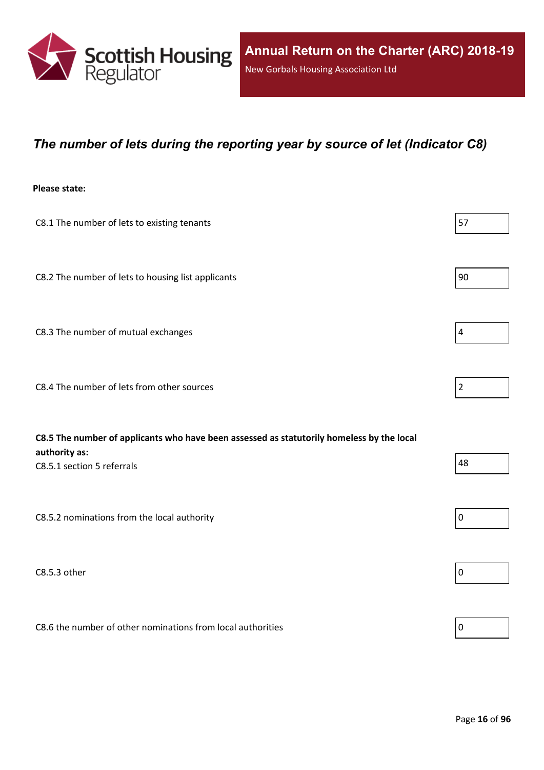## *The number of lets during the reporting year by source of let (Indicator C8)*

**Please state:**

| | |
|---|---|
| C8.1 The number of lets to existing tenants | 57 |
| C8.2 The number of lets to housing list applicants | 90 |
| C8.3 The number of mutual exchanges | 4 |
| C8.4 The number of lets from other sources | 2 |
| **C8.5 The number of applicants who have been assessed as statutorily homeless by the local authority as:** C8.5.1 section 5 referrals | 48 |
| C8.5.2 nominations from the local authority | 0 |
| C8.5.3 other | 0 |
| C8.6 the number of other nominations from local authorities | 0 |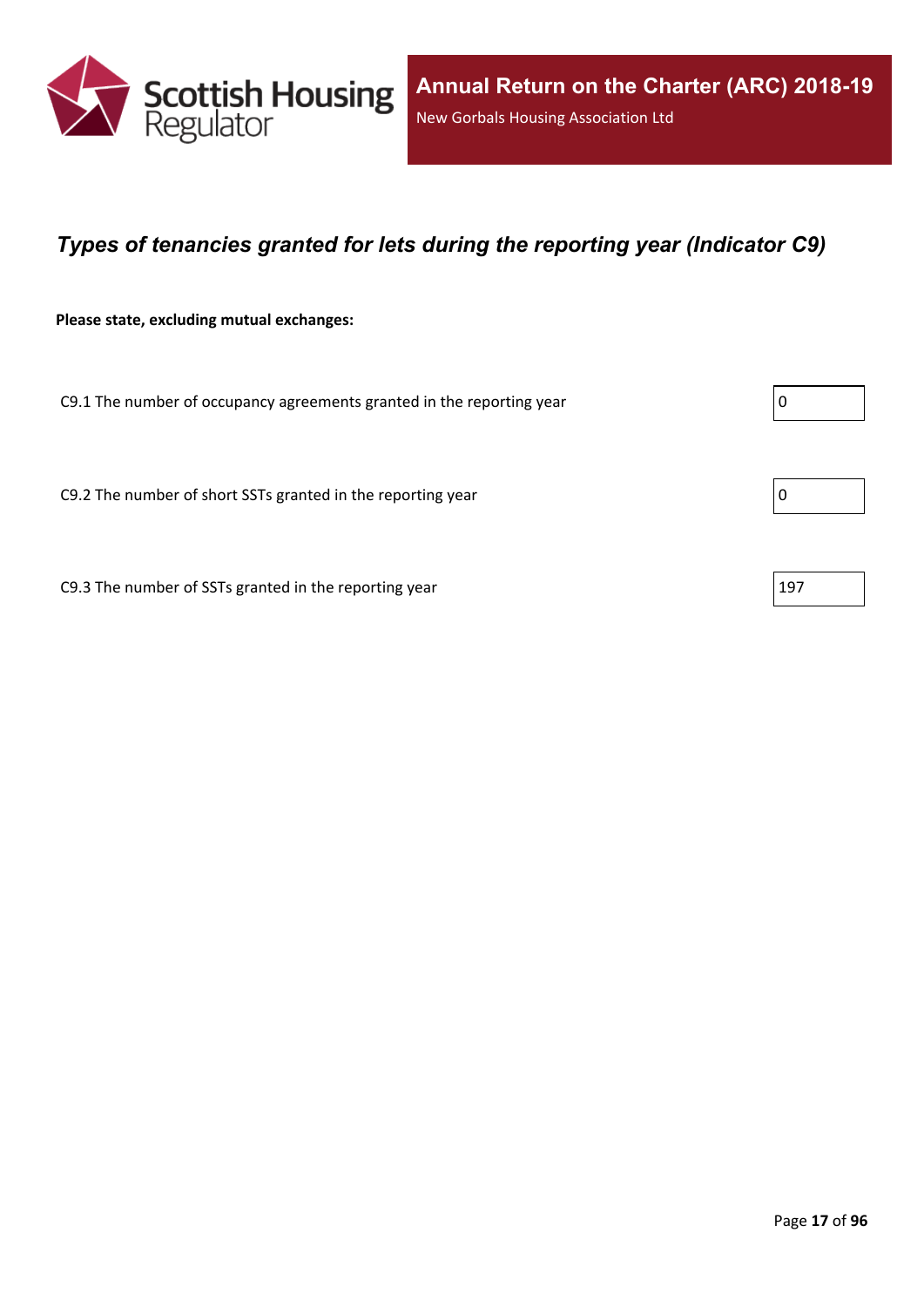## *Types of tenancies granted for lets during the reporting year (Indicator C9)*

**Please state, excluding mutual exchanges:**

| | |
|---|---|
| C9.1 The number of occupancy agreements granted in the reporting year | 0 |
| C9.2 The number of short SSTs granted in the reporting year | 0 |
| C9.3 The number of SSTs granted in the reporting year | 197 |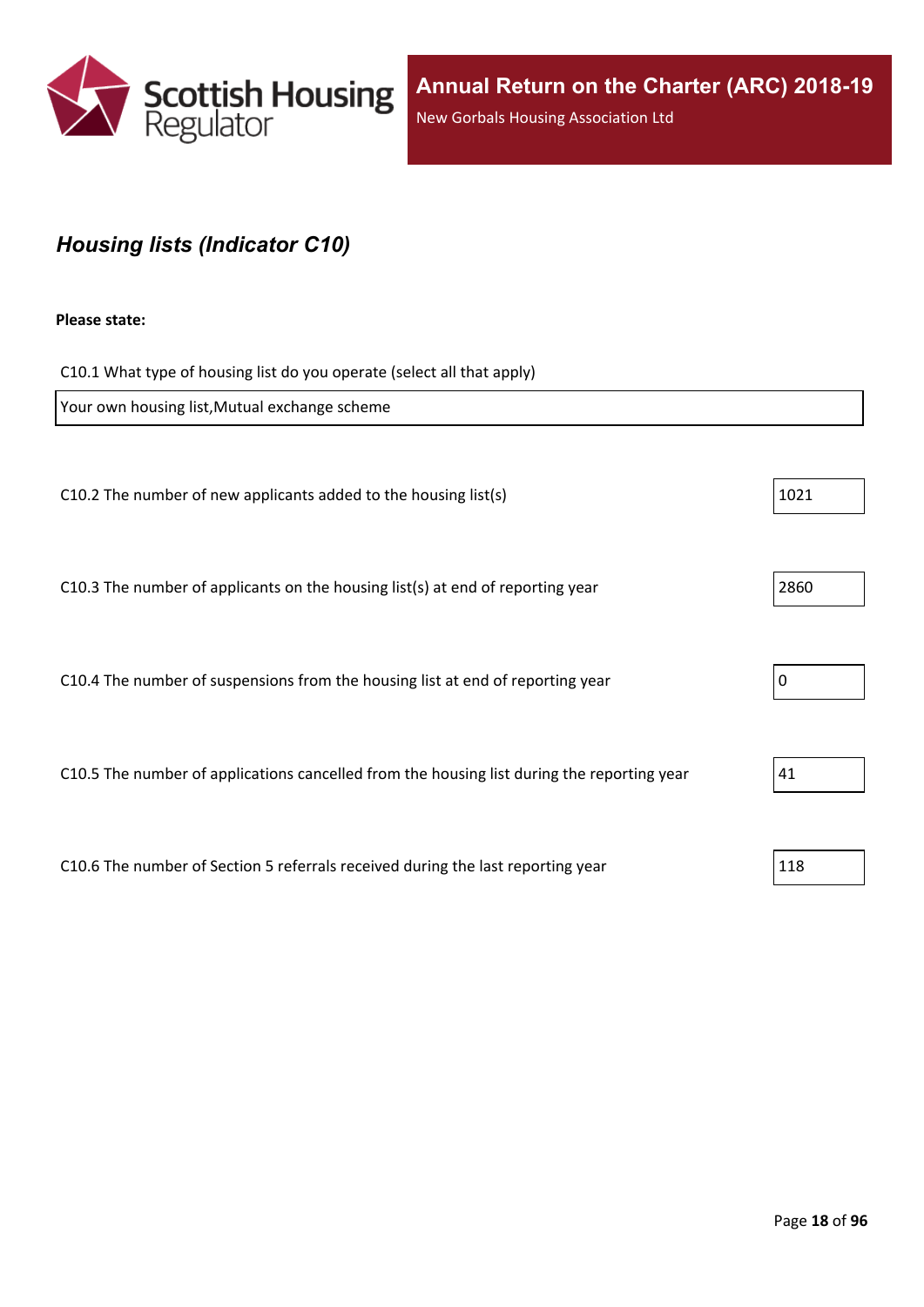## *Housing lists (Indicator C10)*

**Please state:**

C10.1 What type of housing list do you operate (select all that apply)

Your own housing list,Mutual exchange scheme

| | |
|---|---|
| C10.2 The number of new applicants added to the housing list(s) | 1021 |
| C10.3 The number of applicants on the housing list(s) at end of reporting year | 2860 |
| C10.4 The number of suspensions from the housing list at end of reporting year | 0 |
| C10.5 The number of applications cancelled from the housing list during the reporting year | 41 |
| C10.6 The number of Section 5 referrals received during the last reporting year | 118 |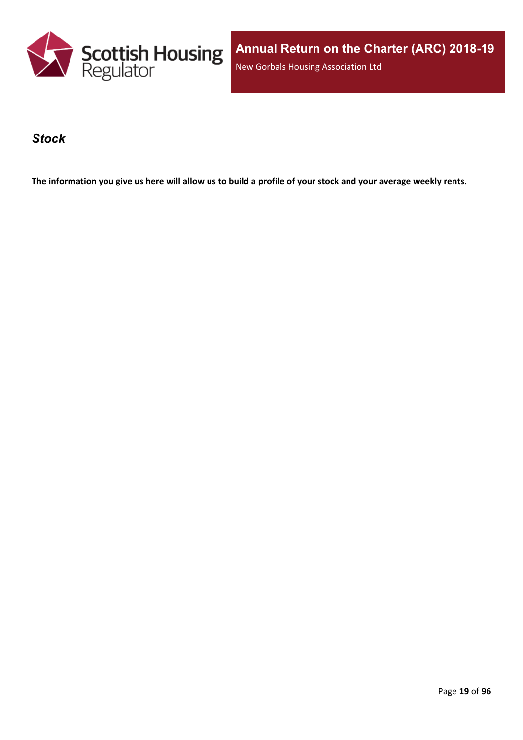## *Stock*

**The information you give us here will allow us to build a profile of your stock and your average weekly rents.**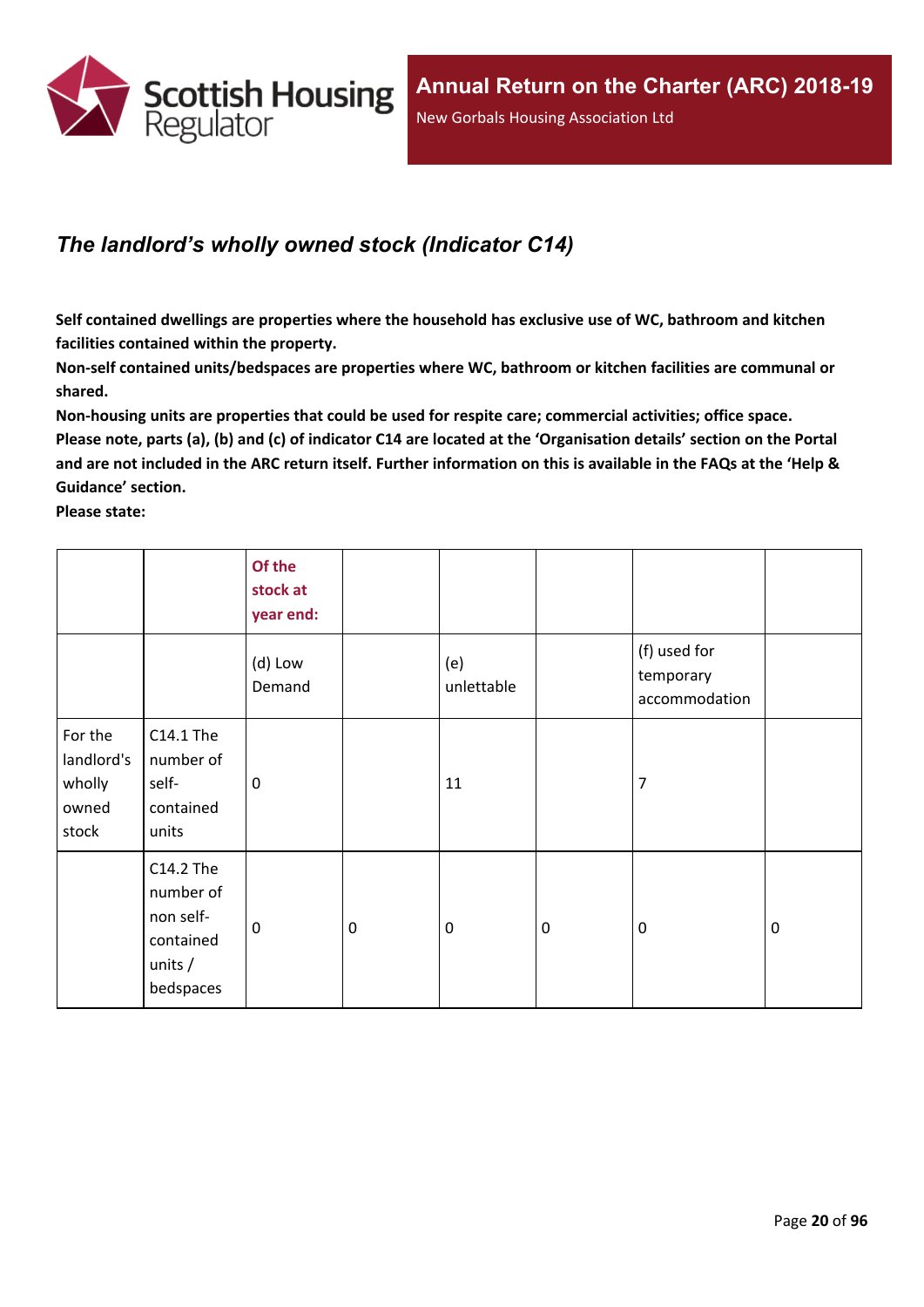## *The landlord's wholly owned stock (Indicator C14)*

**Self contained dwellings are properties where the household has exclusive use of WC, bathroom and kitchen facilities contained within the property.**

**Non-self contained units/bedspaces are properties where WC, bathroom or kitchen facilities are communal or shared.**

**Non-housing units are properties that could be used for respite care; commercial activities; office space.**

**Please note, parts (a), (b) and (c) of indicator C14 are located at the 'Organisation details' section on the Portal and are not included in the ARC return itself. Further information on this is available in the FAQs at the 'Help & Guidance' section.**

**Please state:**

| | | Of the stock at year end: | | | | | |
|---|---|---|---|---|---|---|---|
| | | (d) Low Demand | | (e) unlettable | | (f) used for temporary accommodation | |
| For the landlord's wholly owned stock | C14.1 The number of self-contained units | 0 | | 11 | | 7 | |
| | C14.2 The number of non self-contained units / bedspaces | 0 | 0 | 0 | 0 | 0 | 0 |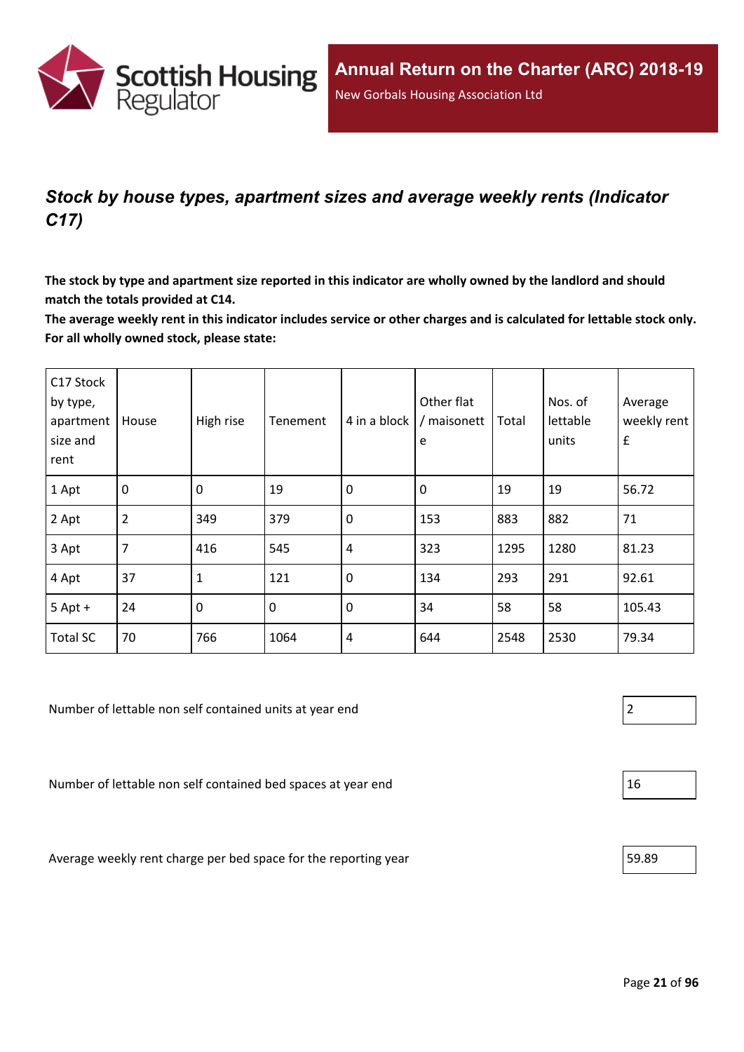## *Stock by house types, apartment sizes and average weekly rents (Indicator C17)*

**The stock by type and apartment size reported in this indicator are wholly owned by the landlord and should match the totals provided at C14.**

**The average weekly rent in this indicator includes service or other charges and is calculated for lettable stock only. For all wholly owned stock, please state:**

| C17 Stock by type, apartment size and rent | House | High rise | Tenement | 4 in a block | Other flat / maisonette | Total | Nos. of lettable units | Average weekly rent £ |
|---|---|---|---|---|---|---|---|---|
| 1 Apt | 0 | 0 | 19 | 0 | 0 | 19 | 19 | 56.72 |
| 2 Apt | 2 | 349 | 379 | 0 | 153 | 883 | 882 | 71 |
| 3 Apt | 7 | 416 | 545 | 4 | 323 | 1295 | 1280 | 81.23 |
| 4 Apt | 37 | 1 | 121 | 0 | 134 | 293 | 291 | 92.61 |
| 5 Apt + | 24 | 0 | 0 | 0 | 34 | 58 | 58 | 105.43 |
| Total SC | 70 | 766 | 1064 | 4 | 644 | 2548 | 2530 | 79.34 |

Number of lettable non self contained units at year end: 2

Number of lettable non self contained bed spaces at year end: 16

Average weekly rent charge per bed space for the reporting year: 59.89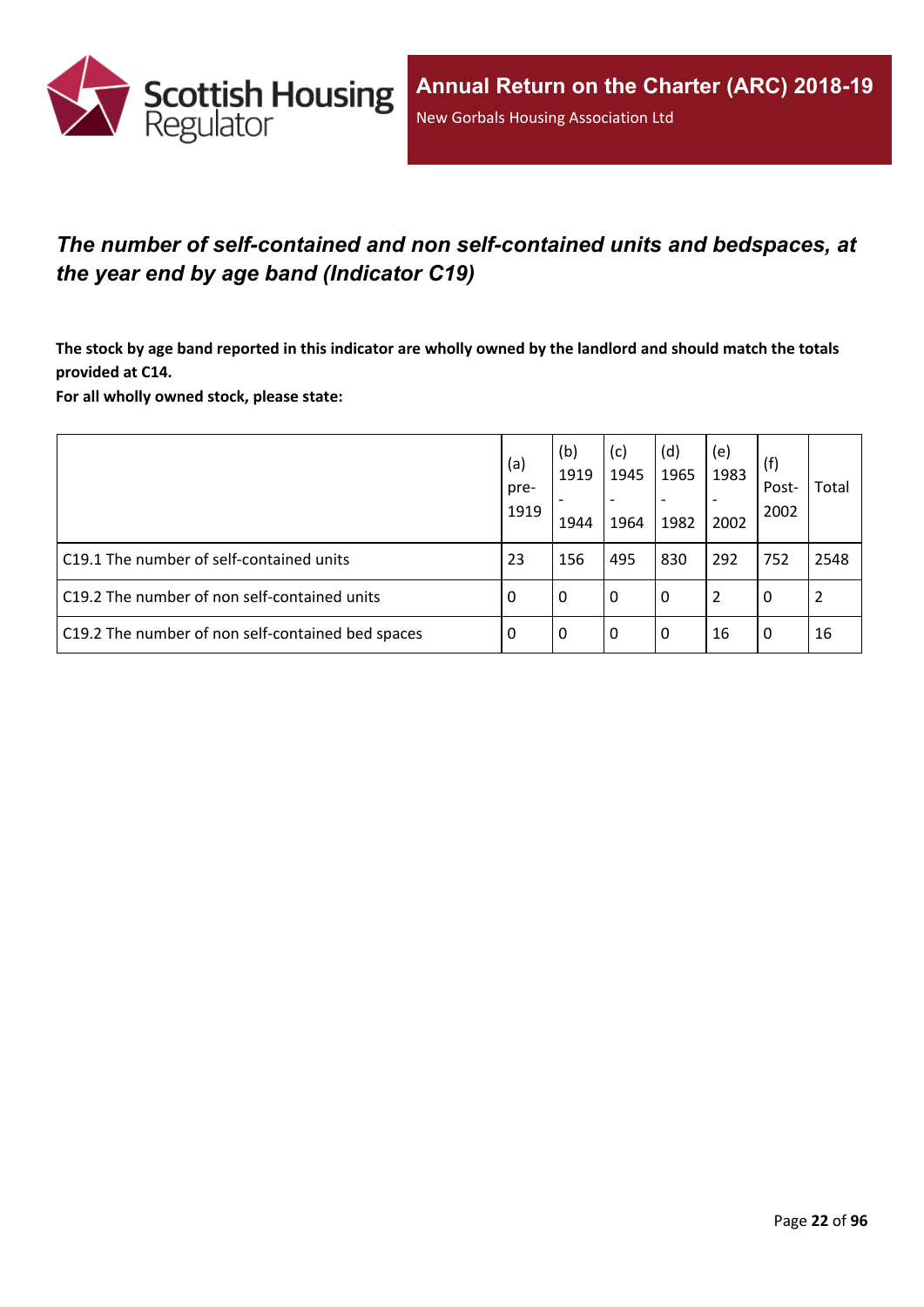## *The number of self-contained and non self-contained units and bedspaces, at the year end by age band (Indicator C19)*

**The stock by age band reported in this indicator are wholly owned by the landlord and should match the totals provided at C14.**

**For all wholly owned stock, please state:**

| | (a) pre-1919 | (b) 1919 - 1944 | (c) 1945 - 1964 | (d) 1965 - 1982 | (e) 1983 - 2002 | (f) Post-2002 | Total |
|---|---|---|---|---|---|---|---|
| C19.1 The number of self-contained units | 23 | 156 | 495 | 830 | 292 | 752 | 2548 |
| C19.2 The number of non self-contained units | 0 | 0 | 0 | 0 | 2 | 0 | 2 |
| C19.2 The number of non self-contained bed spaces | 0 | 0 | 0 | 0 | 16 | 0 | 16 |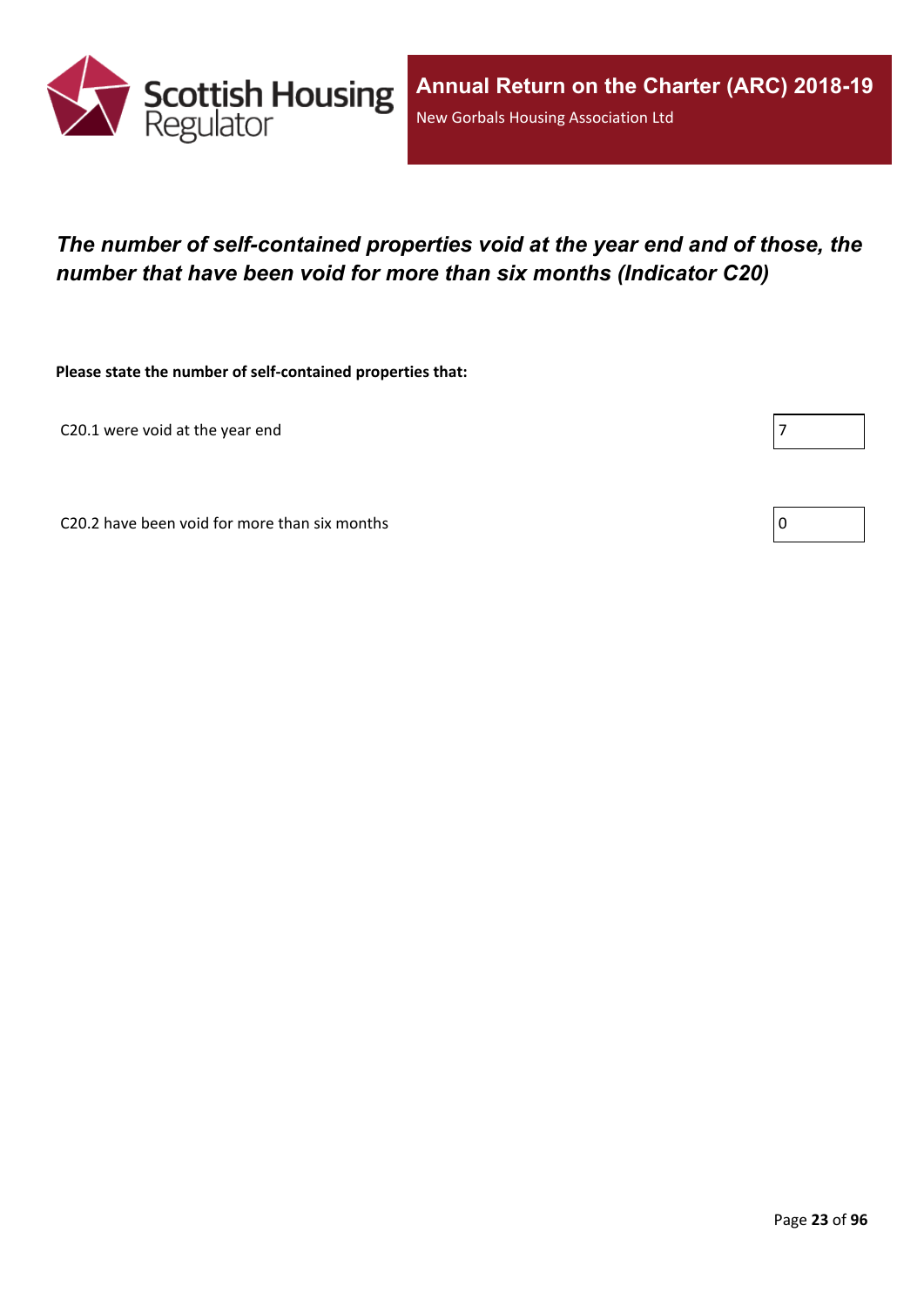## *The number of self-contained properties void at the year end and of those, the number that have been void for more than six months (Indicator C20)*

**Please state the number of self-contained properties that:**

| | |
|---|---|
| C20.1 were void at the year end | 7 |
| C20.2 have been void for more than six months | 0 |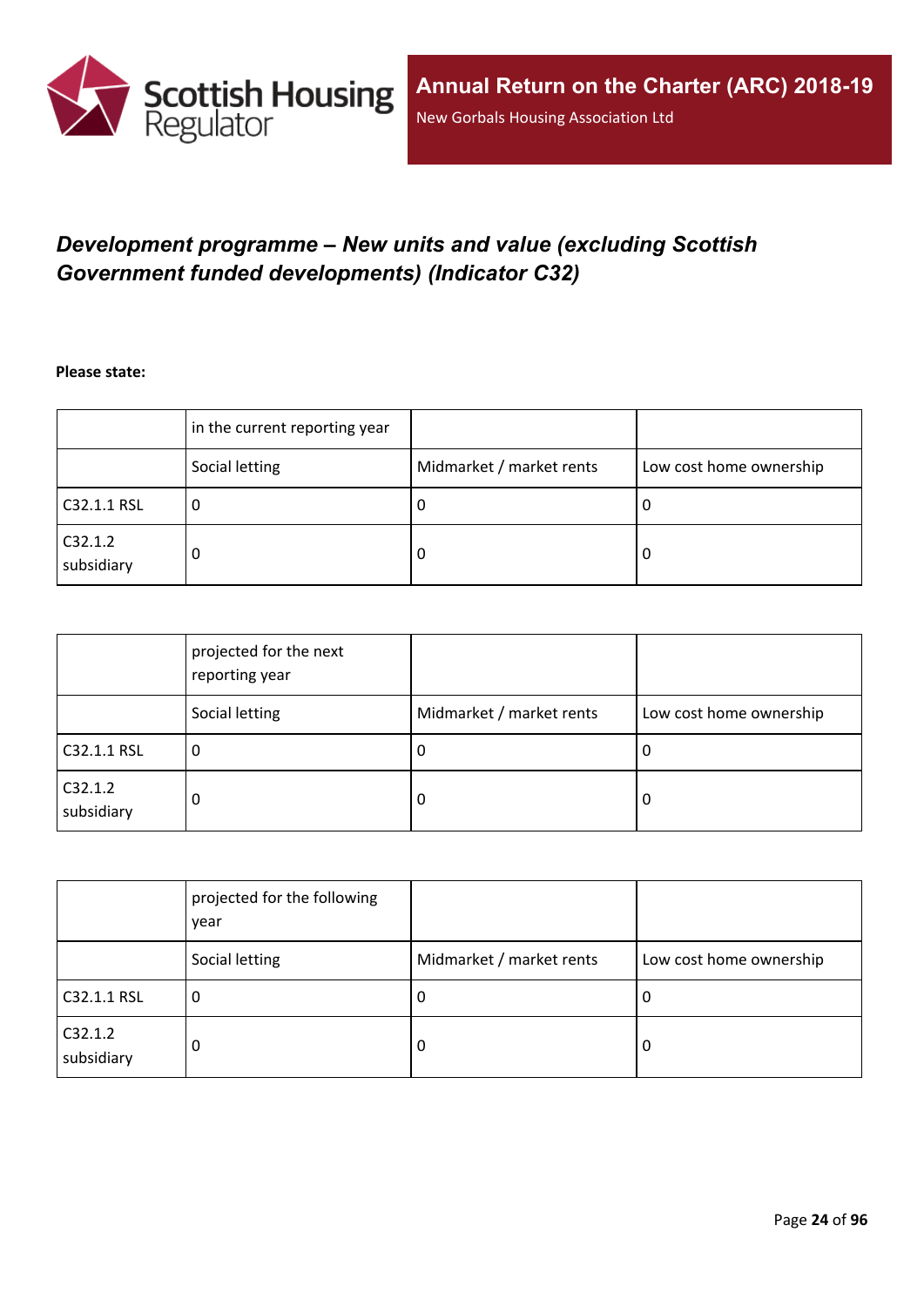## *Development programme – New units and value (excluding Scottish Government funded developments) (Indicator C32)*

**Please state:**

| | in the current reporting year | | |
|---|---|---|---|
| | Social letting | Midmarket / market rents | Low cost home ownership |
| C32.1.1 RSL | 0 | 0 | 0 |
| C32.1.2 subsidiary | 0 | 0 | 0 |

| | projected for the next reporting year | | |
|---|---|---|---|
| | Social letting | Midmarket / market rents | Low cost home ownership |
| C32.1.1 RSL | 0 | 0 | 0 |
| C32.1.2 subsidiary | 0 | 0 | 0 |

| | projected for the following year | | |
|---|---|---|---|
| | Social letting | Midmarket / market rents | Low cost home ownership |
| C32.1.1 RSL | 0 | 0 | 0 |
| C32.1.2 subsidiary | 0 | 0 | 0 |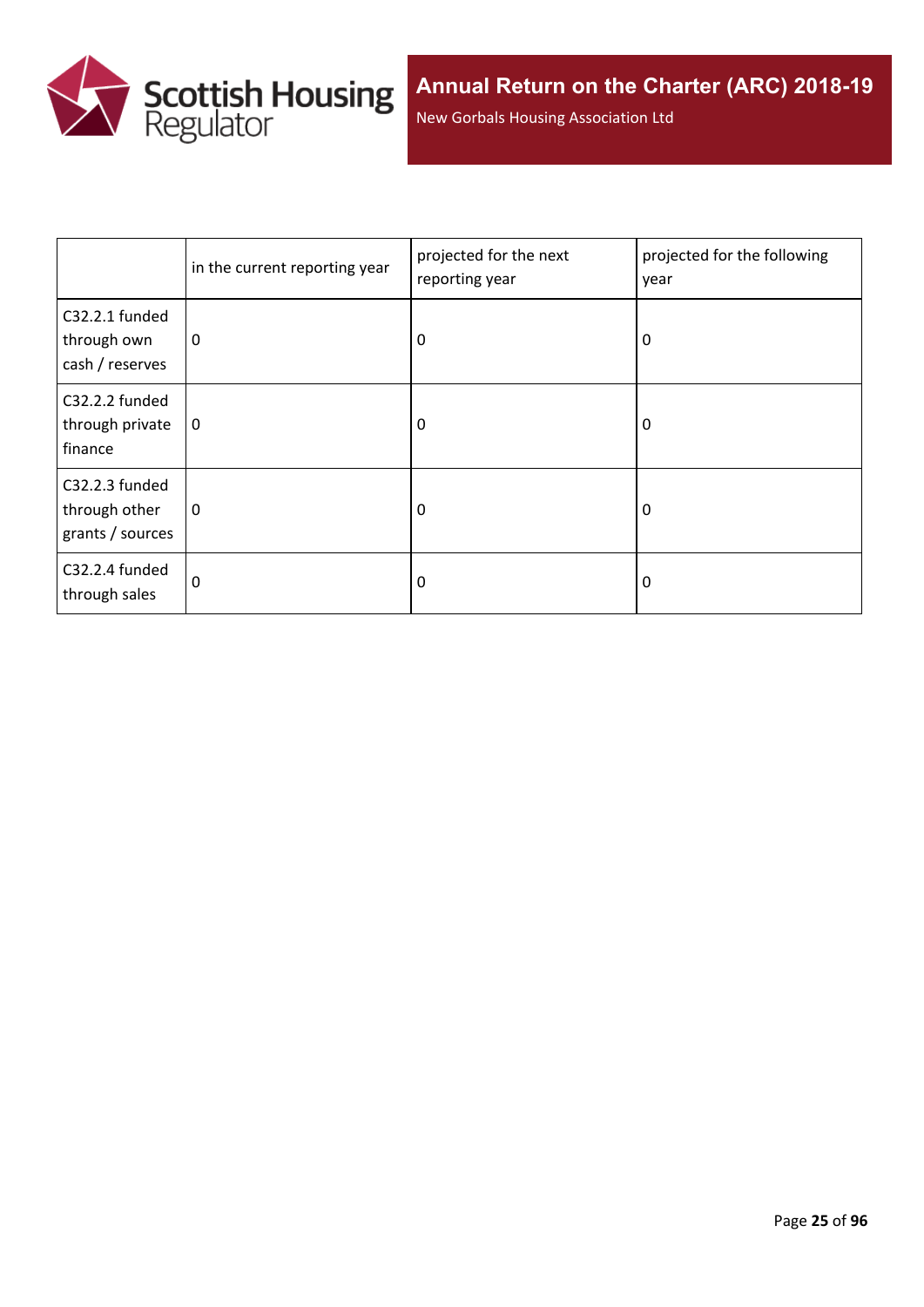| | in the current reporting year | projected for the next reporting year | projected for the following year |
|---|---|---|---|
| C32.2.1 funded through own cash / reserves | 0 | 0 | 0 |
| C32.2.2 funded through private finance | 0 | 0 | 0 |
| C32.2.3 funded through other grants / sources | 0 | 0 | 0 |
| C32.2.4 funded through sales | 0 | 0 | 0 |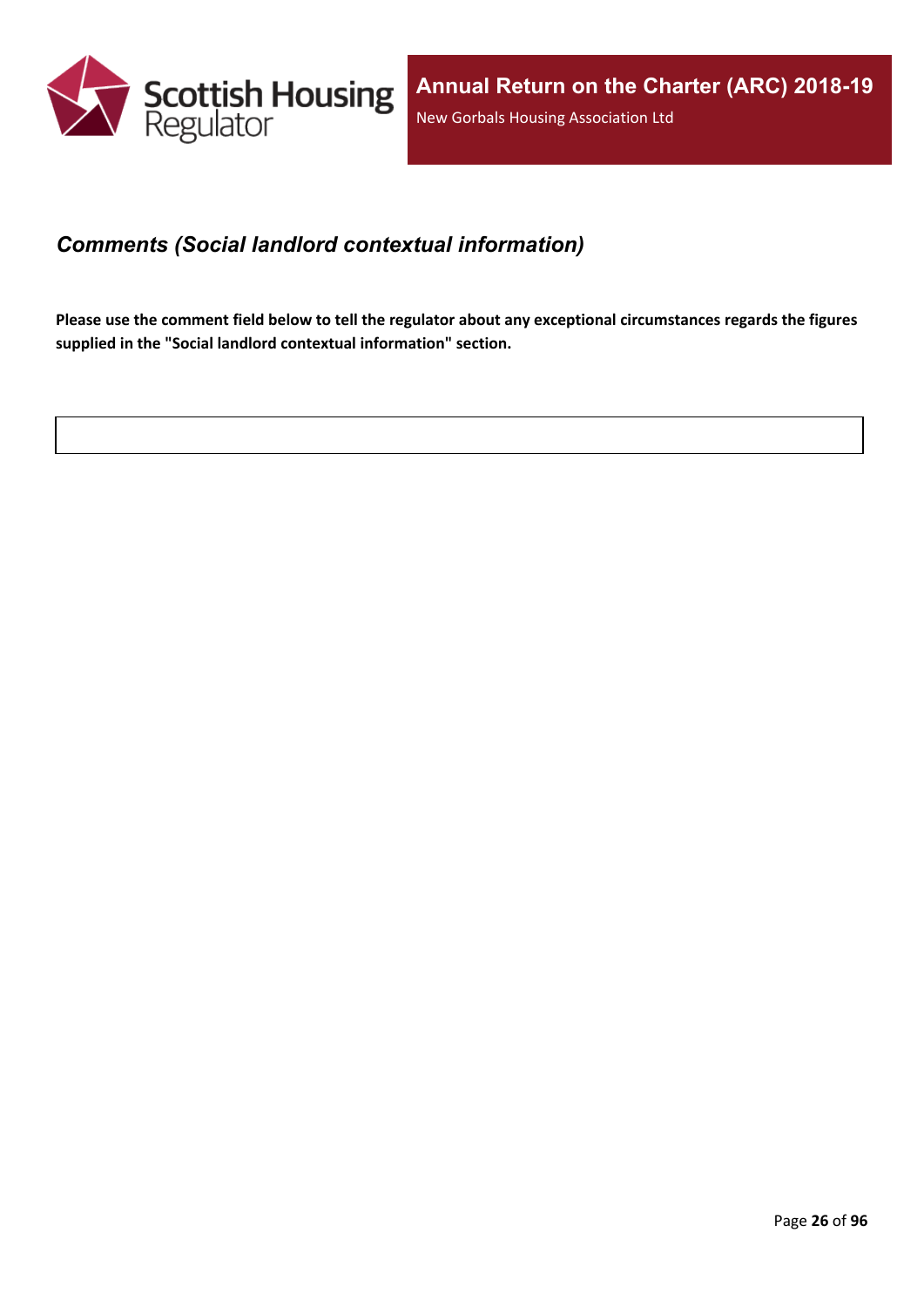## *Comments (Social landlord contextual information)*

**Please use the comment field below to tell the regulator about any exceptional circumstances regards the figures supplied in the "Social landlord contextual information" section.**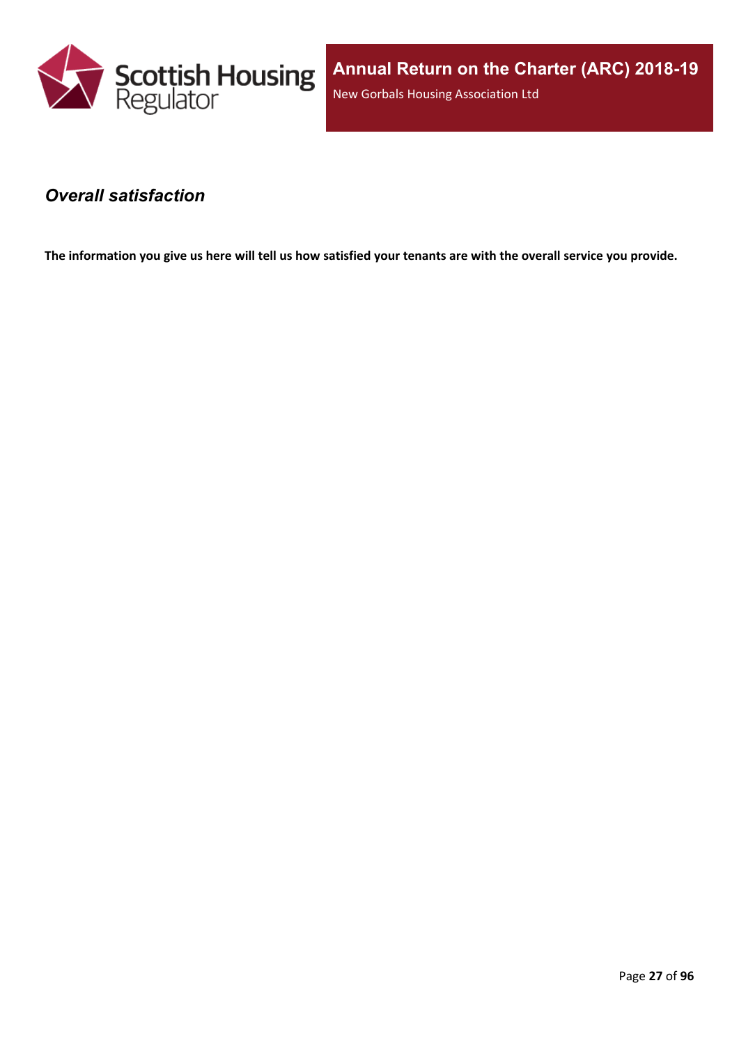## *Overall satisfaction*

**The information you give us here will tell us how satisfied your tenants are with the overall service you provide.**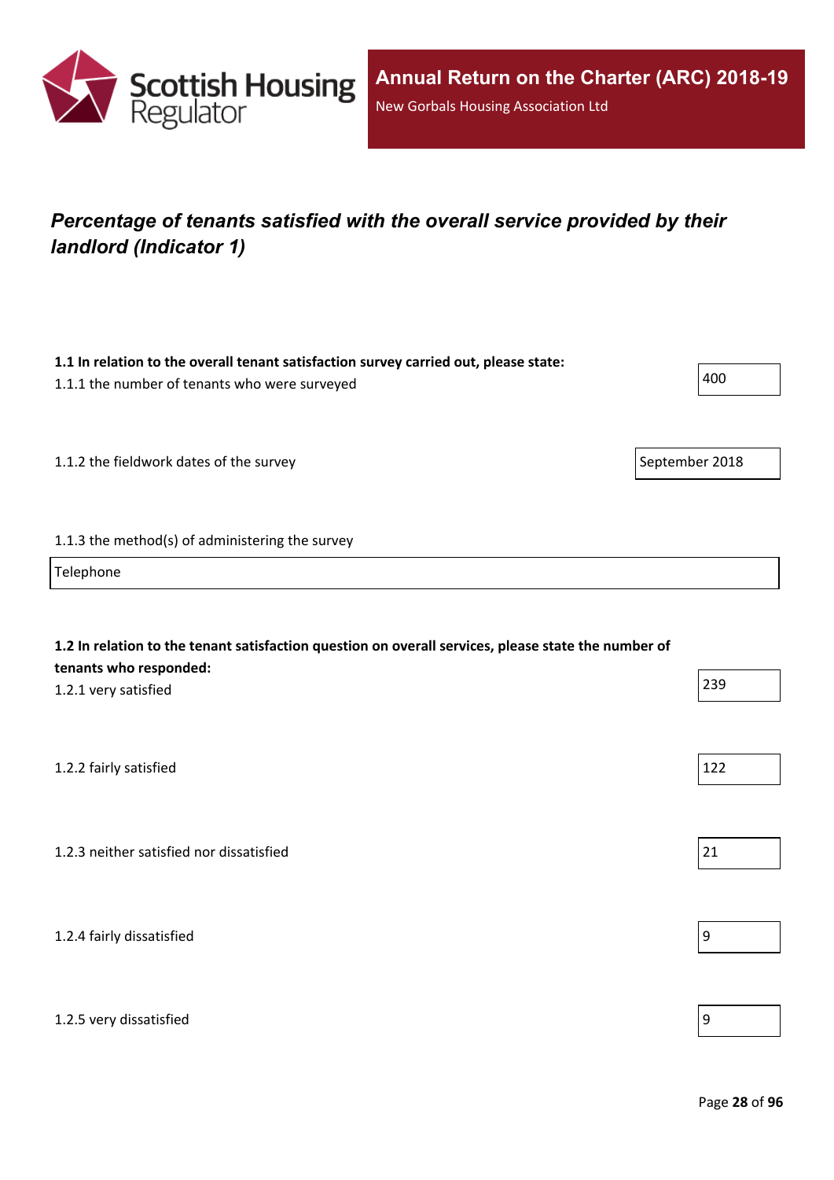## *Percentage of tenants satisfied with the overall service provided by their landlord (Indicator 1)*

**1.1 In relation to the overall tenant satisfaction survey carried out, please state:**

1.1.1 the number of tenants who were surveyed

400

1.1.2 the fieldwork dates of the survey

September 2018

1.1.3 the method(s) of administering the survey

Telephone

**1.2 In relation to the tenant satisfaction question on overall services, please state the number of tenants who responded:**

1.2.1 very satisfied

239

1.2.2 fairly satisfied

122

1.2.3 neither satisfied nor dissatisfied

21

1.2.4 fairly dissatisfied

9

1.2.5 very dissatisfied

9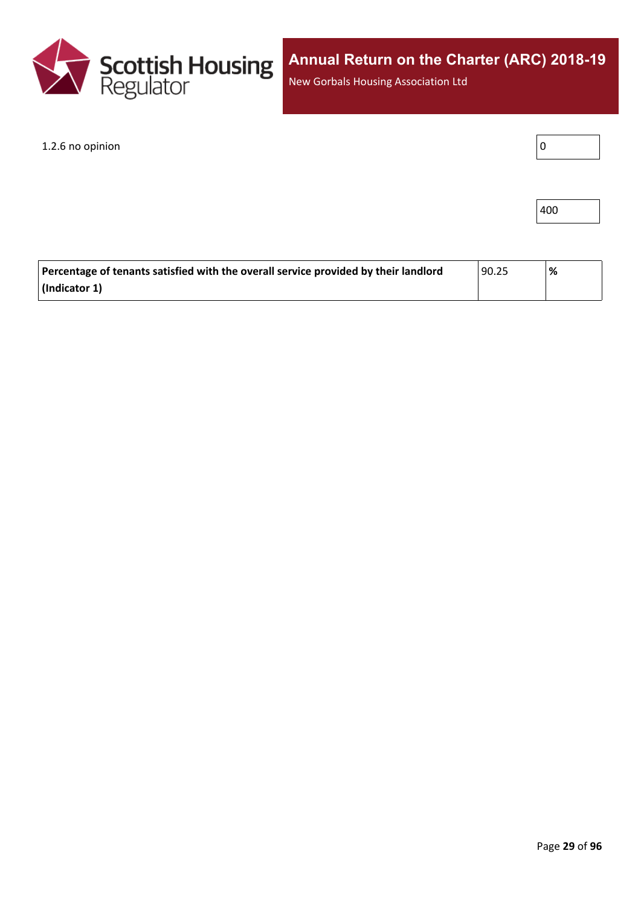1.2.6 no opinion

| 0 |
|---|

| 400 |
|---|

| **Percentage of tenants satisfied with the overall service provided by their landlord (Indicator 1)** | 90.25 | **%** |
|---|---|---|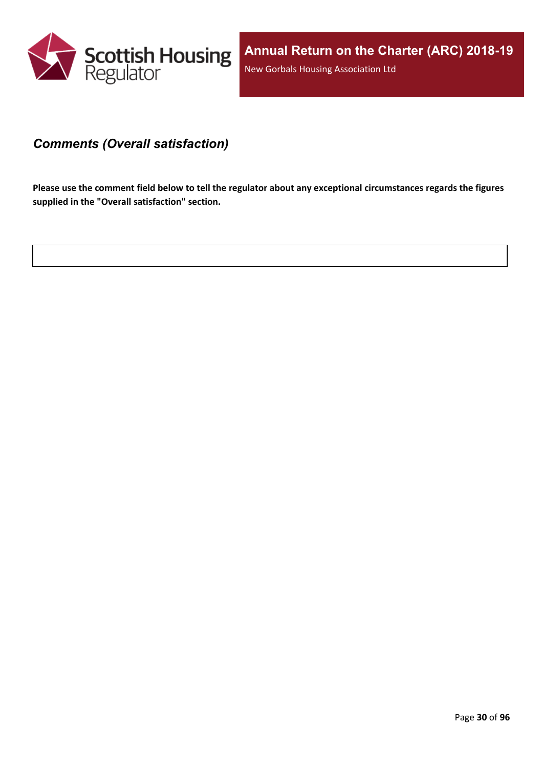## *Comments (Overall satisfaction)*

**Please use the comment field below to tell the regulator about any exceptional circumstances regards the figures supplied in the "Overall satisfaction" section.**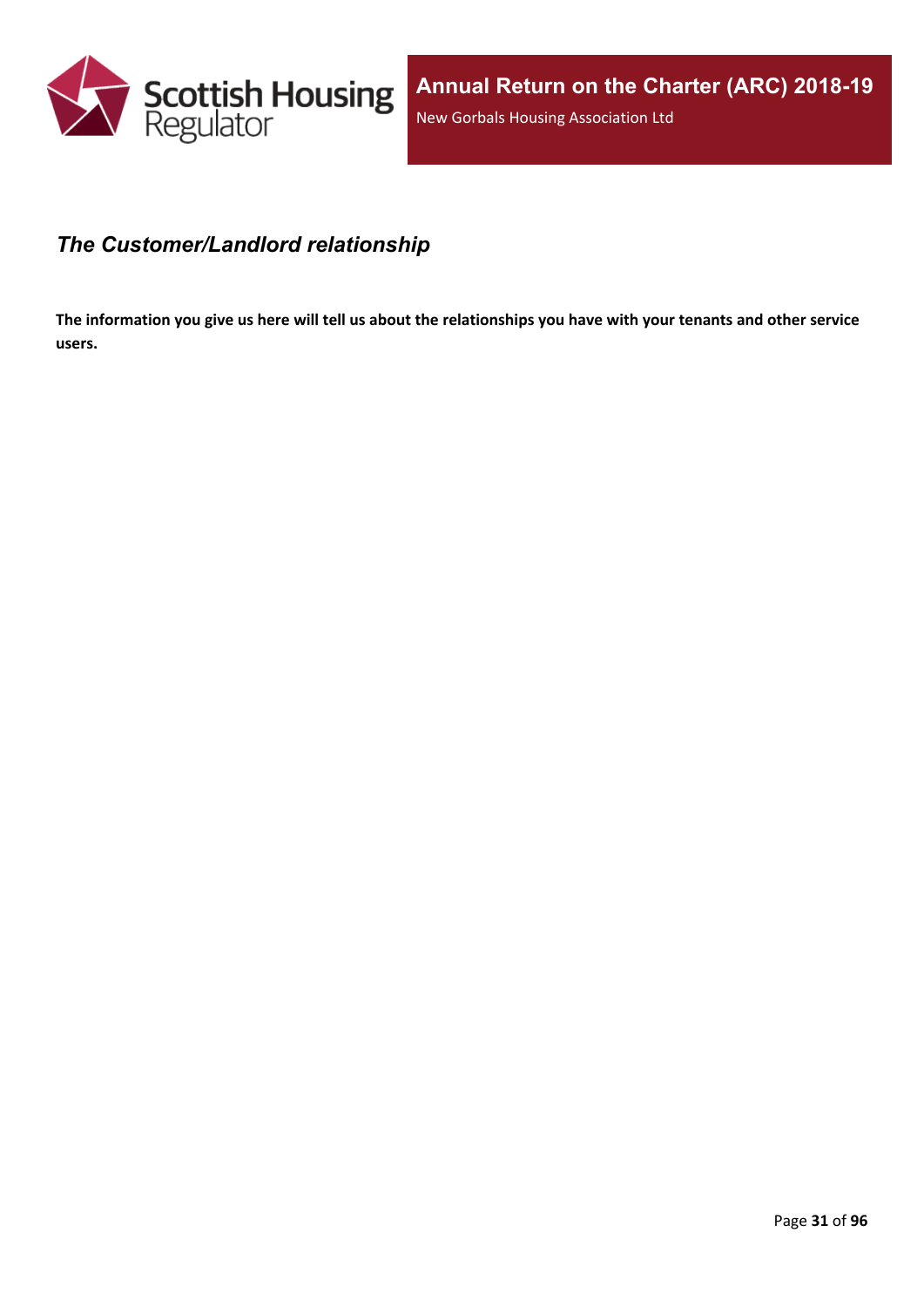## *The Customer/Landlord relationship*

**The information you give us here will tell us about the relationships you have with your tenants and other service users.**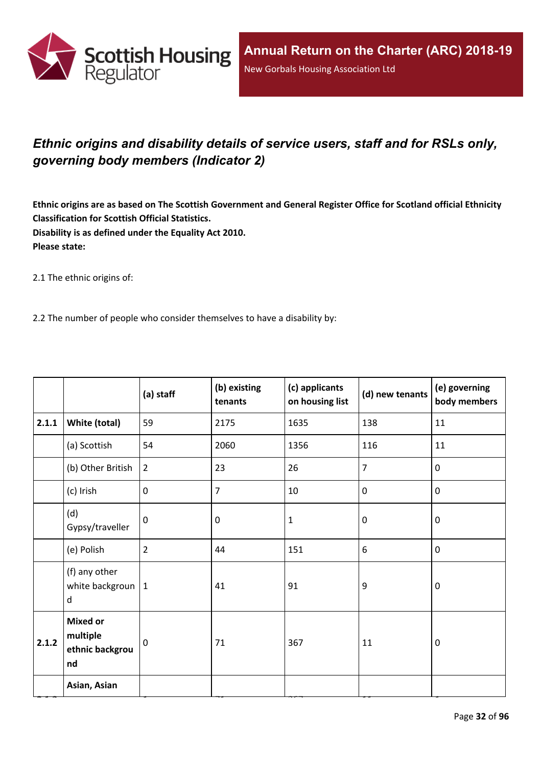## *Ethnic origins and disability details of service users, staff and for RSLs only, governing body members (Indicator 2)*

**Ethnic origins are as based on The Scottish Government and General Register Office for Scotland official Ethnicity Classification for Scottish Official Statistics.**
**Disability is as defined under the Equality Act 2010.**
**Please state:**

2.1 The ethnic origins of:

2.2 The number of people who consider themselves to have a disability by:

| | | (a) staff | (b) existing tenants | (c) applicants on housing list | (d) new tenants | (e) governing body members |
|---|---|---|---|---|---|---|
| **2.1.1** | **White (total)** | 59 | 2175 | 1635 | 138 | 11 |
| | (a) Scottish | 54 | 2060 | 1356 | 116 | 11 |
| | (b) Other British | 2 | 23 | 26 | 7 | 0 |
| | (c) Irish | 0 | 7 | 10 | 0 | 0 |
| | (d) Gypsy/traveller | 0 | 0 | 1 | 0 | 0 |
| | (e) Polish | 2 | 44 | 151 | 6 | 0 |
| | (f) any other white background | 1 | 41 | 91 | 9 | 0 |
| **2.1.2** | **Mixed or multiple ethnic background** | 0 | 71 | 367 | 11 | 0 |
| | **Asian, Asian** | | | | | |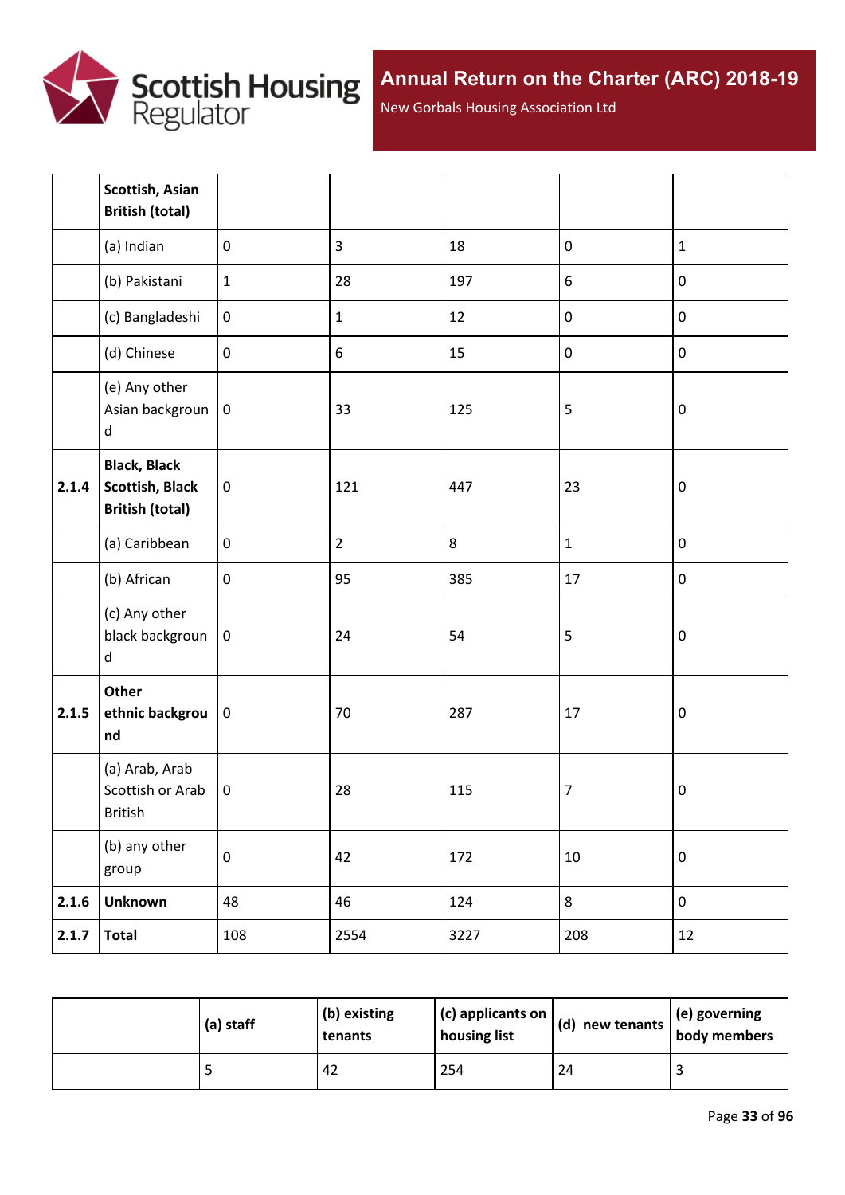|  | Scottish, Asian British (total) |  |  |  |  |  |
|---|---|---|---|---|---|---|
|  | (a) Indian | 0 | 3 | 18 | 0 | 1 |
|  | (b) Pakistani | 1 | 28 | 197 | 6 | 0 |
|  | (c) Bangladeshi | 0 | 1 | 12 | 0 | 0 |
|  | (d) Chinese | 0 | 6 | 15 | 0 | 0 |
|  | (e) Any other Asian background | 0 | 33 | 125 | 5 | 0 |
| 2.1.4 | **Black, Black Scottish, Black British (total)** | 0 | 121 | 447 | 23 | 0 |
|  | (a) Caribbean | 0 | 2 | 8 | 1 | 0 |
|  | (b) African | 0 | 95 | 385 | 17 | 0 |
|  | (c) Any other black background | 0 | 24 | 54 | 5 | 0 |
| 2.1.5 | **Other ethnic background** | 0 | 70 | 287 | 17 | 0 |
|  | (a) Arab, Arab Scottish or Arab British | 0 | 28 | 115 | 7 | 0 |
|  | (b) any other group | 0 | 42 | 172 | 10 | 0 |
| 2.1.6 | **Unknown** | 48 | 46 | 124 | 8 | 0 |
| 2.1.7 | **Total** | 108 | 2554 | 3227 | 208 | 12 |

|  | (a) staff | (b) existing tenants | (c) applicants on housing list | (d) new tenants | (e) governing body members |
|---|---|---|---|---|---|
|  | 5 | 42 | 254 | 24 | 3 |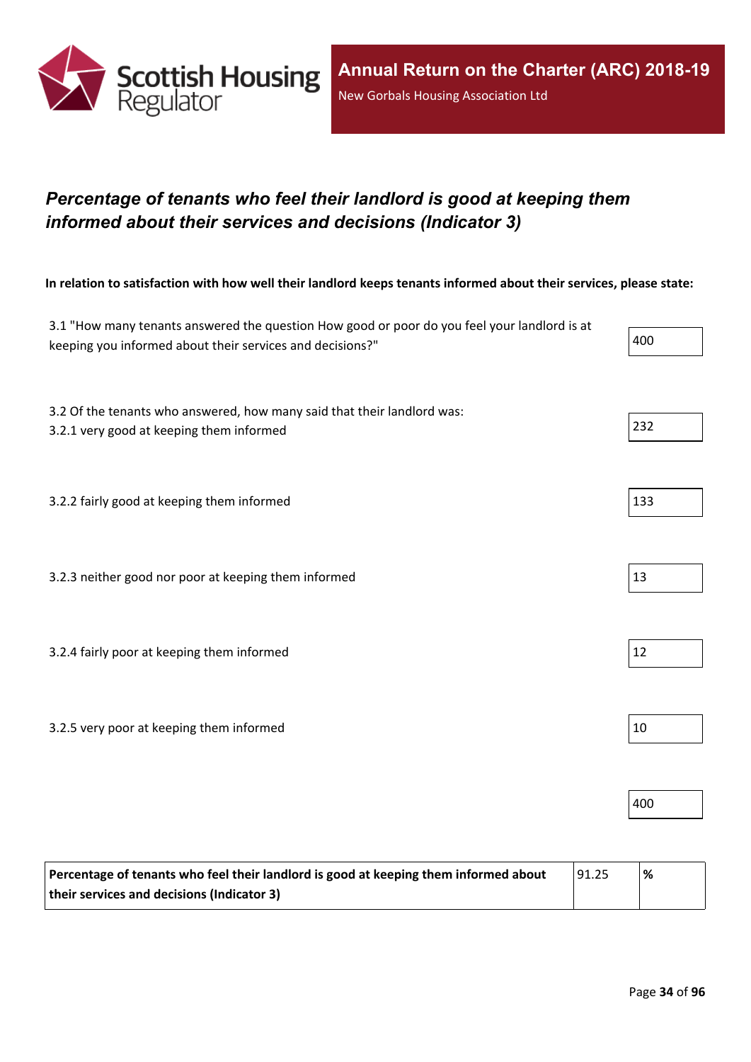# *Percentage of tenants who feel their landlord is good at keeping them informed about their services and decisions (Indicator 3)*

**In relation to satisfaction with how well their landlord keeps tenants informed about their services, please state:**

| | |
|---|---|
| 3.1 "How many tenants answered the question How good or poor do you feel your landlord is at keeping you informed about their services and decisions?" | 400 |
| 3.2 Of the tenants who answered, how many said that their landlord was:<br>3.2.1 very good at keeping them informed | 232 |
| 3.2.2 fairly good at keeping them informed | 133 |
| 3.2.3 neither good nor poor at keeping them informed | 13 |
| 3.2.4 fairly poor at keeping them informed | 12 |
| 3.2.5 very poor at keeping them informed | 10 |
| | 400 |

| | | |
|---|---|---|
| **Percentage of tenants who feel their landlord is good at keeping them informed about their services and decisions (Indicator 3)** | 91.25 | **%** |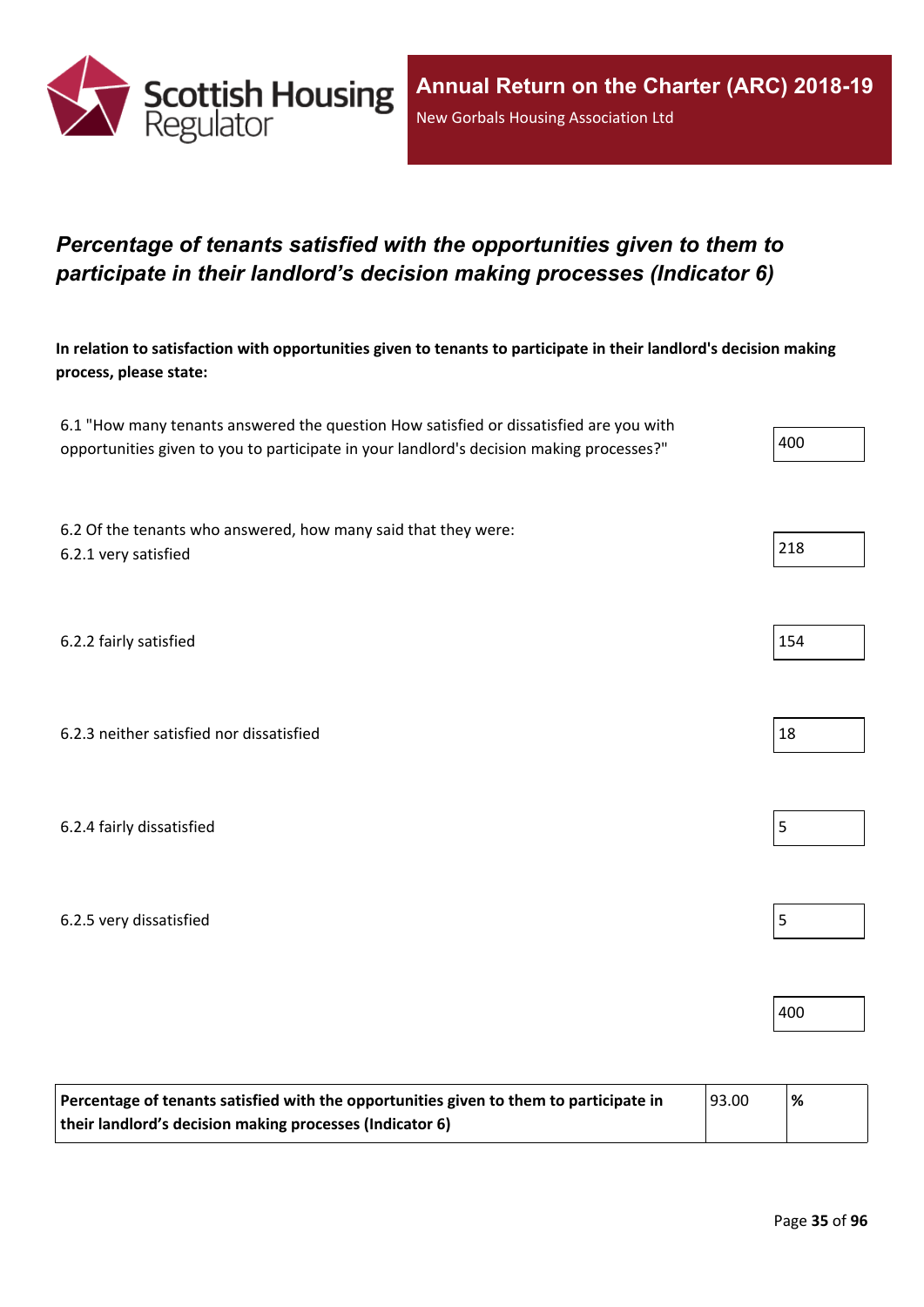## *Percentage of tenants satisfied with the opportunities given to them to participate in their landlord's decision making processes (Indicator 6)*

**In relation to satisfaction with opportunities given to tenants to participate in their landlord's decision making process, please state:**

| | |
|---|---|
| 6.1 "How many tenants answered the question How satisfied or dissatisfied are you with opportunities given to you to participate in your landlord's decision making processes?" | 400 |
| 6.2 Of the tenants who answered, how many said that they were:<br>6.2.1 very satisfied | 218 |
| 6.2.2 fairly satisfied | 154 |
| 6.2.3 neither satisfied nor dissatisfied | 18 |
| 6.2.4 fairly dissatisfied | 5 |
| 6.2.5 very dissatisfied | 5 |
| | 400 |

| | | |
|---|---|---|
| **Percentage of tenants satisfied with the opportunities given to them to participate in their landlord's decision making processes (Indicator 6)** | 93.00 | **%** |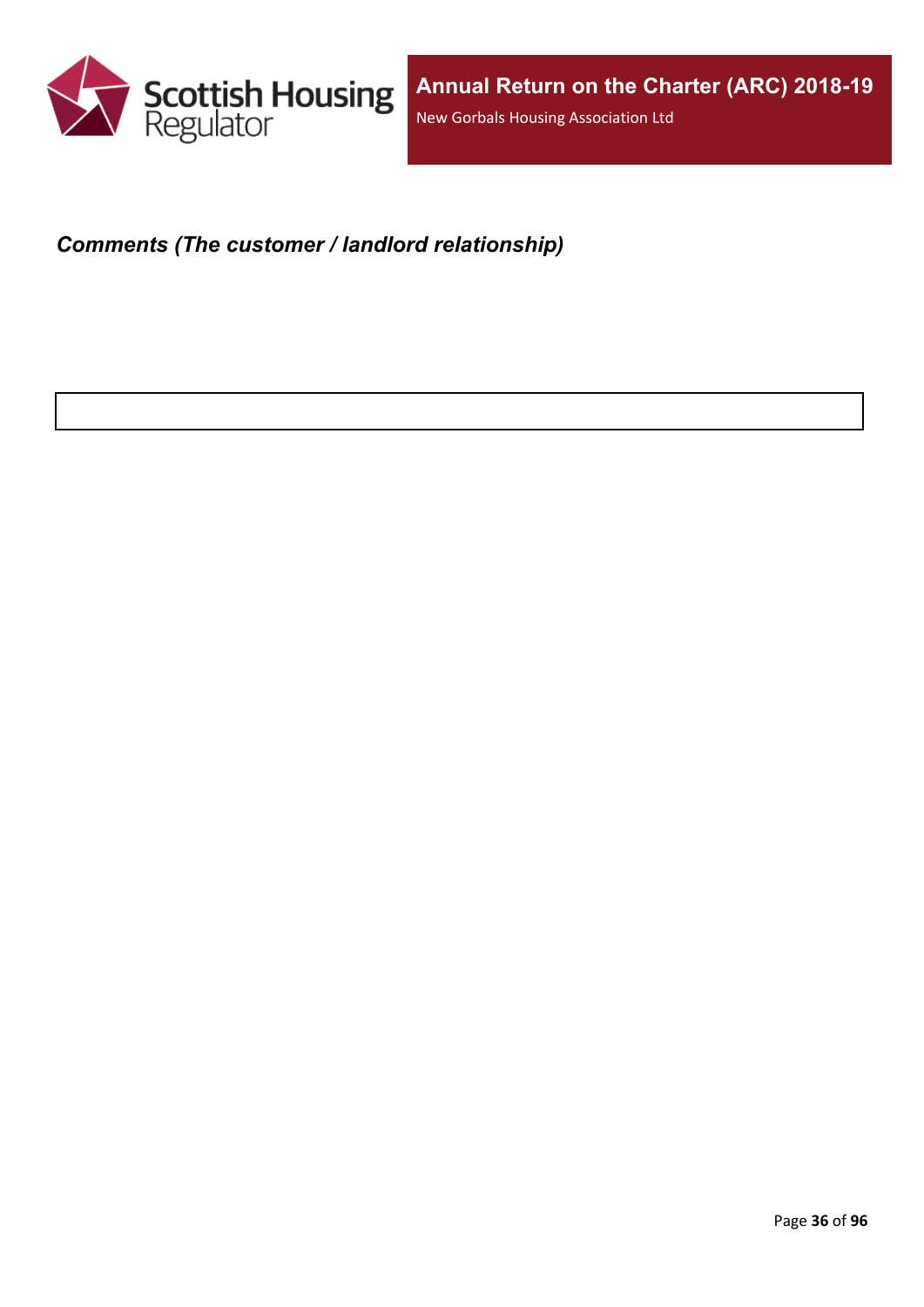***Comments (The customer / landlord relationship)***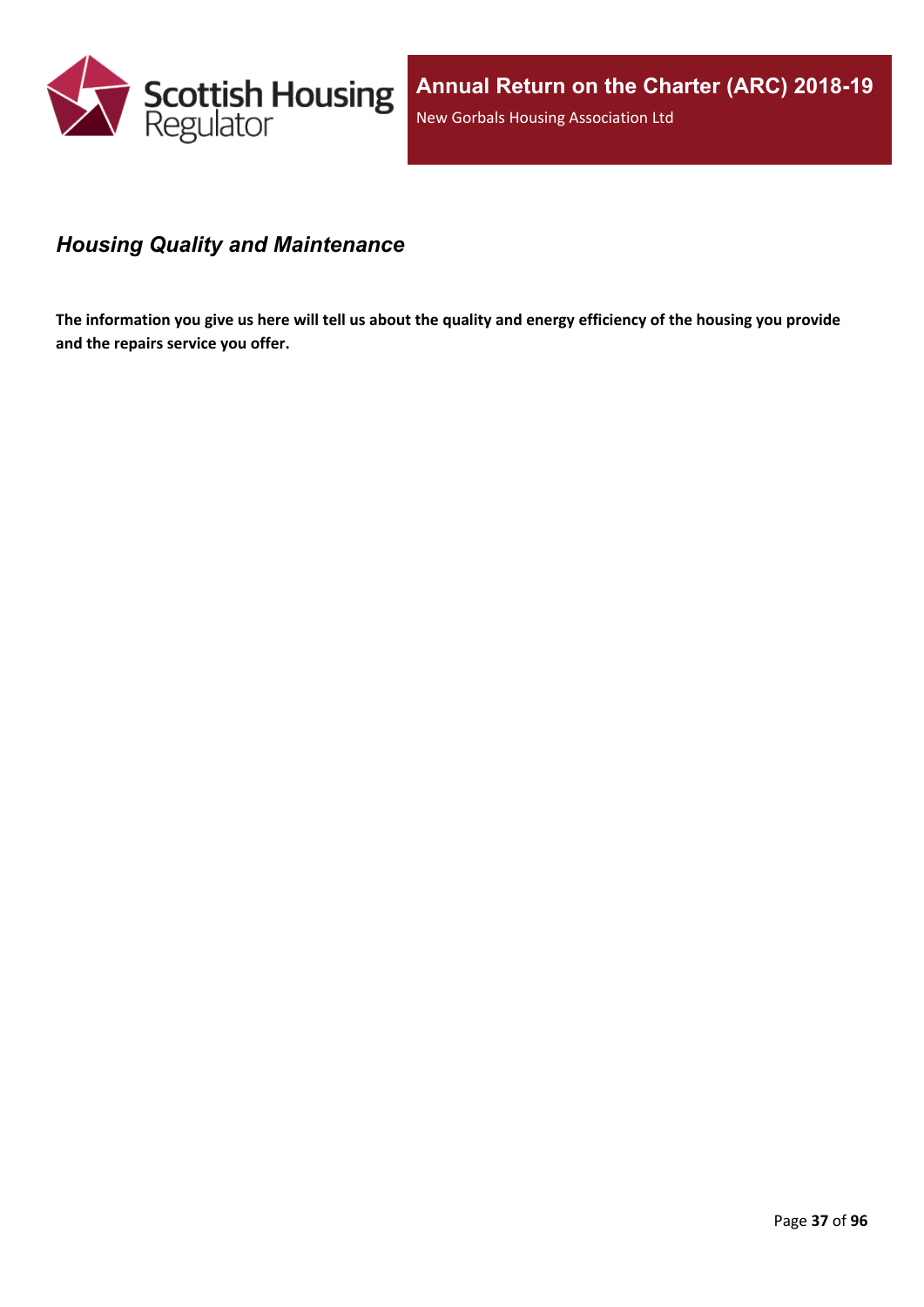## *Housing Quality and Maintenance*

**The information you give us here will tell us about the quality and energy efficiency of the housing you provide and the repairs service you offer.**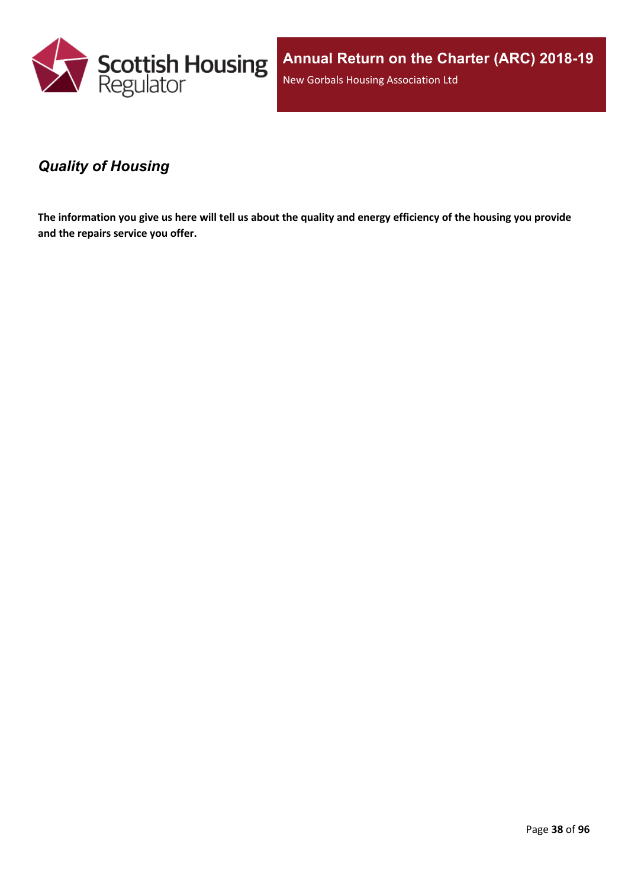## *Quality of Housing*

**The information you give us here will tell us about the quality and energy efficiency of the housing you provide and the repairs service you offer.**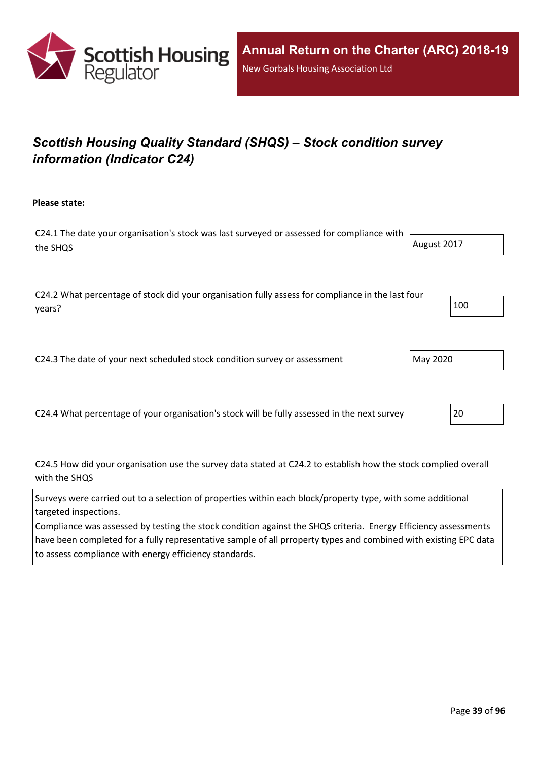## *Scottish Housing Quality Standard (SHQS) – Stock condition survey information (Indicator C24)*

**Please state:**

C24.1 The date your organisation's stock was last surveyed or assessed for compliance with the SHQS

August 2017

C24.2 What percentage of stock did your organisation fully assess for compliance in the last four years?

100

C24.3 The date of your next scheduled stock condition survey or assessment

May 2020

C24.4 What percentage of your organisation's stock will be fully assessed in the next survey

20

C24.5 How did your organisation use the survey data stated at C24.2 to establish how the stock complied overall with the SHQS

Surveys were carried out to a selection of properties within each block/property type, with some additional targeted inspections.
Compliance was assessed by testing the stock condition against the SHQS criteria. Energy Efficiency assessments have been completed for a fully representative sample of all prroperty types and combined with existing EPC data to assess compliance with energy efficiency standards.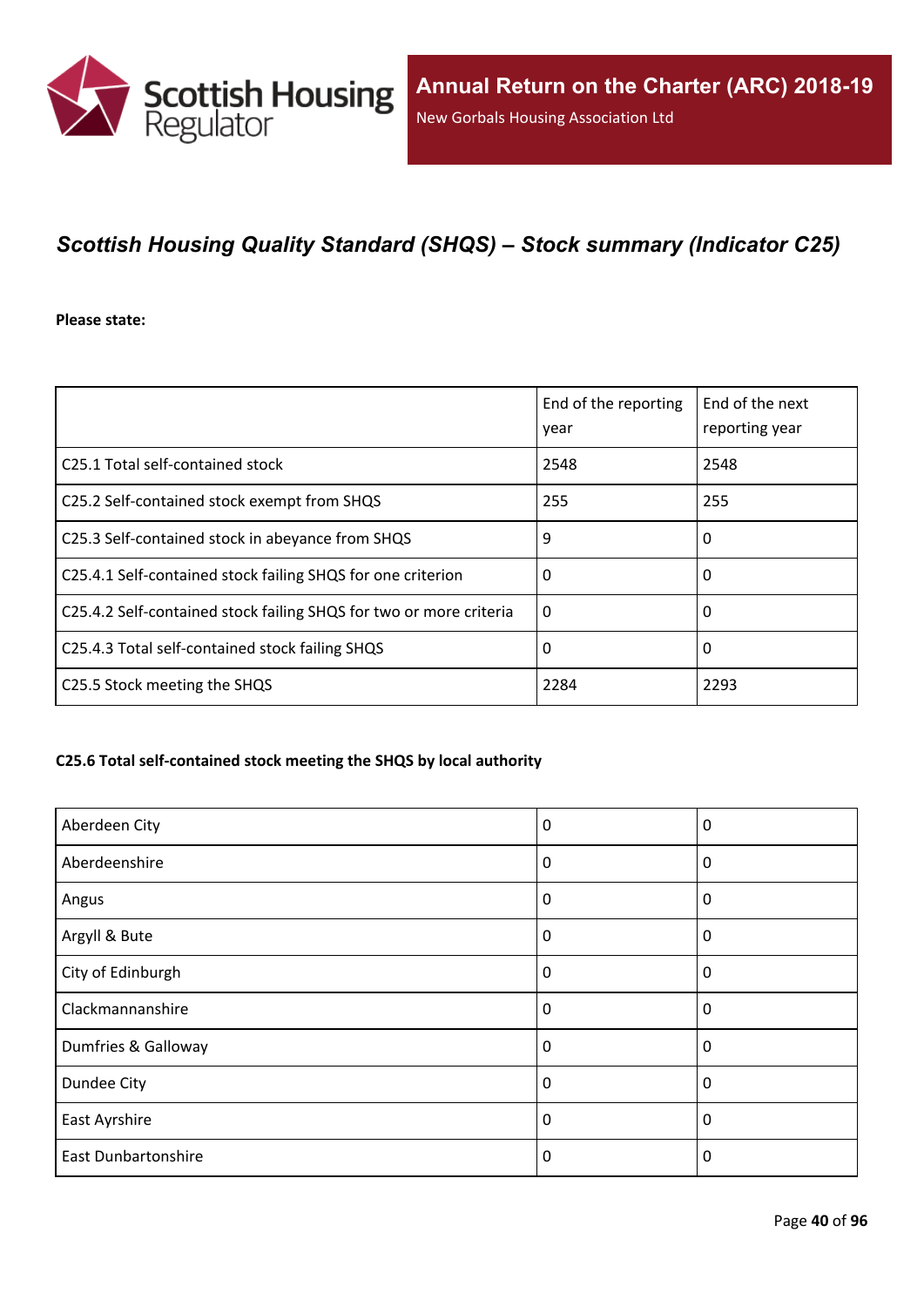## *Scottish Housing Quality Standard (SHQS) – Stock summary (Indicator C25)*

**Please state:**

| | End of the reporting year | End of the next reporting year |
|---|---|---|
| C25.1 Total self-contained stock | 2548 | 2548 |
| C25.2 Self-contained stock exempt from SHQS | 255 | 255 |
| C25.3 Self-contained stock in abeyance from SHQS | 9 | 0 |
| C25.4.1 Self-contained stock failing SHQS for one criterion | 0 | 0 |
| C25.4.2 Self-contained stock failing SHQS for two or more criteria | 0 | 0 |
| C25.4.3 Total self-contained stock failing SHQS | 0 | 0 |
| C25.5 Stock meeting the SHQS | 2284 | 2293 |

**C25.6 Total self-contained stock meeting the SHQS by local authority**

| | | |
|---|---|---|
| Aberdeen City | 0 | 0 |
| Aberdeenshire | 0 | 0 |
| Angus | 0 | 0 |
| Argyll & Bute | 0 | 0 |
| City of Edinburgh | 0 | 0 |
| Clackmannanshire | 0 | 0 |
| Dumfries & Galloway | 0 | 0 |
| Dundee City | 0 | 0 |
| East Ayrshire | 0 | 0 |
| East Dunbartonshire | 0 | 0 |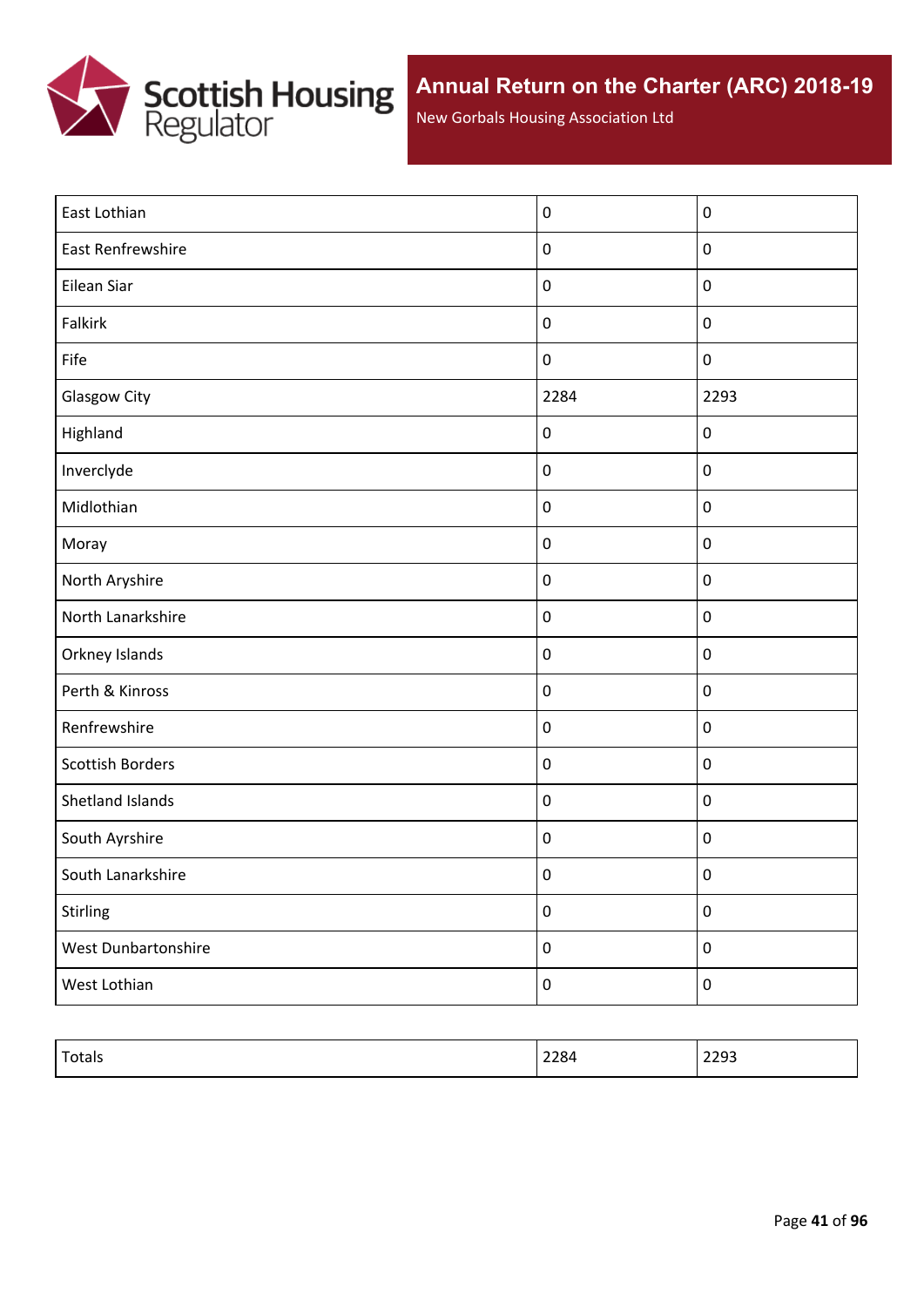| East Lothian | 0 | 0 |
| --- | --- | --- |
| East Renfrewshire | 0 | 0 |
| Eilean Siar | 0 | 0 |
| Falkirk | 0 | 0 |
| Fife | 0 | 0 |
| Glasgow City | 2284 | 2293 |
| Highland | 0 | 0 |
| Inverclyde | 0 | 0 |
| Midlothian | 0 | 0 |
| Moray | 0 | 0 |
| North Aryshire | 0 | 0 |
| North Lanarkshire | 0 | 0 |
| Orkney Islands | 0 | 0 |
| Perth & Kinross | 0 | 0 |
| Renfrewshire | 0 | 0 |
| Scottish Borders | 0 | 0 |
| Shetland Islands | 0 | 0 |
| South Ayrshire | 0 | 0 |
| South Lanarkshire | 0 | 0 |
| Stirling | 0 | 0 |
| West Dunbartonshire | 0 | 0 |
| West Lothian | 0 | 0 |

| Totals | 2284 | 2293 |
| --- | --- | --- |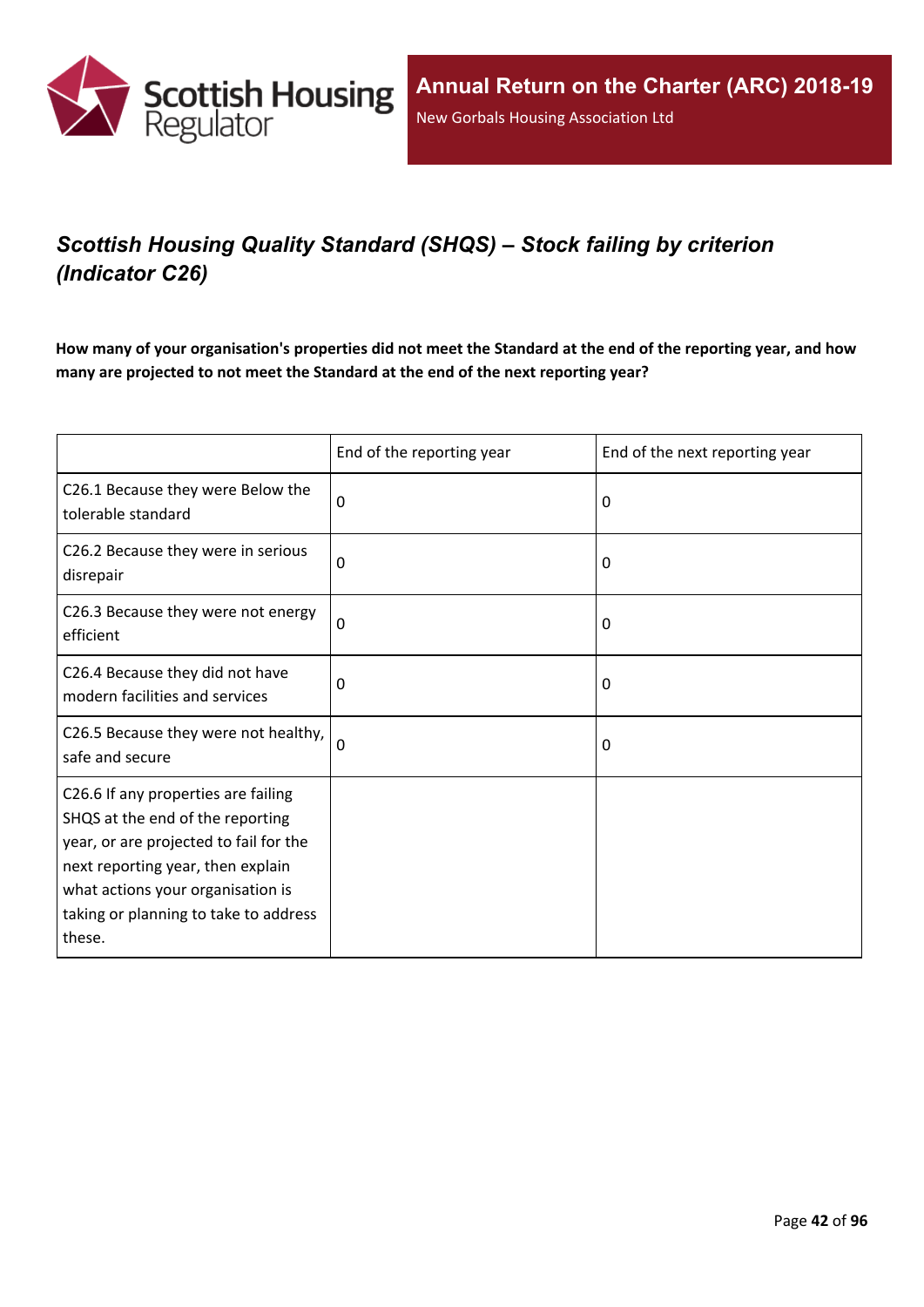## *Scottish Housing Quality Standard (SHQS) – Stock failing by criterion (Indicator C26)*

**How many of your organisation's properties did not meet the Standard at the end of the reporting year, and how many are projected to not meet the Standard at the end of the next reporting year?**

| | End of the reporting year | End of the next reporting year |
|---|---|---|
| C26.1 Because they were Below the tolerable standard | 0 | 0 |
| C26.2 Because they were in serious disrepair | 0 | 0 |
| C26.3 Because they were not energy efficient | 0 | 0 |
| C26.4 Because they did not have modern facilities and services | 0 | 0 |
| C26.5 Because they were not healthy, safe and secure | 0 | 0 |
| C26.6 If any properties are failing SHQS at the end of the reporting year, or are projected to fail for the next reporting year, then explain what actions your organisation is taking or planning to take to address these. | | |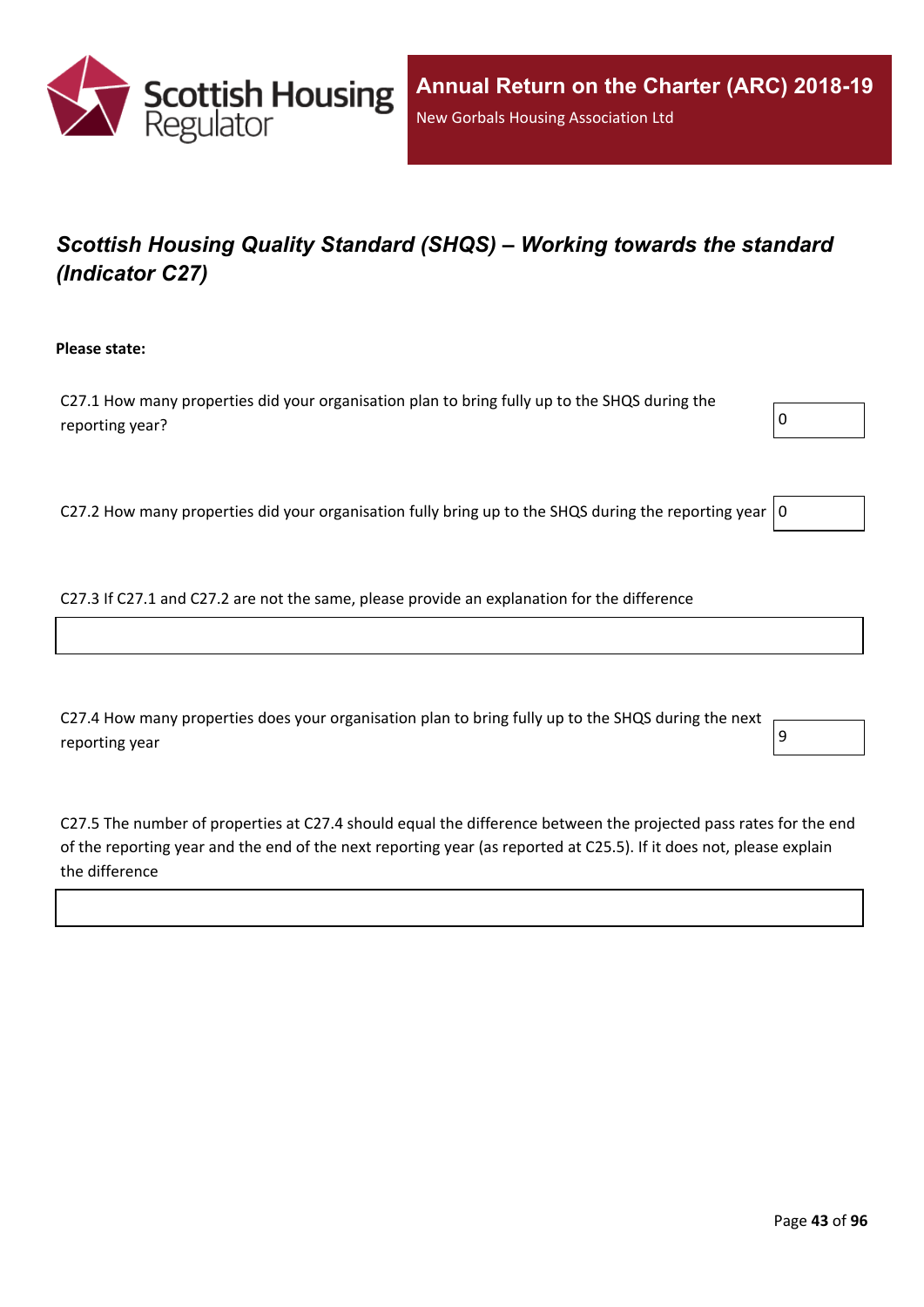# Scottish Housing Quality Standard (SHQS) – Working towards the standard (Indicator C27)

**Please state:**

C27.1 How many properties did your organisation plan to bring fully up to the SHQS during the reporting year?

0

C27.2 How many properties did your organisation fully bring up to the SHQS during the reporting year

0

C27.3 If C27.1 and C27.2 are not the same, please provide an explanation for the difference

C27.4 How many properties does your organisation plan to bring fully up to the SHQS during the next reporting year

9

C27.5 The number of properties at C27.4 should equal the difference between the projected pass rates for the end of the reporting year and the end of the next reporting year (as reported at C25.5). If it does not, please explain the difference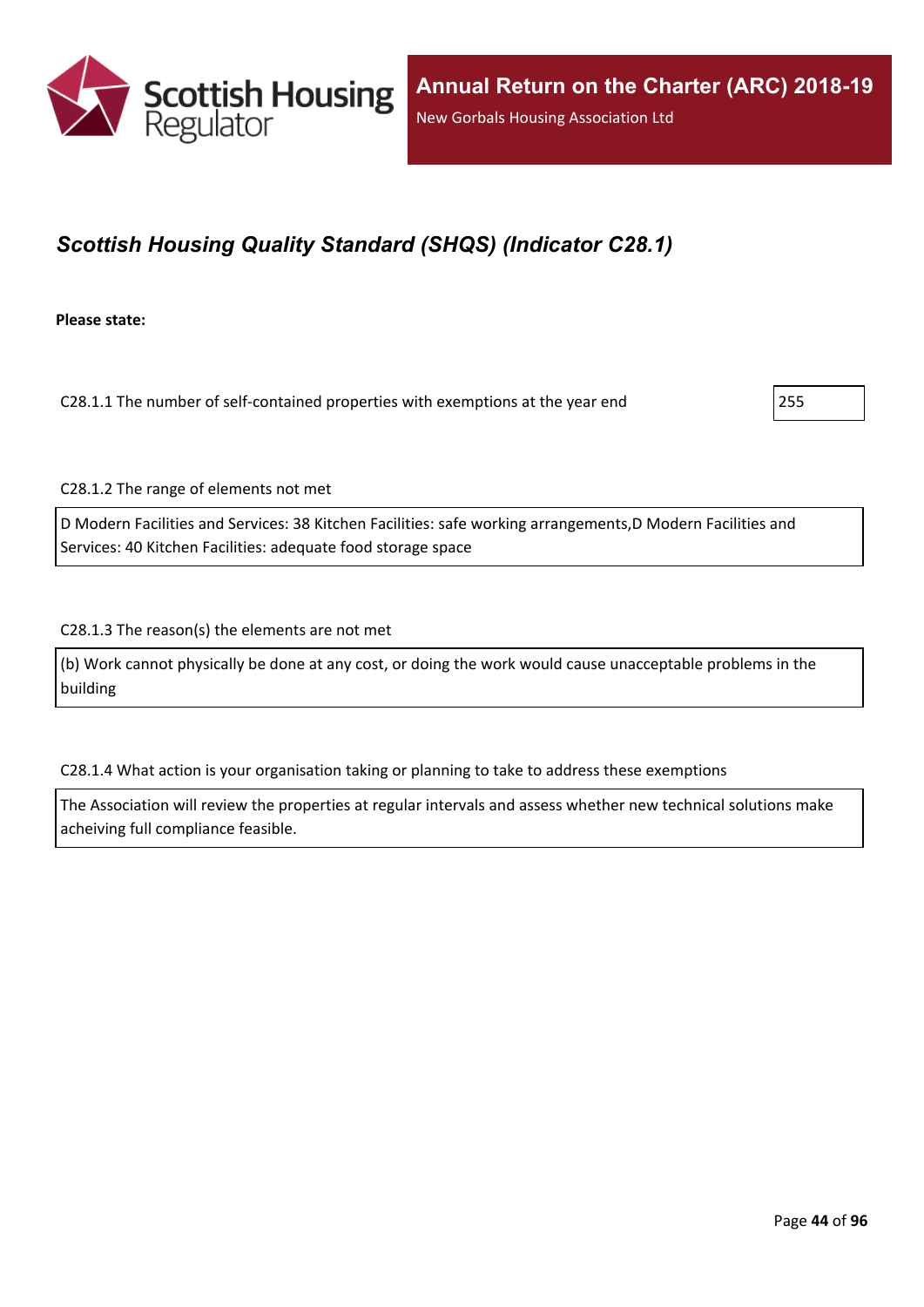## *Scottish Housing Quality Standard (SHQS) (Indicator C28.1)*

**Please state:**

C28.1.1 The number of self-contained properties with exemptions at the year end

255

C28.1.2 The range of elements not met

D Modern Facilities and Services: 38 Kitchen Facilities: safe working arrangements,D Modern Facilities and Services: 40 Kitchen Facilities: adequate food storage space

C28.1.3 The reason(s) the elements are not met

(b) Work cannot physically be done at any cost, or doing the work would cause unacceptable problems in the building

C28.1.4 What action is your organisation taking or planning to take to address these exemptions

The Association will review the properties at regular intervals and assess whether new technical solutions make acheiving full compliance feasible.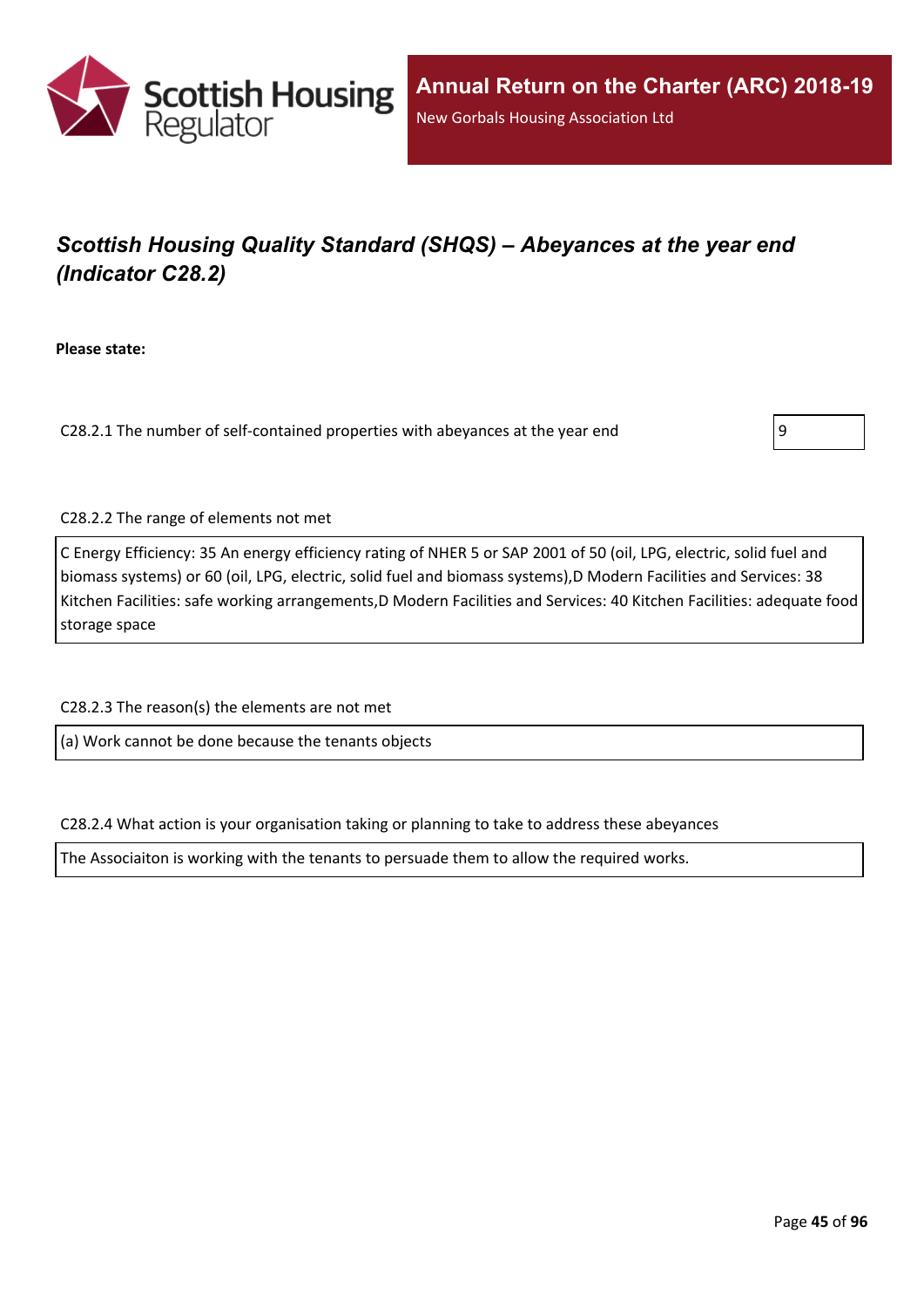## *Scottish Housing Quality Standard (SHQS) – Abeyances at the year end (Indicator C28.2)*

**Please state:**

C28.2.1 The number of self-contained properties with abeyances at the year end: 9

C28.2.2 The range of elements not met

C Energy Efficiency: 35 An energy efficiency rating of NHER 5 or SAP 2001 of 50 (oil, LPG, electric, solid fuel and biomass systems) or 60 (oil, LPG, electric, solid fuel and biomass systems),D Modern Facilities and Services: 38 Kitchen Facilities: safe working arrangements,D Modern Facilities and Services: 40 Kitchen Facilities: adequate food storage space

C28.2.3 The reason(s) the elements are not met

(a) Work cannot be done because the tenants objects

C28.2.4 What action is your organisation taking or planning to take to address these abeyances

The Associaiton is working with the tenants to persuade them to allow the required works.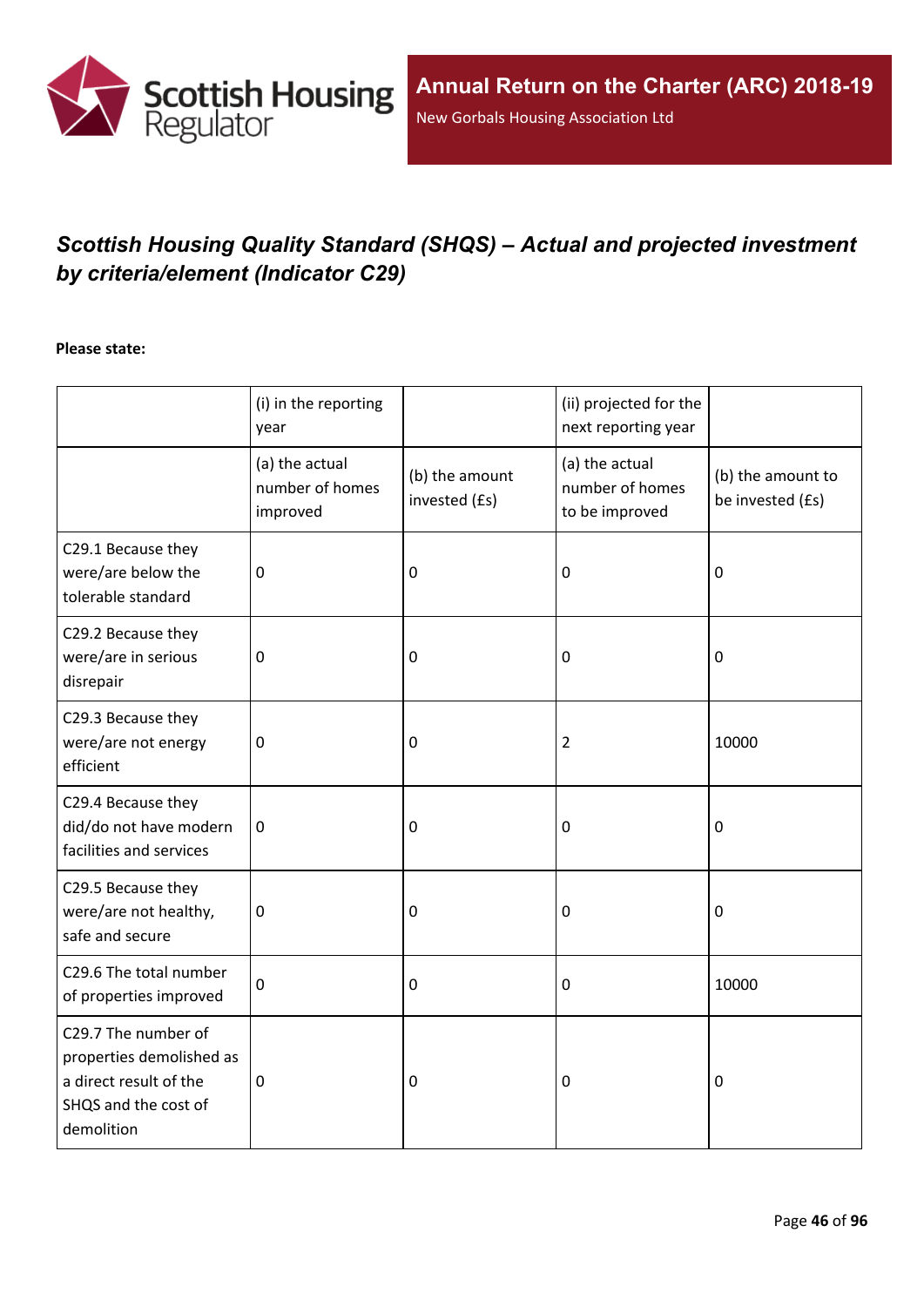## *Scottish Housing Quality Standard (SHQS) – Actual and projected investment by criteria/element (Indicator C29)*

**Please state:**

| | (i) in the reporting year | | (ii) projected for the next reporting year | |
|---|---|---|---|---|
| | (a) the actual number of homes improved | (b) the amount invested (£s) | (a) the actual number of homes to be improved | (b) the amount to be invested (£s) |
| C29.1 Because they were/are below the tolerable standard | 0 | 0 | 0 | 0 |
| C29.2 Because they were/are in serious disrepair | 0 | 0 | 0 | 0 |
| C29.3 Because they were/are not energy efficient | 0 | 0 | 2 | 10000 |
| C29.4 Because they did/do not have modern facilities and services | 0 | 0 | 0 | 0 |
| C29.5 Because they were/are not healthy, safe and secure | 0 | 0 | 0 | 0 |
| C29.6 The total number of properties improved | 0 | 0 | 0 | 10000 |
| C29.7 The number of properties demolished as a direct result of the SHQS and the cost of demolition | 0 | 0 | 0 | 0 |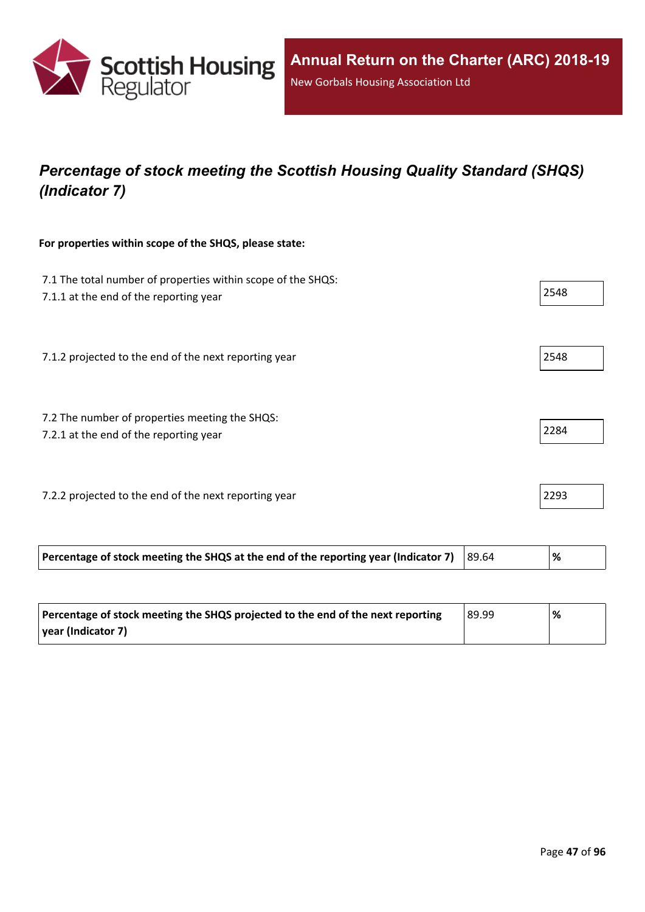## *Percentage of stock meeting the Scottish Housing Quality Standard (SHQS) (Indicator 7)*

**For properties within scope of the SHQS, please state:**

7.1 The total number of properties within scope of the SHQS:

7.1.1 at the end of the reporting year: 2548

7.1.2 projected to the end of the next reporting year: 2548

7.2 The number of properties meeting the SHQS:

7.2.1 at the end of the reporting year: 2284

7.2.2 projected to the end of the next reporting year: 2293

| **Percentage of stock meeting the SHQS at the end of the reporting year (Indicator 7)** | 89.64 | **%** |
|---|---|---|

| **Percentage of stock meeting the SHQS projected to the end of the next reporting year (Indicator 7)** | 89.99 | **%** |
|---|---|---|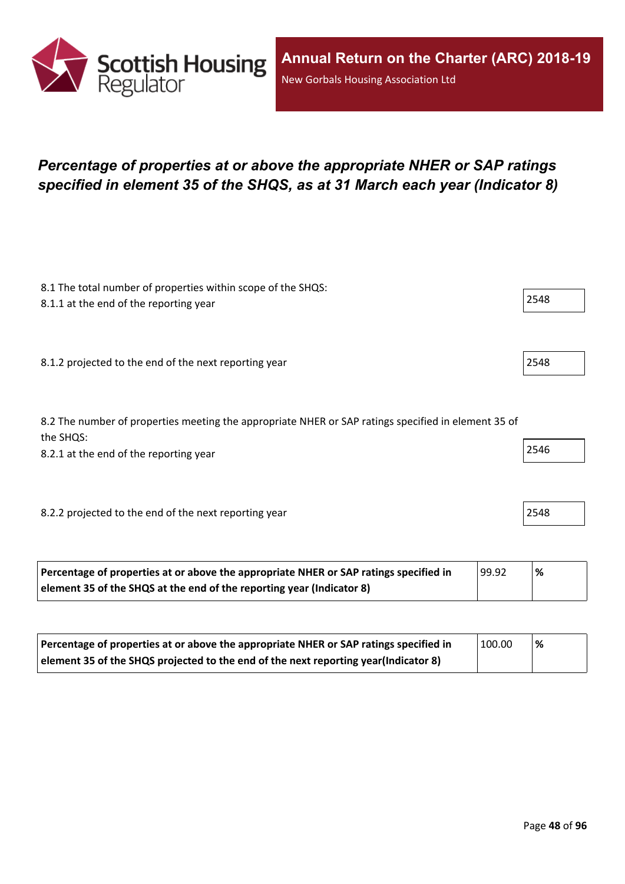# *Percentage of properties at or above the appropriate NHER or SAP ratings specified in element 35 of the SHQS, as at 31 March each year (Indicator 8)*

8.1 The total number of properties within scope of the SHQS:

8.1.1 at the end of the reporting year

2548

8.1.2 projected to the end of the next reporting year

2548

8.2 The number of properties meeting the appropriate NHER or SAP ratings specified in element 35 of the SHQS:

8.2.1 at the end of the reporting year

2546

8.2.2 projected to the end of the next reporting year

2548

| **Percentage of properties at or above the appropriate NHER or SAP ratings specified in element 35 of the SHQS at the end of the reporting year (Indicator 8)** | 99.92 | **%** |
|---|---|---|

| **Percentage of properties at or above the appropriate NHER or SAP ratings specified in element 35 of the SHQS projected to the end of the next reporting year(Indicator 8)** | 100.00 | **%** |
|---|---|---|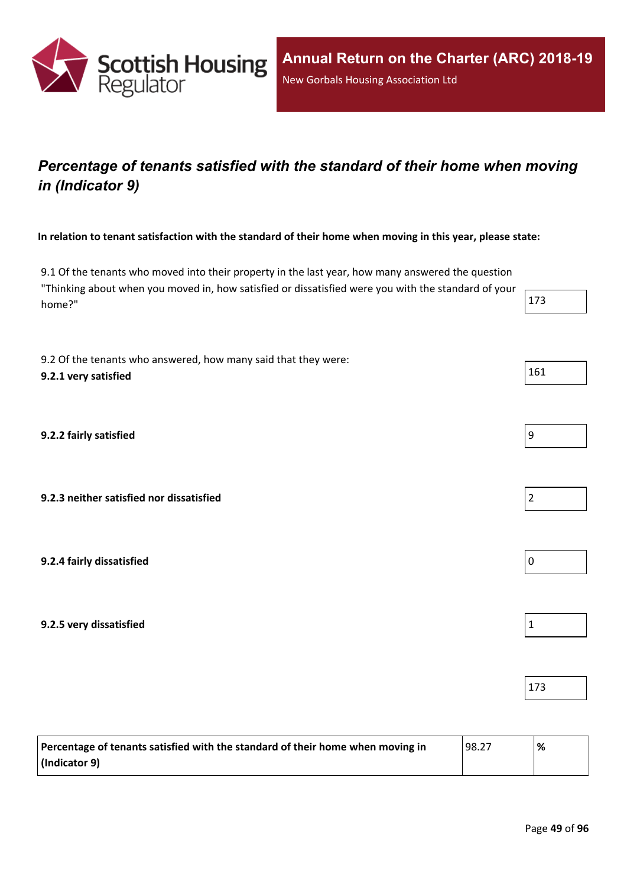# *Percentage of tenants satisfied with the standard of their home when moving in (Indicator 9)*

**In relation to tenant satisfaction with the standard of their home when moving in this year, please state:**

| | |
|---|---|
| 9.1 Of the tenants who moved into their property in the last year, how many answered the question "Thinking about when you moved in, how satisfied or dissatisfied were you with the standard of your home?" | 173 |
| 9.2 Of the tenants who answered, how many said that they were:<br>**9.2.1 very satisfied** | 161 |
| **9.2.2 fairly satisfied** | 9 |
| **9.2.3 neither satisfied nor dissatisfied** | 2 |
| **9.2.4 fairly dissatisfied** | 0 |
| **9.2.5 very dissatisfied** | 1 |
| | 173 |

| | | |
|---|---|---|
| **Percentage of tenants satisfied with the standard of their home when moving in (Indicator 9)** | 98.27 | **%** |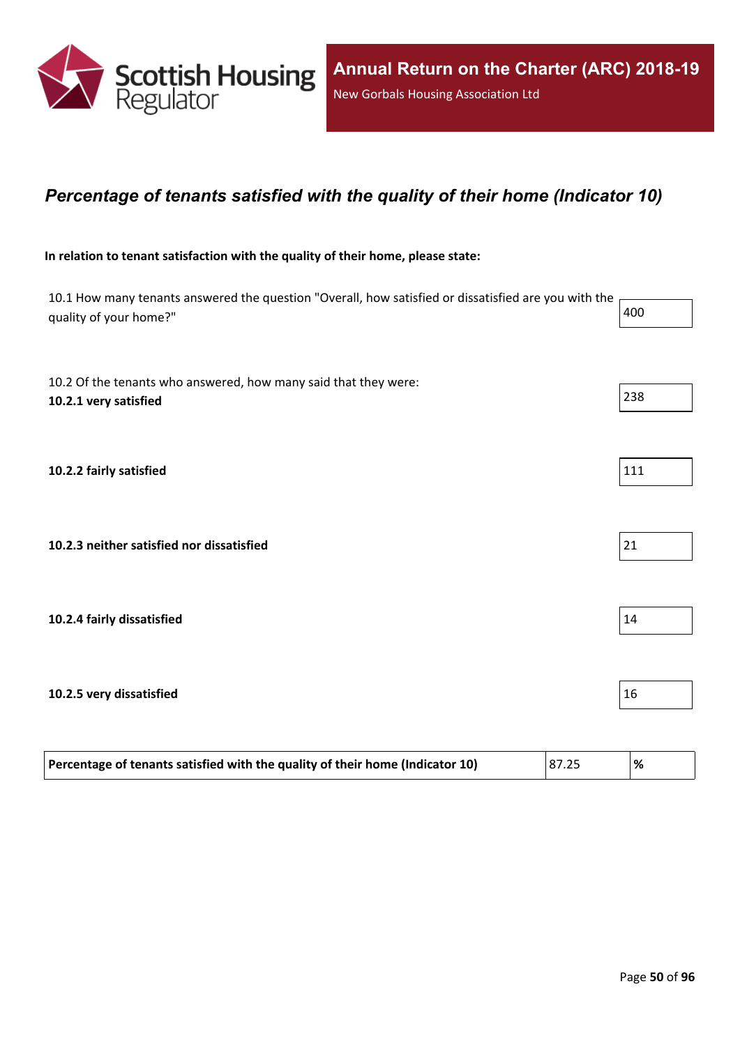## *Percentage of tenants satisfied with the quality of their home (Indicator 10)*

**In relation to tenant satisfaction with the quality of their home, please state:**

| | |
|---|---|
| 10.1 How many tenants answered the question "Overall, how satisfied or dissatisfied are you with the quality of your home?" | 400 |
| 10.2 Of the tenants who answered, how many said that they were: **10.2.1 very satisfied** | 238 |
| **10.2.2 fairly satisfied** | 111 |
| **10.2.3 neither satisfied nor dissatisfied** | 21 |
| **10.2.4 fairly dissatisfied** | 14 |
| **10.2.5 very dissatisfied** | 16 |

| **Percentage of tenants satisfied with the quality of their home (Indicator 10)** | 87.25 | **%** |
|---|---|---|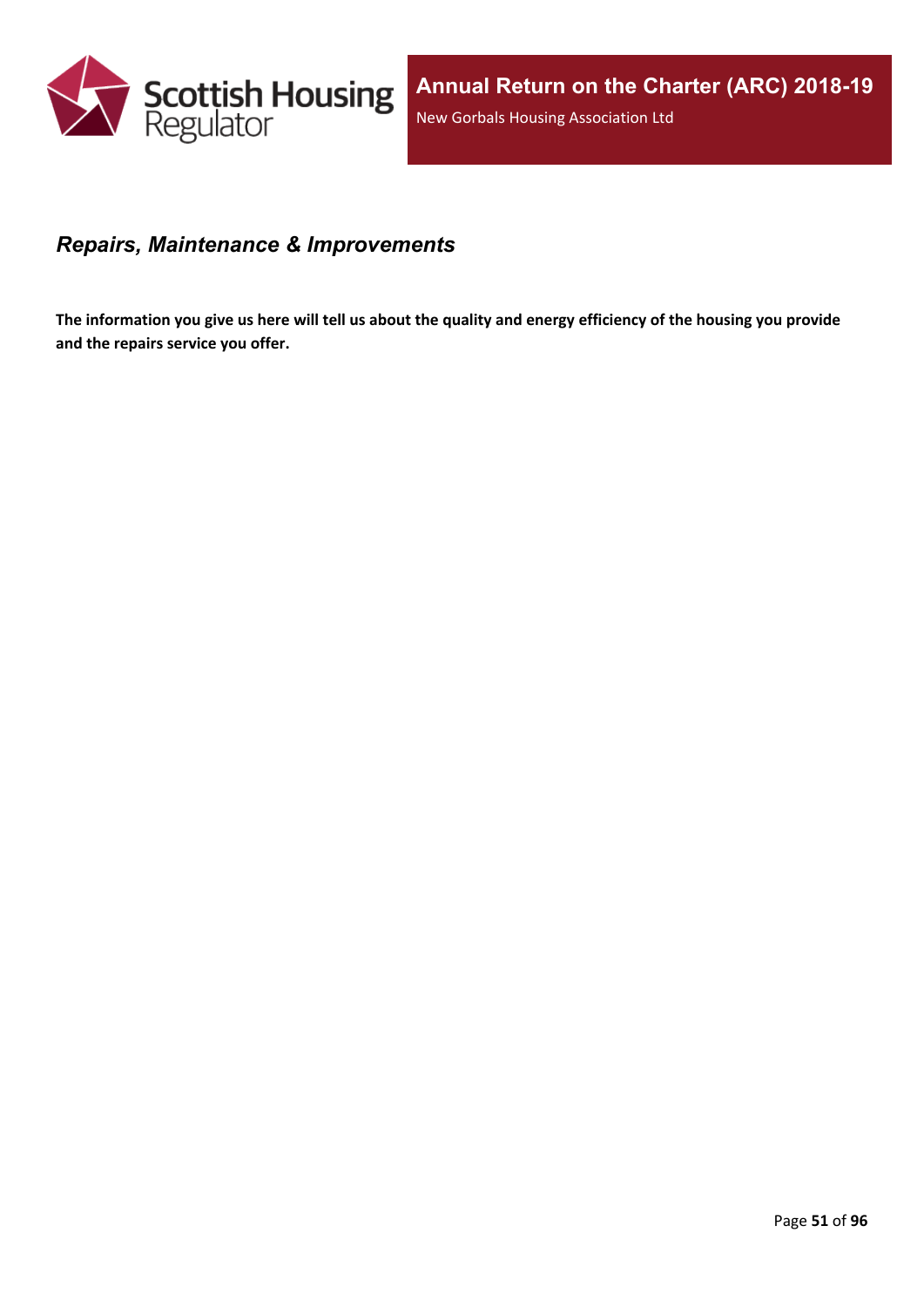## *Repairs, Maintenance & Improvements*

**The information you give us here will tell us about the quality and energy efficiency of the housing you provide and the repairs service you offer.**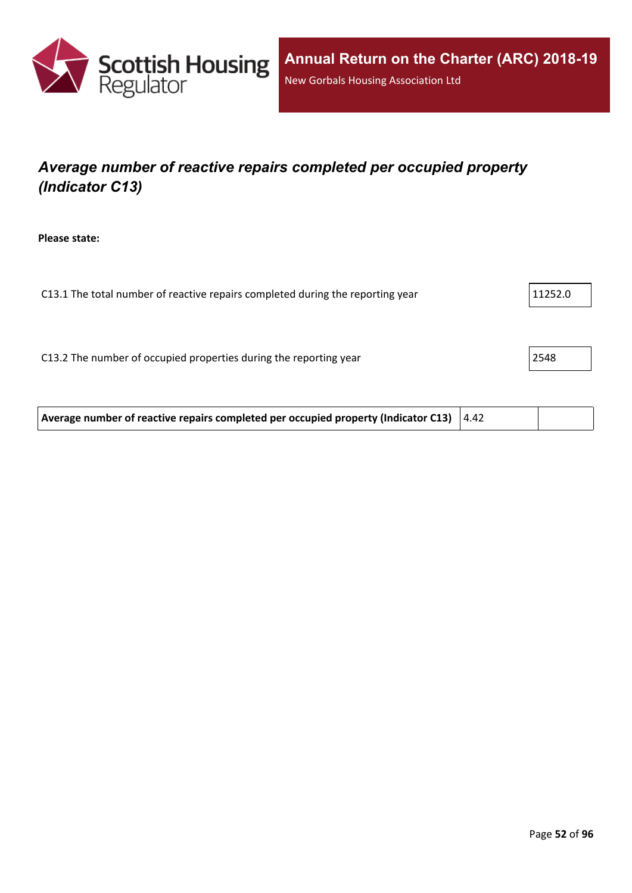## *Average number of reactive repairs completed per occupied property (Indicator C13)*

**Please state:**

| | |
|---|---|
| C13.1 The total number of reactive repairs completed during the reporting year | 11252.0 |
| C13.2 The number of occupied properties during the reporting year | 2548 |

| | | |
|---|---|---|
| **Average number of reactive repairs completed per occupied property (Indicator C13)** | 4.42 | |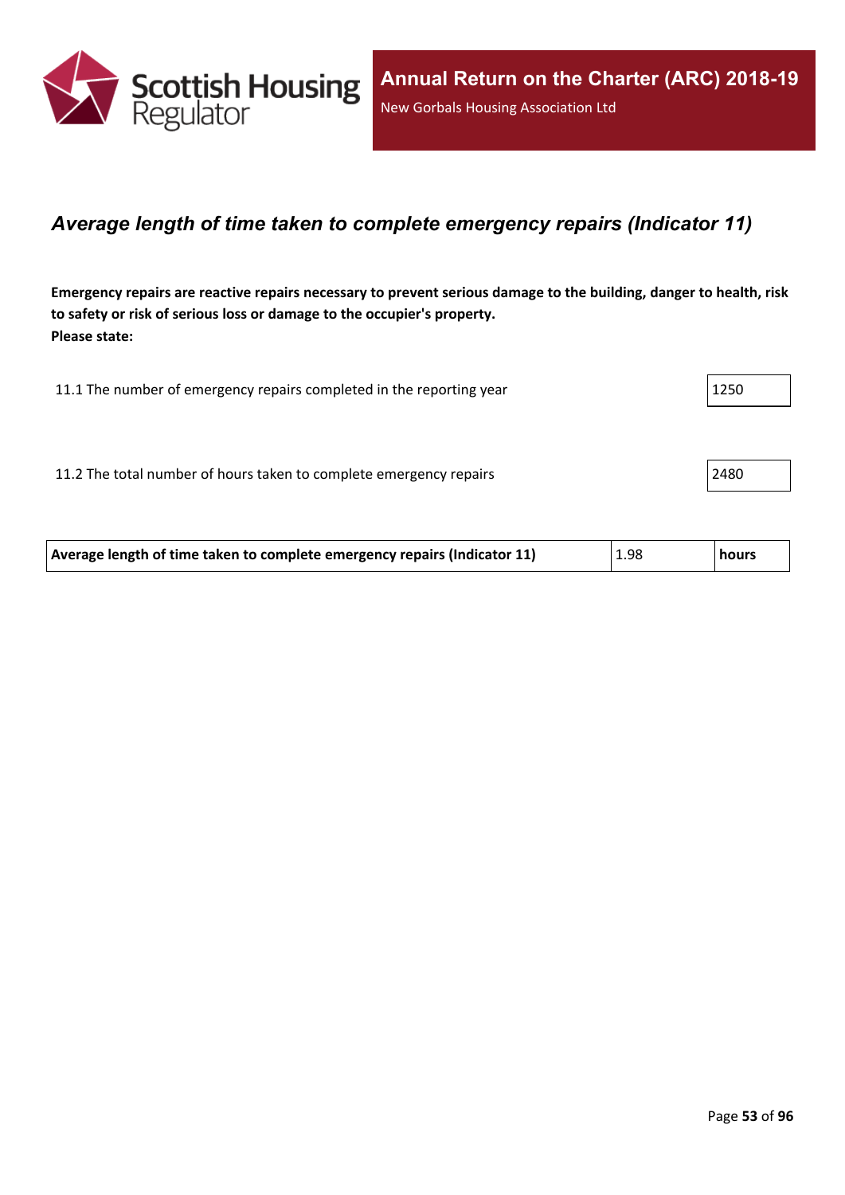## *Average length of time taken to complete emergency repairs (Indicator 11)*

**Emergency repairs are reactive repairs necessary to prevent serious damage to the building, danger to health, risk to safety or risk of serious loss or damage to the occupier's property.**
**Please state:**

| | |
|---|---|
| 11.1 The number of emergency repairs completed in the reporting year | 1250 |
| 11.2 The total number of hours taken to complete emergency repairs | 2480 |

| | | |
|---|---|---|
| **Average length of time taken to complete emergency repairs (Indicator 11)** | 1.98 | **hours** |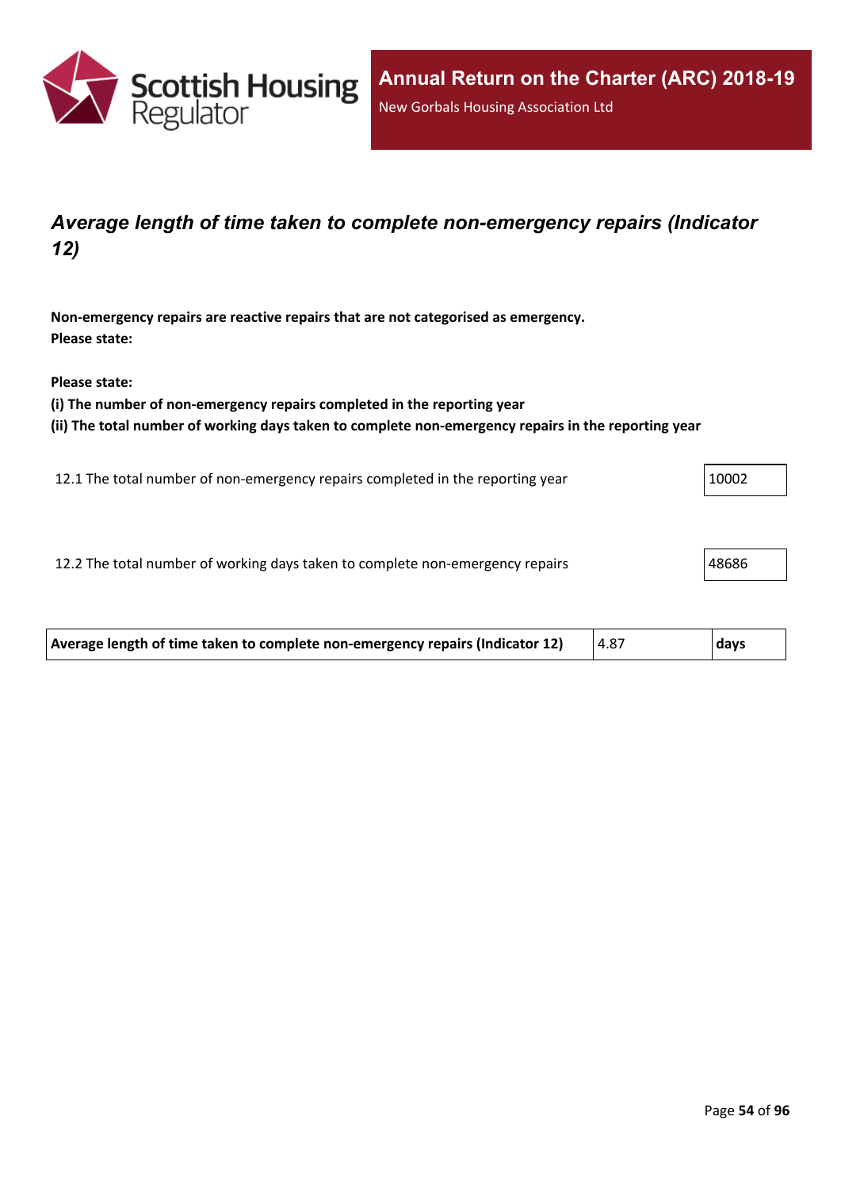## *Average length of time taken to complete non-emergency repairs (Indicator 12)*

**Non-emergency repairs are reactive repairs that are not categorised as emergency.**
**Please state:**

**Please state:**
**(i) The number of non-emergency repairs completed in the reporting year**
**(ii) The total number of working days taken to complete non-emergency repairs in the reporting year**

| | |
|---|---|
| 12.1 The total number of non-emergency repairs completed in the reporting year | 10002 |
| 12.2 The total number of working days taken to complete non-emergency repairs | 48686 |

| | | |
|---|---|---|
| **Average length of time taken to complete non-emergency repairs (Indicator 12)** | 4.87 | **days** |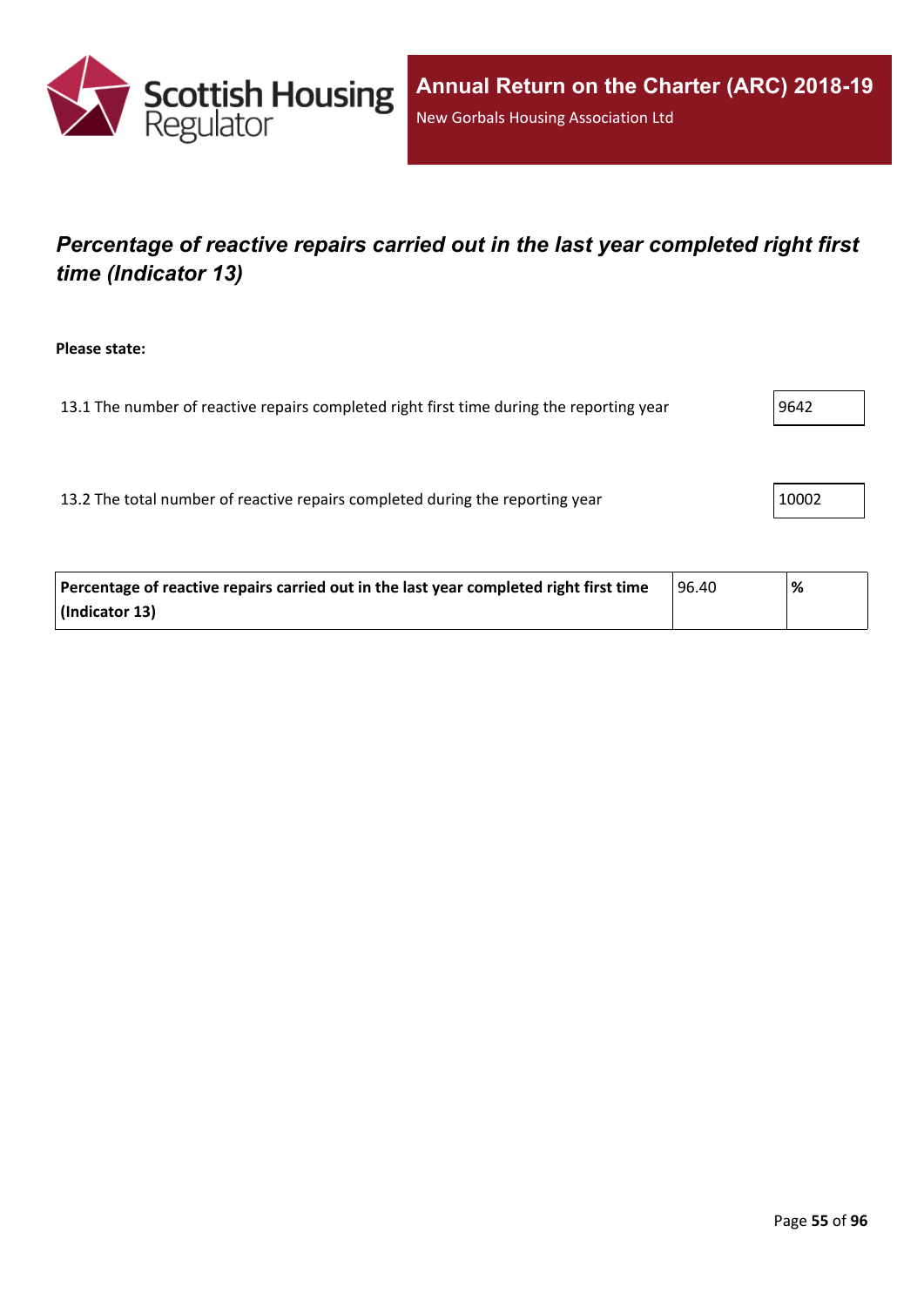## *Percentage of reactive repairs carried out in the last year completed right first time (Indicator 13)*

**Please state:**

| | |
|---|---|
| 13.1 The number of reactive repairs completed right first time during the reporting year | 9642 |
| 13.2 The total number of reactive repairs completed during the reporting year | 10002 |

| | | |
|---|---|---|
| **Percentage of reactive repairs carried out in the last year completed right first time (Indicator 13)** | 96.40 | **%** |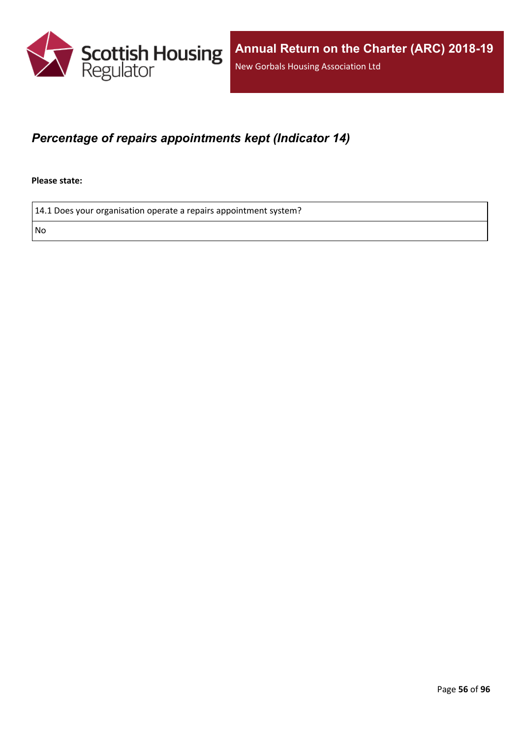## *Percentage of repairs appointments kept (Indicator 14)*

**Please state:**

| 14.1 Does your organisation operate a repairs appointment system? |
| --- |
| No |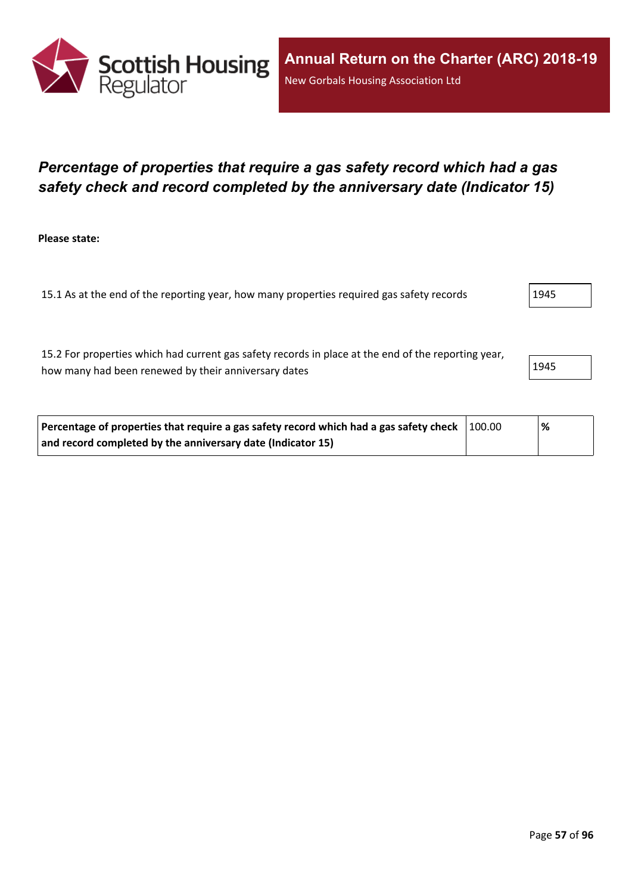## *Percentage of properties that require a gas safety record which had a gas safety check and record completed by the anniversary date (Indicator 15)*

**Please state:**

| | |
|---|---|
| 15.1 As at the end of the reporting year, how many properties required gas safety records | 1945 |
| 15.2 For properties which had current gas safety records in place at the end of the reporting year, how many had been renewed by their anniversary dates | 1945 |

| | | |
|---|---|---|
| **Percentage of properties that require a gas safety record which had a gas safety check and record completed by the anniversary date (Indicator 15)** | 100.00 | **%** |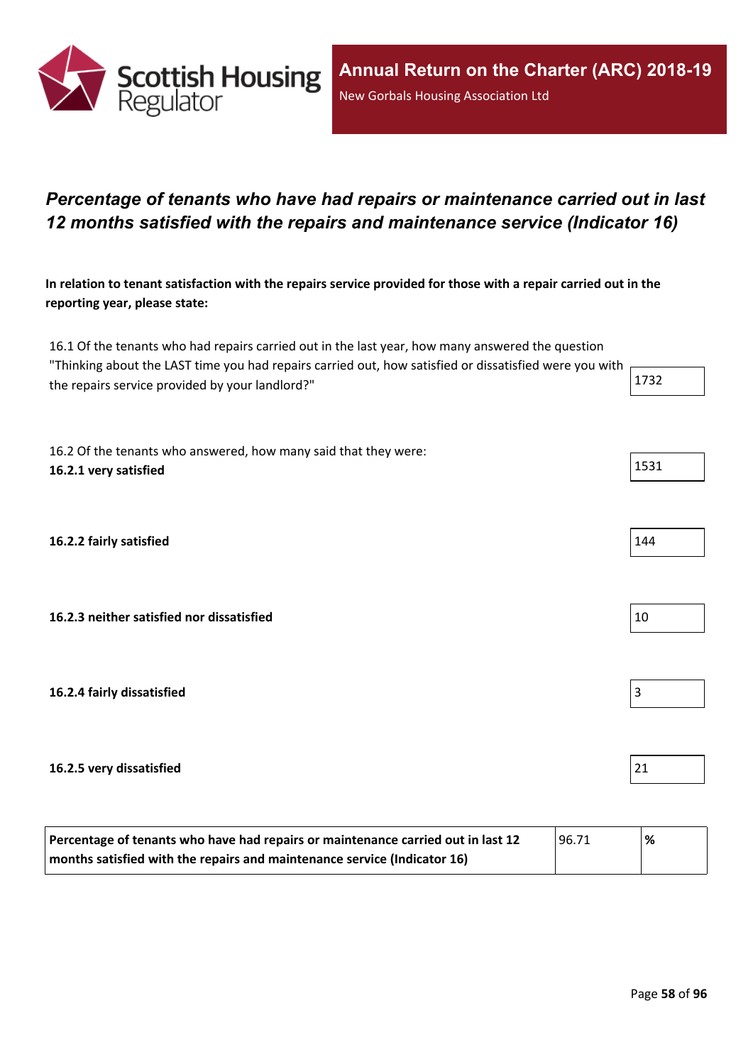# *Percentage of tenants who have had repairs or maintenance carried out in last 12 months satisfied with the repairs and maintenance service (Indicator 16)*

**In relation to tenant satisfaction with the repairs service provided for those with a repair carried out in the reporting year, please state:**

| | |
|---|---|
| 16.1 Of the tenants who had repairs carried out in the last year, how many answered the question "Thinking about the LAST time you had repairs carried out, how satisfied or dissatisfied were you with the repairs service provided by your landlord?" | 1732 |
| 16.2 Of the tenants who answered, how many said that they were: **16.2.1 very satisfied** | 1531 |
| **16.2.2 fairly satisfied** | 144 |
| **16.2.3 neither satisfied nor dissatisfied** | 10 |
| **16.2.4 fairly dissatisfied** | 3 |
| **16.2.5 very dissatisfied** | 21 |

| | | |
|---|---|---|
| **Percentage of tenants who have had repairs or maintenance carried out in last 12 months satisfied with the repairs and maintenance service (Indicator 16)** | 96.71 | **%** |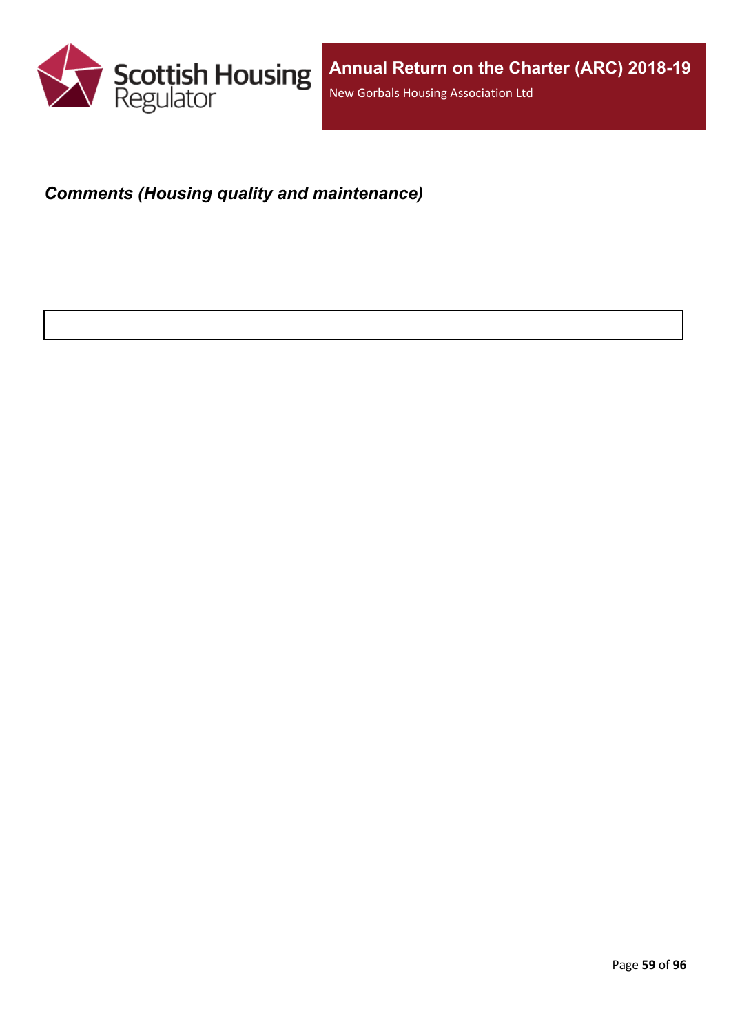***Comments (Housing quality and maintenance)***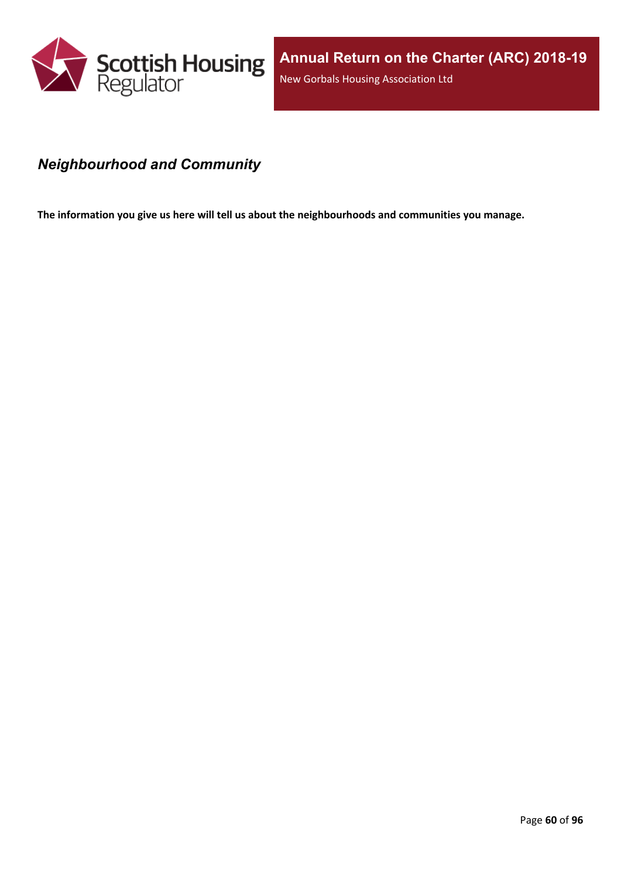## *Neighbourhood and Community*

**The information you give us here will tell us about the neighbourhoods and communities you manage.**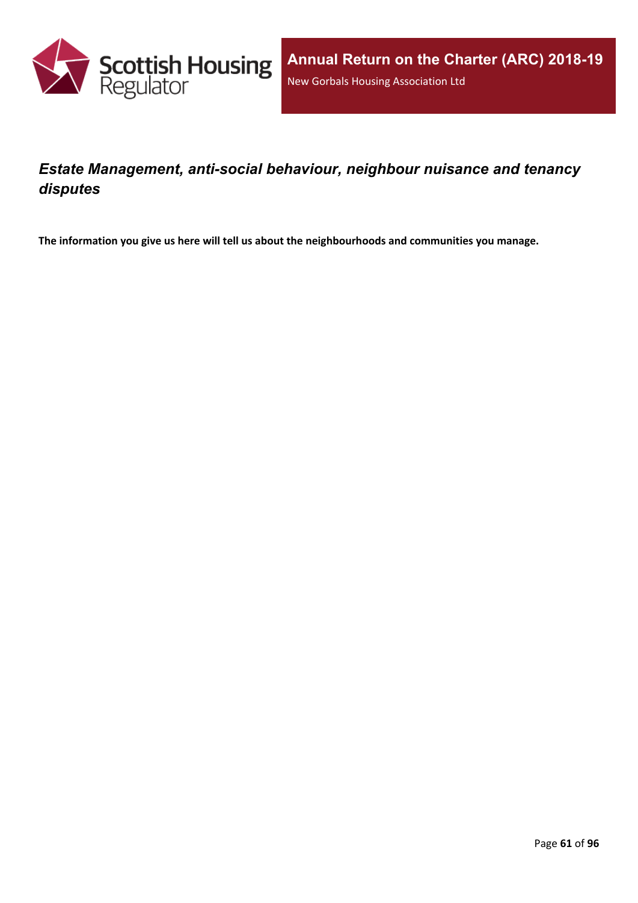## *Estate Management, anti-social behaviour, neighbour nuisance and tenancy disputes*

**The information you give us here will tell us about the neighbourhoods and communities you manage.**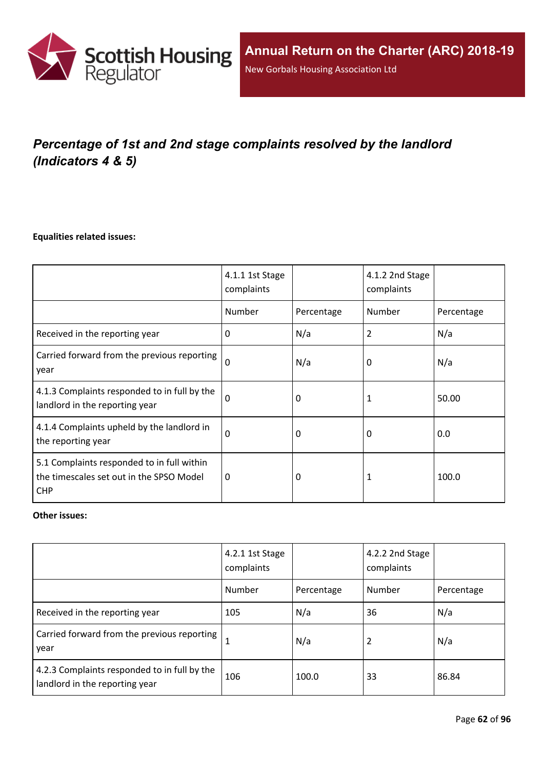# *Percentage of 1st and 2nd stage complaints resolved by the landlord (Indicators 4 & 5)*

**Equalities related issues:**

| | 4.1.1 1st Stage complaints | | 4.1.2 2nd Stage complaints | |
|---|---|---|---|---|
| | Number | Percentage | Number | Percentage |
| Received in the reporting year | 0 | N/a | 2 | N/a |
| Carried forward from the previous reporting year | 0 | N/a | 0 | N/a |
| 4.1.3 Complaints responded to in full by the landlord in the reporting year | 0 | 0 | 1 | 50.00 |
| 4.1.4 Complaints upheld by the landlord in the reporting year | 0 | 0 | 0 | 0.0 |
| 5.1 Complaints responded to in full within the timescales set out in the SPSO Model CHP | 0 | 0 | 1 | 100.0 |

**Other issues:**

| | 4.2.1 1st Stage complaints | | 4.2.2 2nd Stage complaints | |
|---|---|---|---|---|
| | Number | Percentage | Number | Percentage |
| Received in the reporting year | 105 | N/a | 36 | N/a |
| Carried forward from the previous reporting year | 1 | N/a | 2 | N/a |
| 4.2.3 Complaints responded to in full by the landlord in the reporting year | 106 | 100.0 | 33 | 86.84 |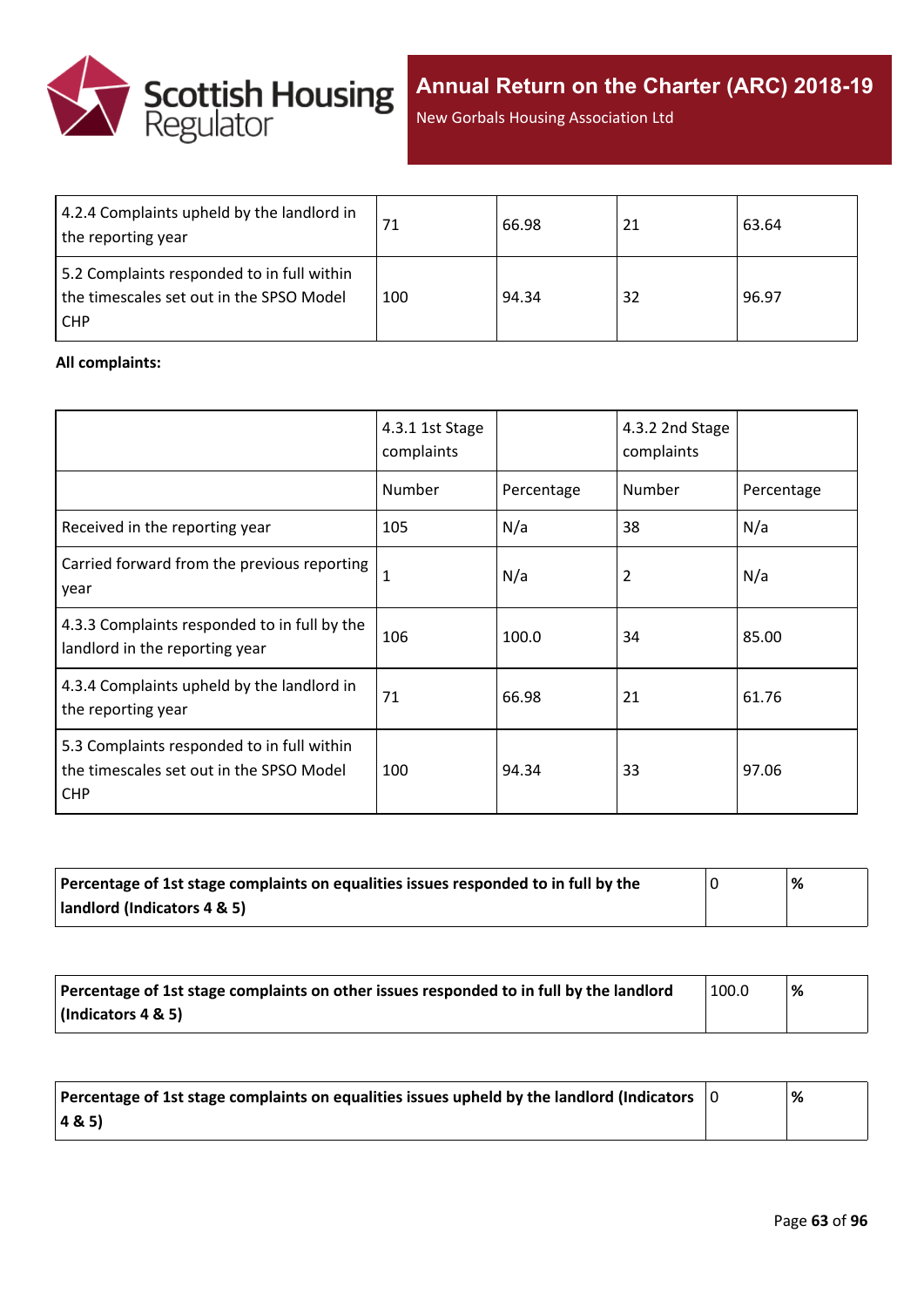| | | | | |
|---|---|---|---|---|
| 4.2.4 Complaints upheld by the landlord in the reporting year | 71 | 66.98 | 21 | 63.64 |
| 5.2 Complaints responded to in full within the timescales set out in the SPSO Model CHP | 100 | 94.34 | 32 | 96.97 |

**All complaints:**

| | 4.3.1 1st Stage complaints | | 4.3.2 2nd Stage complaints | |
|---|---|---|---|---|
| | Number | Percentage | Number | Percentage |
| Received in the reporting year | 105 | N/a | 38 | N/a |
| Carried forward from the previous reporting year | 1 | N/a | 2 | N/a |
| 4.3.3 Complaints responded to in full by the landlord in the reporting year | 106 | 100.0 | 34 | 85.00 |
| 4.3.4 Complaints upheld by the landlord in the reporting year | 71 | 66.98 | 21 | 61.76 |
| 5.3 Complaints responded to in full within the timescales set out in the SPSO Model CHP | 100 | 94.34 | 33 | 97.06 |

| | | |
|---|---|---|
| **Percentage of 1st stage complaints on equalities issues responded to in full by the landlord (Indicators 4 & 5)** | 0 | **%** |

| | | |
|---|---|---|
| **Percentage of 1st stage complaints on other issues responded to in full by the landlord (Indicators 4 & 5)** | 100.0 | **%** |

| | | |
|---|---|---|
| **Percentage of 1st stage complaints on equalities issues upheld by the landlord (Indicators 4 & 5)** | 0 | **%** |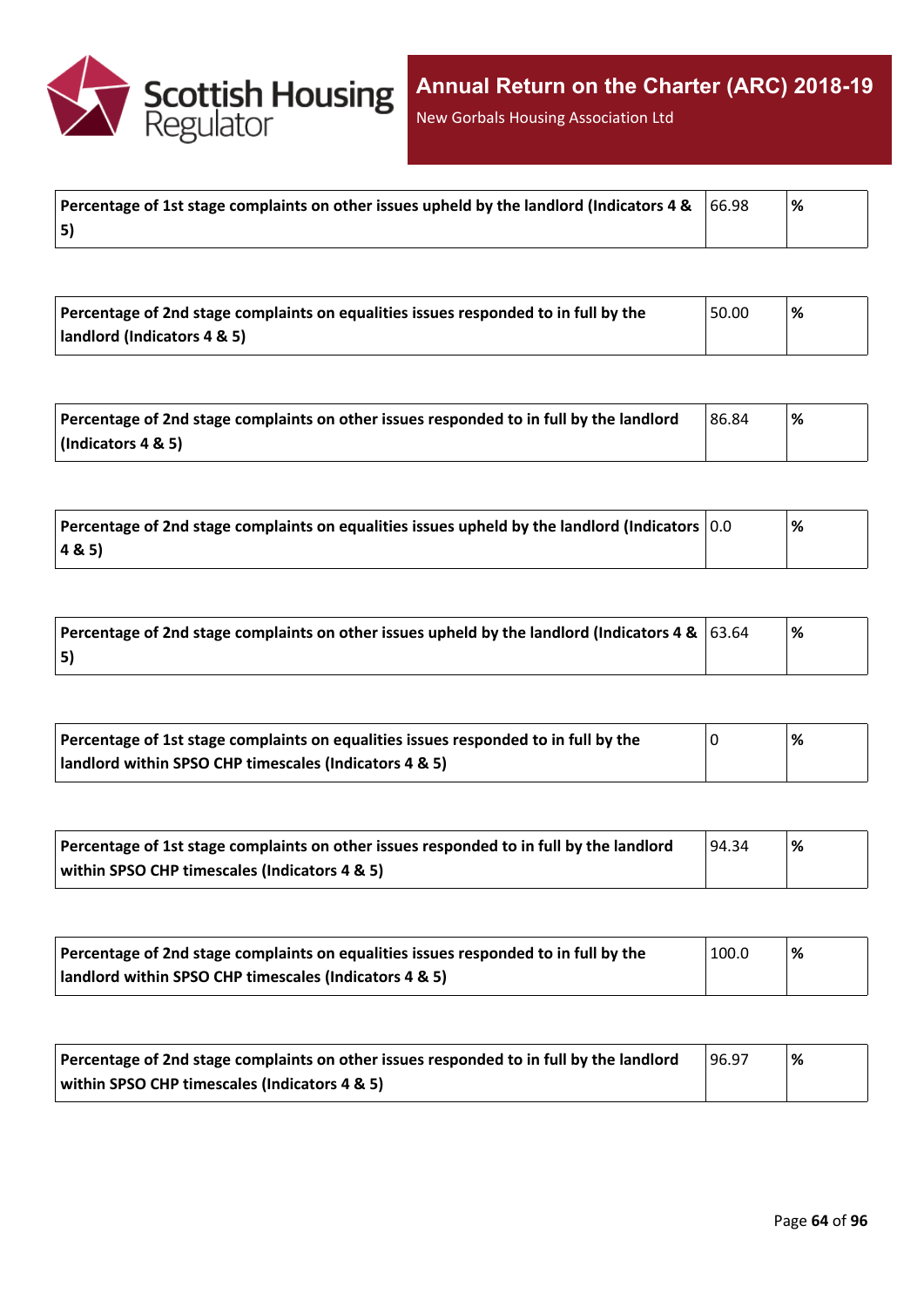| Percentage of 1st stage complaints on other issues upheld by the landlord (Indicators 4 & 5) | 66.98 | % |
|---|---|---|

| Percentage of 2nd stage complaints on equalities issues responded to in full by the landlord (Indicators 4 & 5) | 50.00 | % |
|---|---|---|

| Percentage of 2nd stage complaints on other issues responded to in full by the landlord (Indicators 4 & 5) | 86.84 | % |
|---|---|---|

| Percentage of 2nd stage complaints on equalities issues upheld by the landlord (Indicators 4 & 5) | 0.0 | % |
|---|---|---|

| Percentage of 2nd stage complaints on other issues upheld by the landlord (Indicators 4 & 5) | 63.64 | % |
|---|---|---|

| Percentage of 1st stage complaints on equalities issues responded to in full by the landlord within SPSO CHP timescales (Indicators 4 & 5) | 0 | % |
|---|---|---|

| Percentage of 1st stage complaints on other issues responded to in full by the landlord within SPSO CHP timescales (Indicators 4 & 5) | 94.34 | % |
|---|---|---|

| Percentage of 2nd stage complaints on equalities issues responded to in full by the landlord within SPSO CHP timescales (Indicators 4 & 5) | 100.0 | % |
|---|---|---|

| Percentage of 2nd stage complaints on other issues responded to in full by the landlord within SPSO CHP timescales (Indicators 4 & 5) | 96.97 | % |
|---|---|---|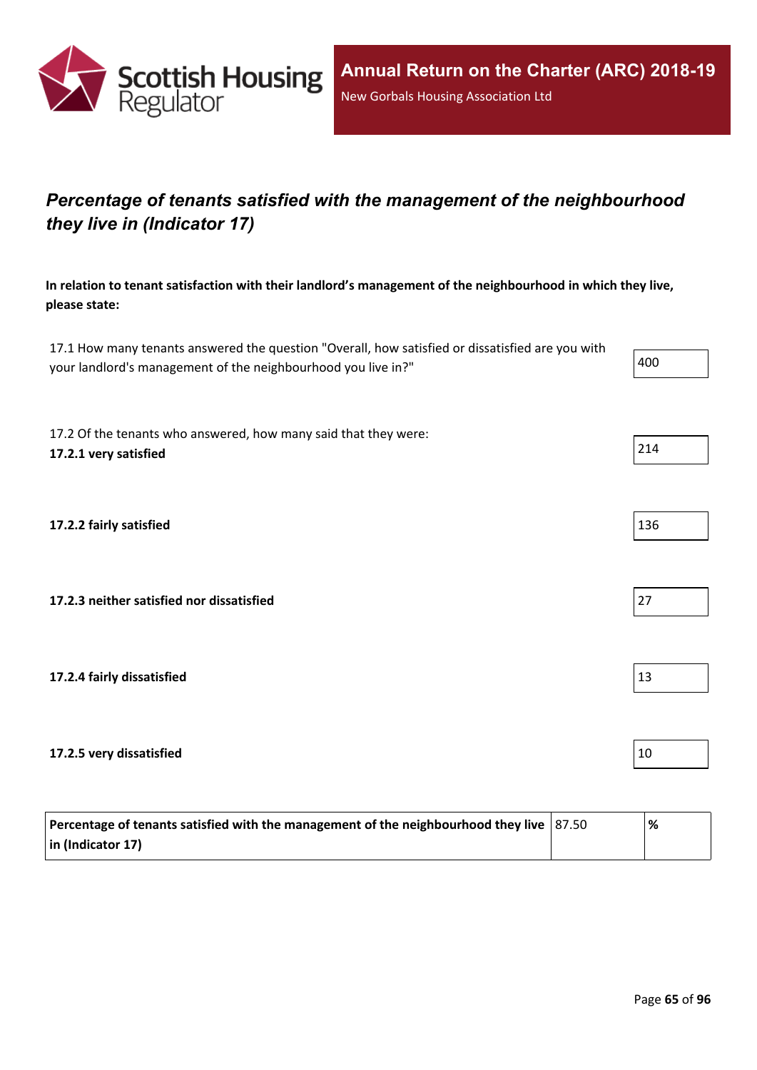## *Percentage of tenants satisfied with the management of the neighbourhood they live in (Indicator 17)*

**In relation to tenant satisfaction with their landlord's management of the neighbourhood in which they live, please state:**

| | |
|---|---|
| 17.1 How many tenants answered the question "Overall, how satisfied or dissatisfied are you with your landlord's management of the neighbourhood you live in?" | 400 |
| 17.2 Of the tenants who answered, how many said that they were: **17.2.1 very satisfied** | 214 |
| **17.2.2 fairly satisfied** | 136 |
| **17.2.3 neither satisfied nor dissatisfied** | 27 |
| **17.2.4 fairly dissatisfied** | 13 |
| **17.2.5 very dissatisfied** | 10 |

| | | |
|---|---|---|
| **Percentage of tenants satisfied with the management of the neighbourhood they live in (Indicator 17)** | 87.50 | **%** |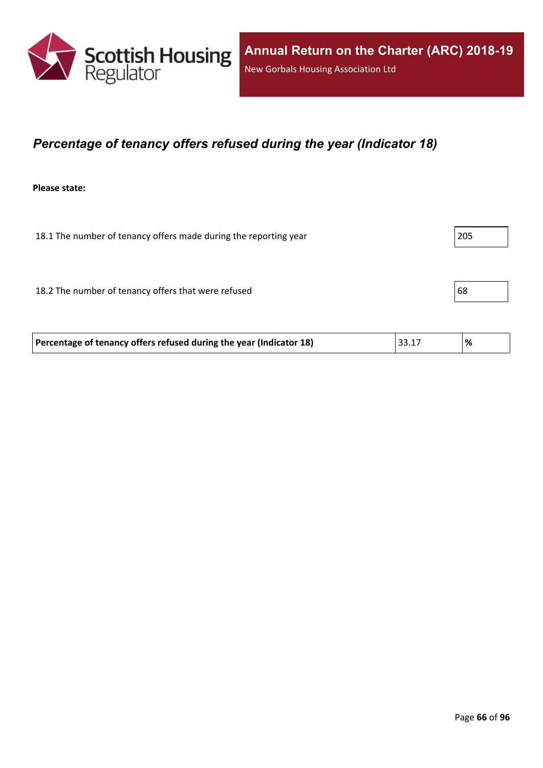## *Percentage of tenancy offers refused during the year (Indicator 18)*

**Please state:**

| | |
|---|---|
| 18.1 The number of tenancy offers made during the reporting year | 205 |
| 18.2 The number of tenancy offers that were refused | 68 |

| | | |
|---|---|---|
| **Percentage of tenancy offers refused during the year (Indicator 18)** | 33.17 | **%** |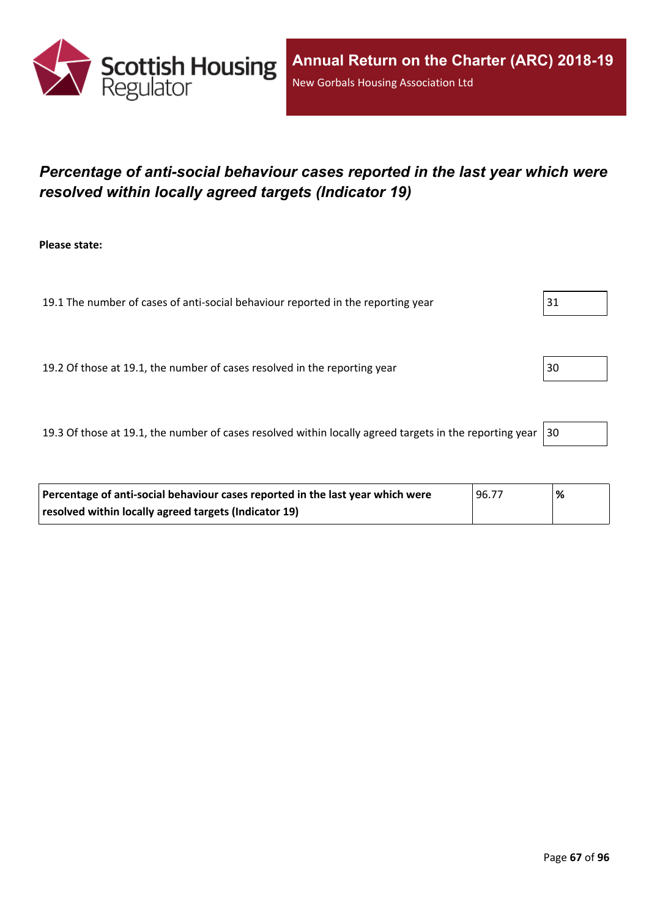## *Percentage of anti-social behaviour cases reported in the last year which were resolved within locally agreed targets (Indicator 19)*

**Please state:**

| | |
|---|---|
| 19.1 The number of cases of anti-social behaviour reported in the reporting year | 31 |
| 19.2 Of those at 19.1, the number of cases resolved in the reporting year | 30 |
| 19.3 Of those at 19.1, the number of cases resolved within locally agreed targets in the reporting year | 30 |

| | | |
|---|---|---|
| **Percentage of anti-social behaviour cases reported in the last year which were resolved within locally agreed targets (Indicator 19)** | 96.77 | **%** |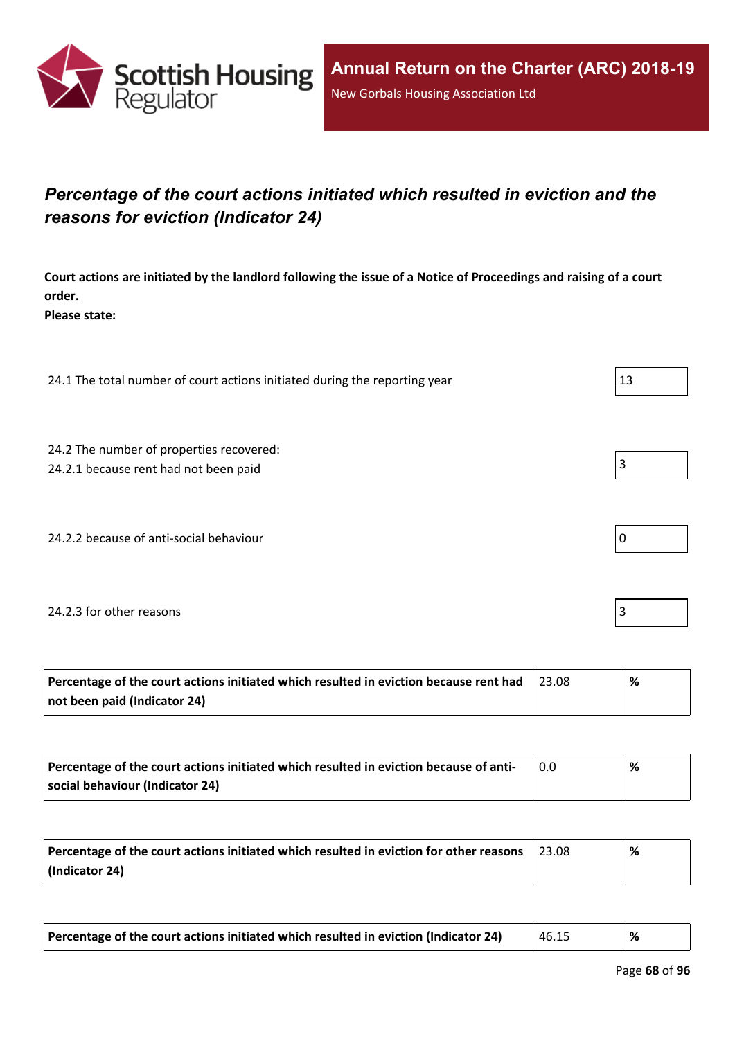## *Percentage of the court actions initiated which resulted in eviction and the reasons for eviction (Indicator 24)*

**Court actions are initiated by the landlord following the issue of a Notice of Proceedings and raising of a court order.**
**Please state:**

| | |
|---|---|
| 24.1 The total number of court actions initiated during the reporting year | 13 |
| 24.2 The number of properties recovered:<br>24.2.1 because rent had not been paid | 3 |
| 24.2.2 because of anti-social behaviour | 0 |
| 24.2.3 for other reasons | 3 |

| | | |
|---|---|---|
| **Percentage of the court actions initiated which resulted in eviction because rent had not been paid (Indicator 24)** | 23.08 | **%** |
| **Percentage of the court actions initiated which resulted in eviction because of anti-social behaviour (Indicator 24)** | 0.0 | **%** |
| **Percentage of the court actions initiated which resulted in eviction for other reasons (Indicator 24)** | 23.08 | **%** |
| **Percentage of the court actions initiated which resulted in eviction (Indicator 24)** | 46.15 | **%** |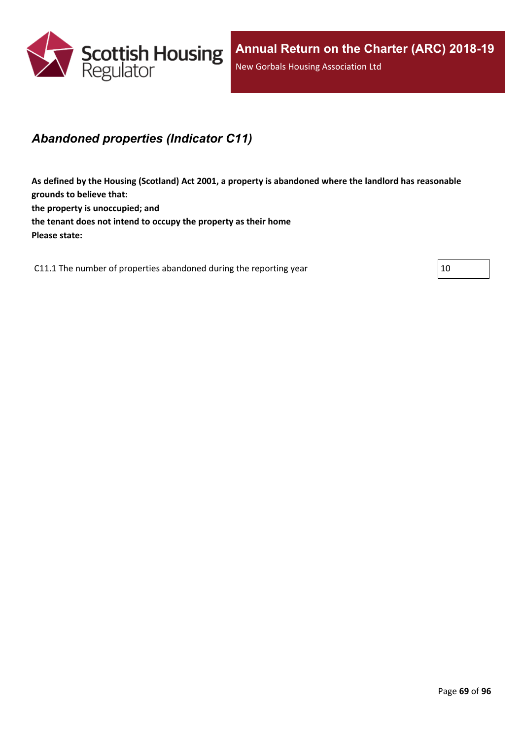## *Abandoned properties (Indicator C11)*

**As defined by the Housing (Scotland) Act 2001, a property is abandoned where the landlord has reasonable grounds to believe that:**
**the property is unoccupied; and**
**the tenant does not intend to occupy the property as their home**
**Please state:**

| | |
|---|---|
| C11.1 The number of properties abandoned during the reporting year | 10 |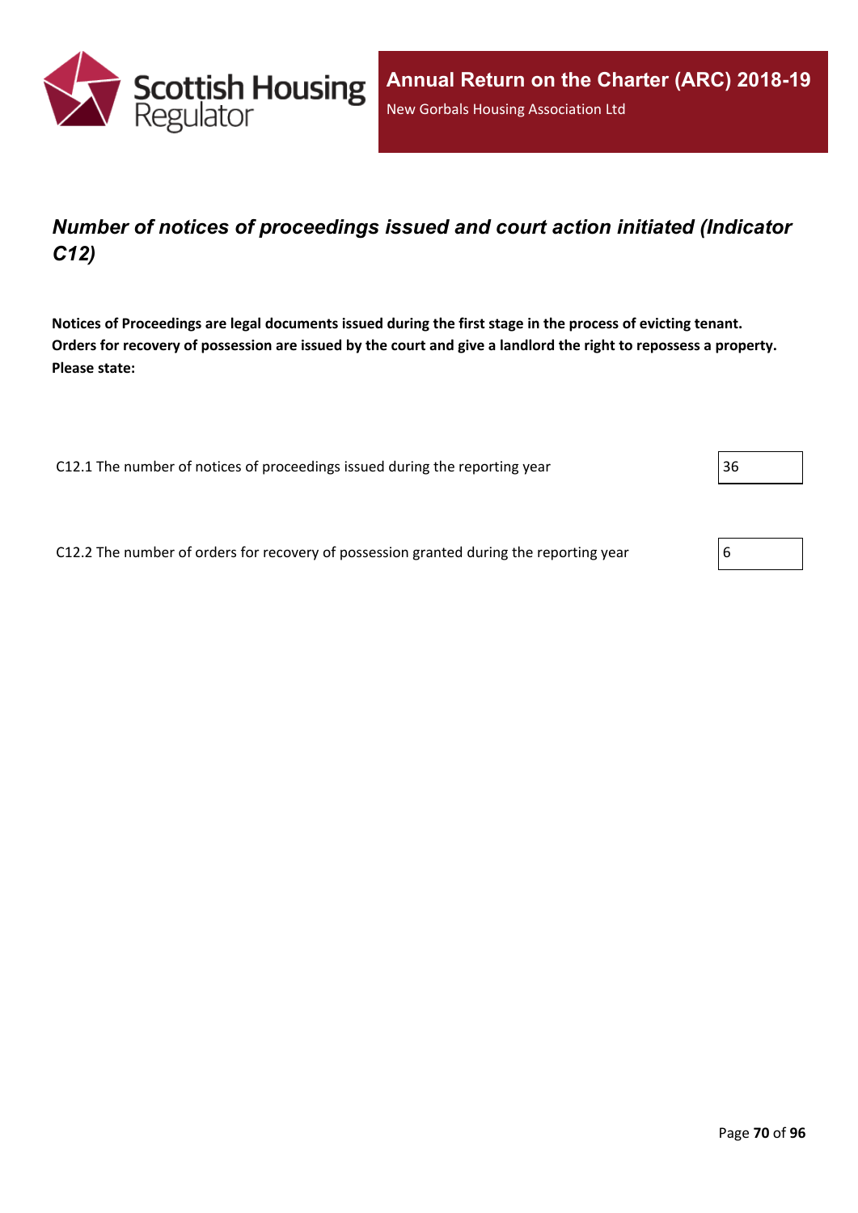## *Number of notices of proceedings issued and court action initiated (Indicator C12)*

**Notices of Proceedings are legal documents issued during the first stage in the process of evicting tenant. Orders for recovery of possession are issued by the court and give a landlord the right to repossess a property. Please state:**

| | |
|---|---|
| C12.1 The number of notices of proceedings issued during the reporting year | 36 |
| C12.2 The number of orders for recovery of possession granted during the reporting year | 6 |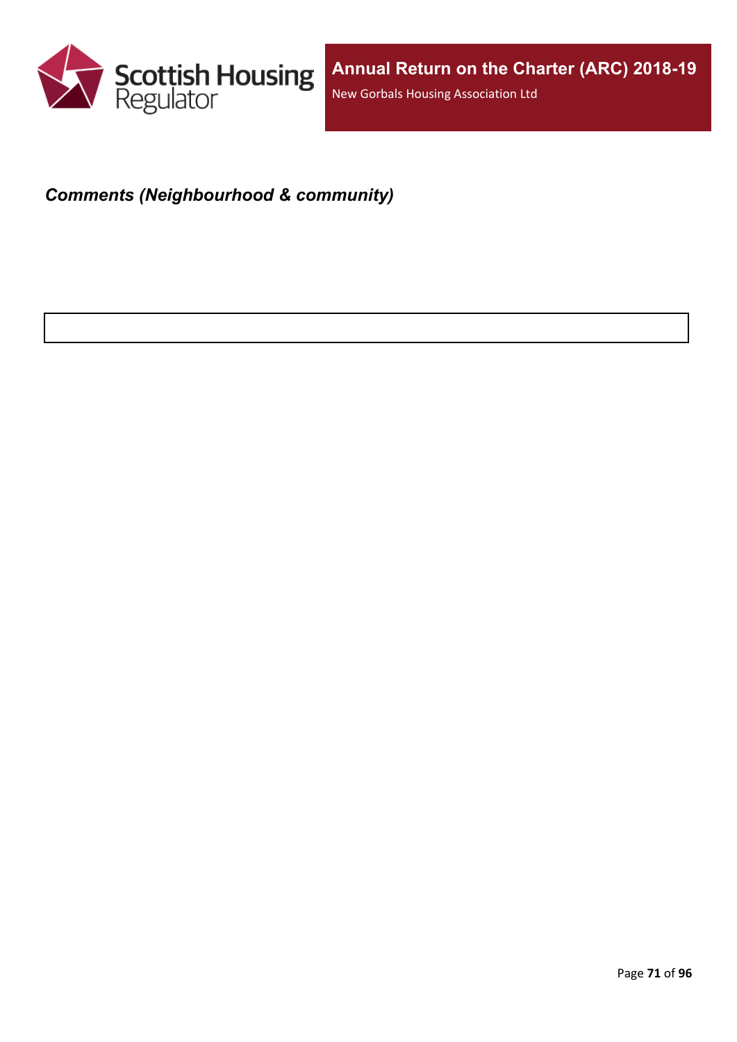***Comments (Neighbourhood & community)***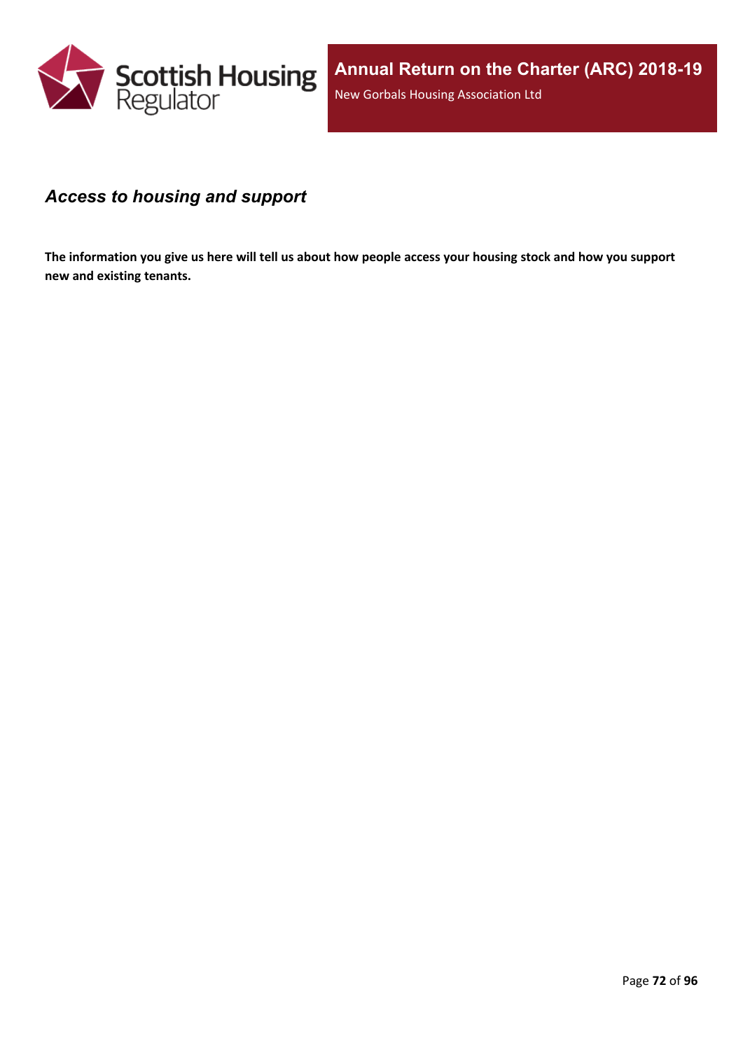## *Access to housing and support*

**The information you give us here will tell us about how people access your housing stock and how you support new and existing tenants.**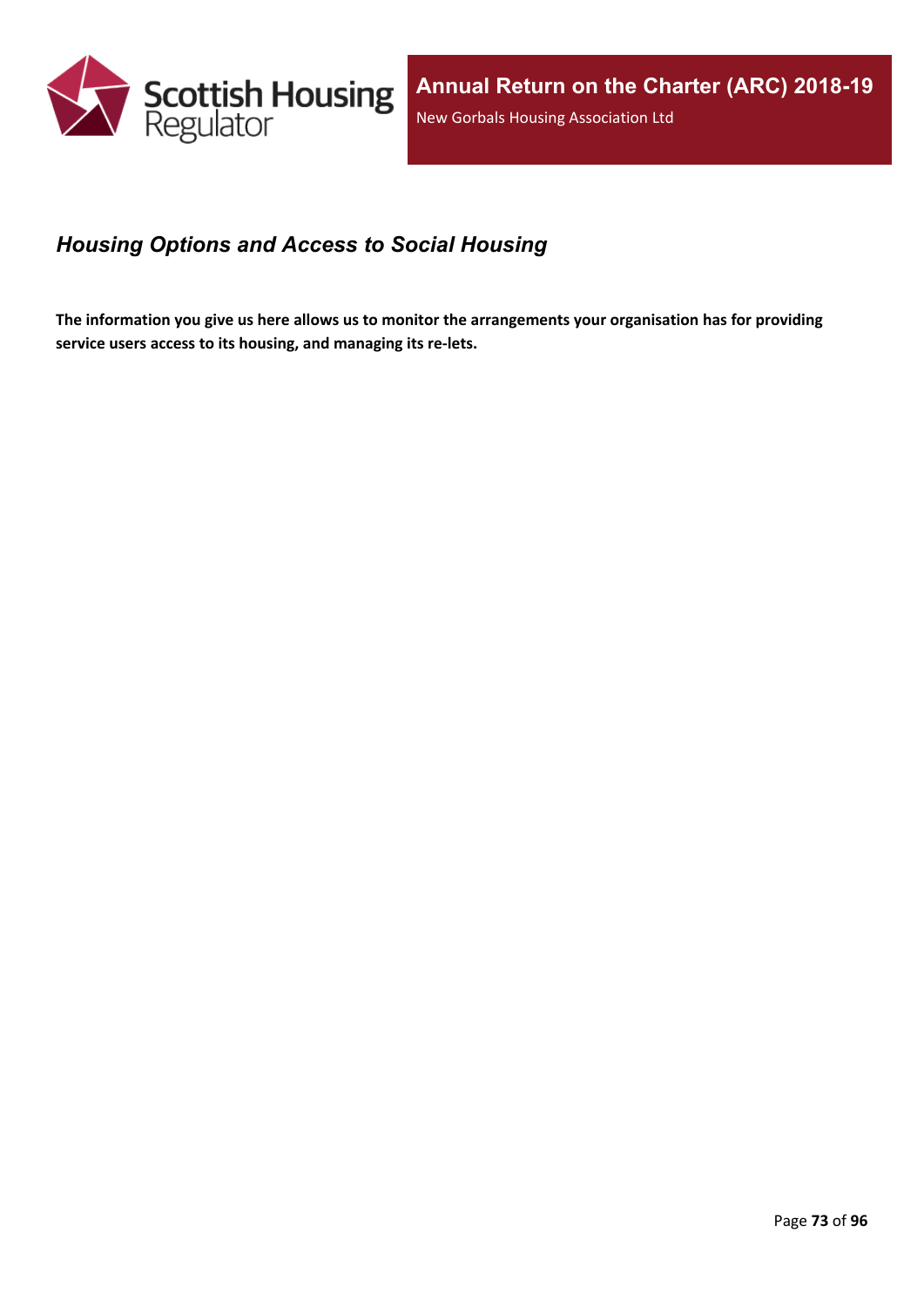## *Housing Options and Access to Social Housing*

**The information you give us here allows us to monitor the arrangements your organisation has for providing service users access to its housing, and managing its re-lets.**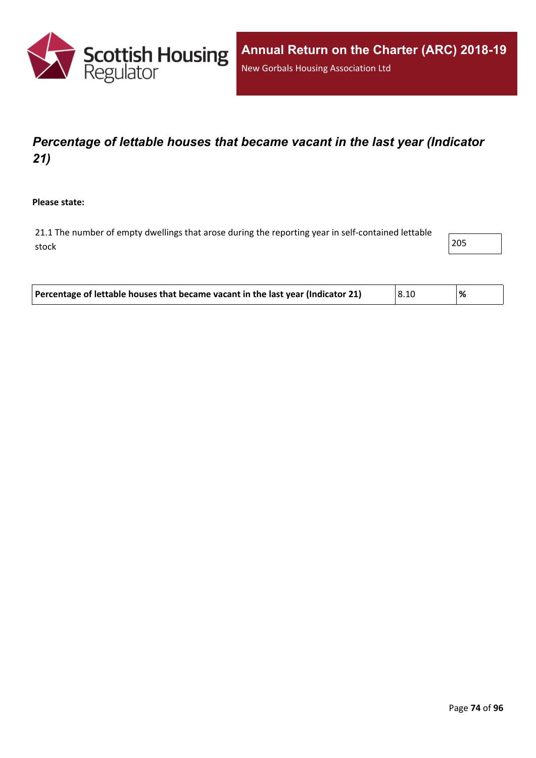# *Percentage of lettable houses that became vacant in the last year (Indicator 21)*

**Please state:**

| | |
|---|---|
| 21.1 The number of empty dwellings that arose during the reporting year in self-contained lettable stock | 205 |

| | | |
|---|---|---|
| **Percentage of lettable houses that became vacant in the last year (Indicator 21)** | 8.10 | **%** |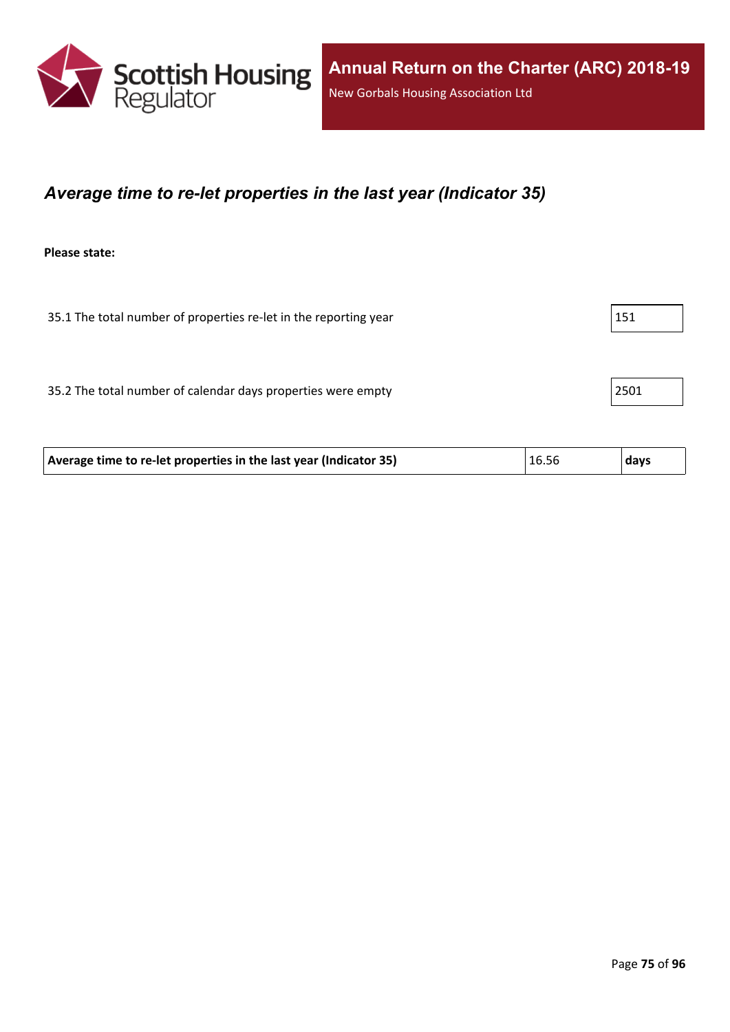### *Average time to re-let properties in the last year (Indicator 35)*

**Please state:**

| | |
|---|---|
| 35.1 The total number of properties re-let in the reporting year | 151 |
| 35.2 The total number of calendar days properties were empty | 2501 |

| | | |
|---|---|---|
| **Average time to re-let properties in the last year (Indicator 35)** | 16.56 | **days** |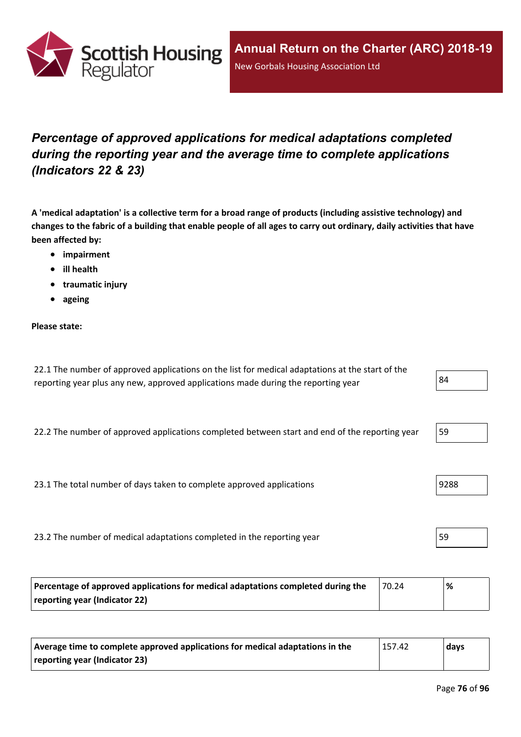## *Percentage of approved applications for medical adaptations completed during the reporting year and the average time to complete applications (Indicators 22 & 23)*

**A 'medical adaptation' is a collective term for a broad range of products (including assistive technology) and changes to the fabric of a building that enable people of all ages to carry out ordinary, daily activities that have been affected by:**

- **impairment**
- **ill health**
- **traumatic injury**
- **ageing**

**Please state:**

| | |
|---|---|
| 22.1 The number of approved applications on the list for medical adaptations at the start of the reporting year plus any new, approved applications made during the reporting year | 84 |
| 22.2 The number of approved applications completed between start and end of the reporting year | 59 |
| 23.1 The total number of days taken to complete approved applications | 9288 |
| 23.2 The number of medical adaptations completed in the reporting year | 59 |

| | | |
|---|---|---|
| **Percentage of approved applications for medical adaptations completed during the reporting year (Indicator 22)** | 70.24 | **%** |

| | | |
|---|---|---|
| **Average time to complete approved applications for medical adaptations in the reporting year (Indicator 23)** | 157.42 | **days** |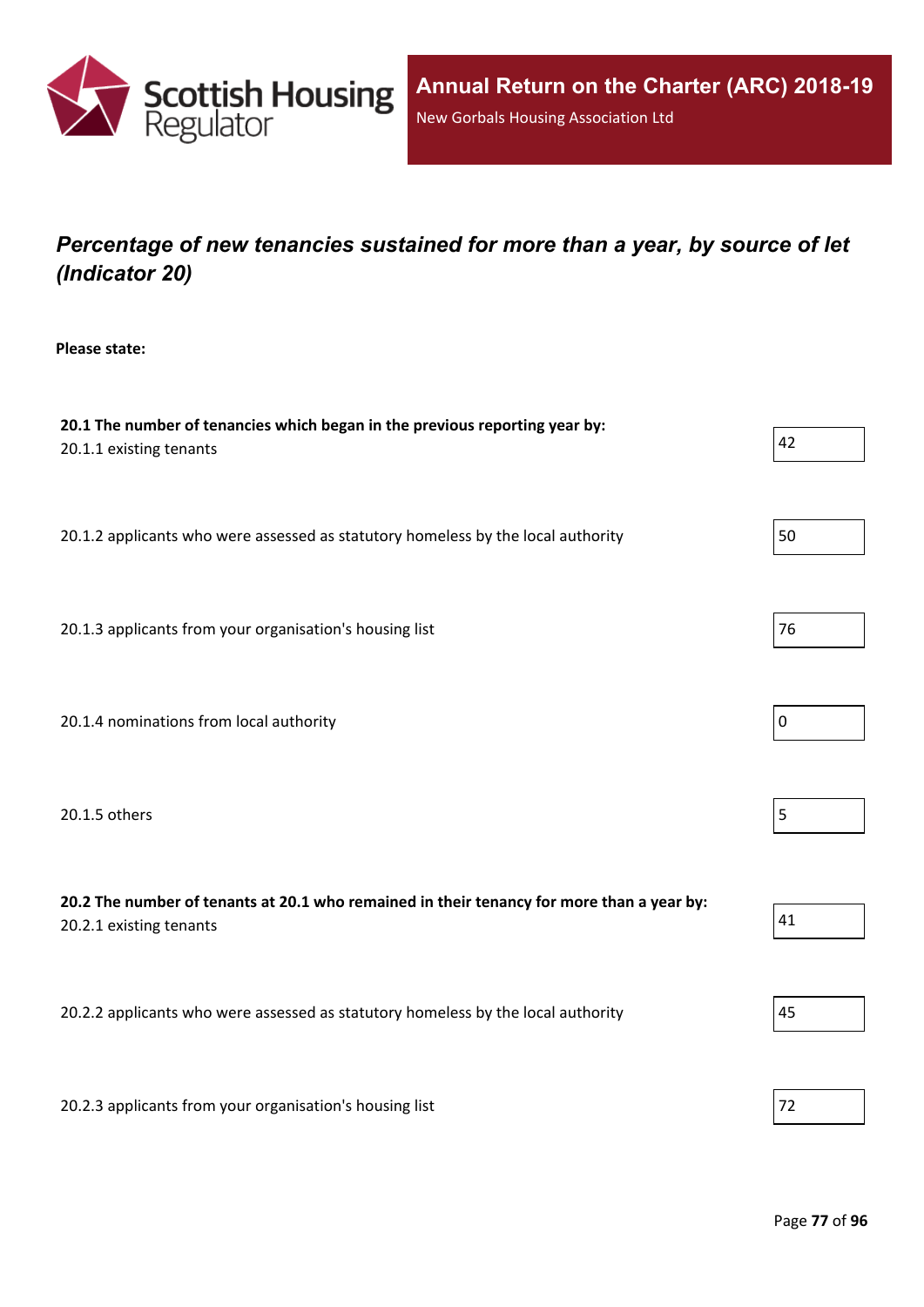## *Percentage of new tenancies sustained for more than a year, by source of let (Indicator 20)*

**Please state:**

**20.1 The number of tenancies which began in the previous reporting year by:**

| | |
|---|---|
| 20.1.1 existing tenants | 42 |
| 20.1.2 applicants who were assessed as statutory homeless by the local authority | 50 |
| 20.1.3 applicants from your organisation's housing list | 76 |
| 20.1.4 nominations from local authority | 0 |
| 20.1.5 others | 5 |

**20.2 The number of tenants at 20.1 who remained in their tenancy for more than a year by:**

| | |
|---|---|
| 20.2.1 existing tenants | 41 |
| 20.2.2 applicants who were assessed as statutory homeless by the local authority | 45 |
| 20.2.3 applicants from your organisation's housing list | 72 |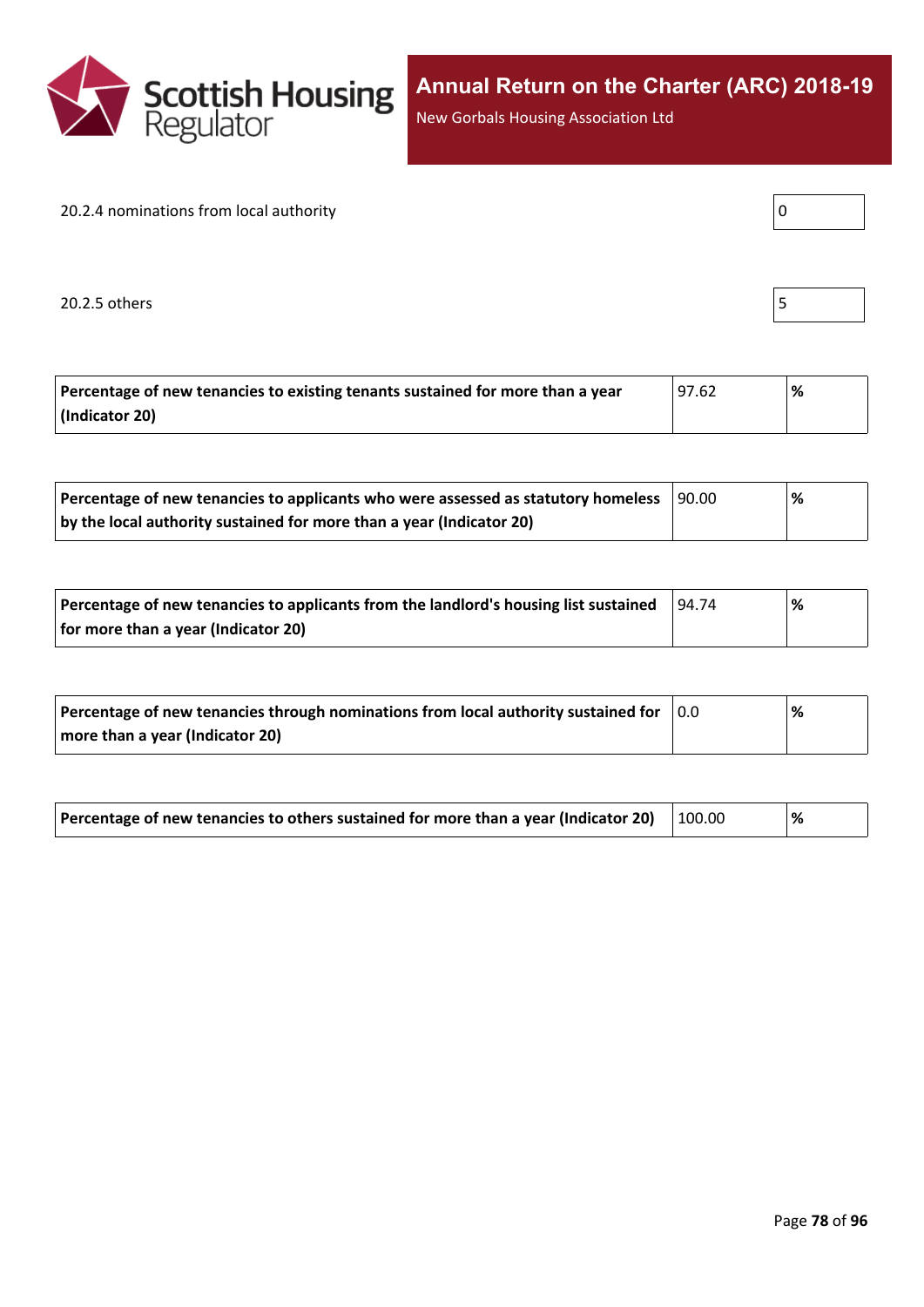20.2.4 nominations from local authority

| 0 |
|---|

20.2.5 others

| 5 |
|---|

| **Percentage of new tenancies to existing tenants sustained for more than a year (Indicator 20)** | 97.62 | **%** |
|---|---|---|

| **Percentage of new tenancies to applicants who were assessed as statutory homeless by the local authority sustained for more than a year (Indicator 20)** | 90.00 | **%** |
|---|---|---|

| **Percentage of new tenancies to applicants from the landlord's housing list sustained for more than a year (Indicator 20)** | 94.74 | **%** |
|---|---|---|

| **Percentage of new tenancies through nominations from local authority sustained for more than a year (Indicator 20)** | 0.0 | **%** |
|---|---|---|

| **Percentage of new tenancies to others sustained for more than a year (Indicator 20)** | 100.00 | **%** |
|---|---|---|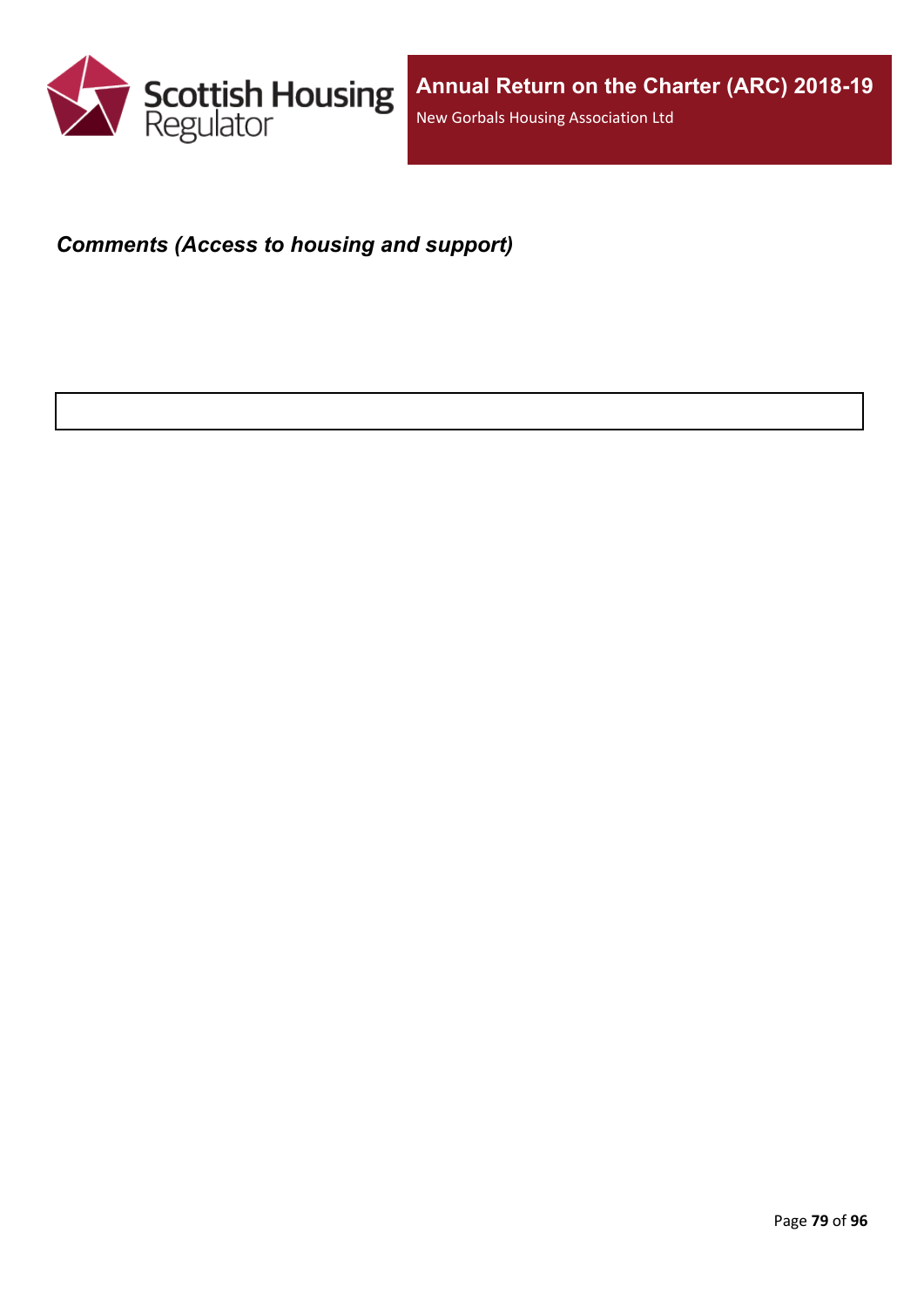***Comments (Access to housing and support)***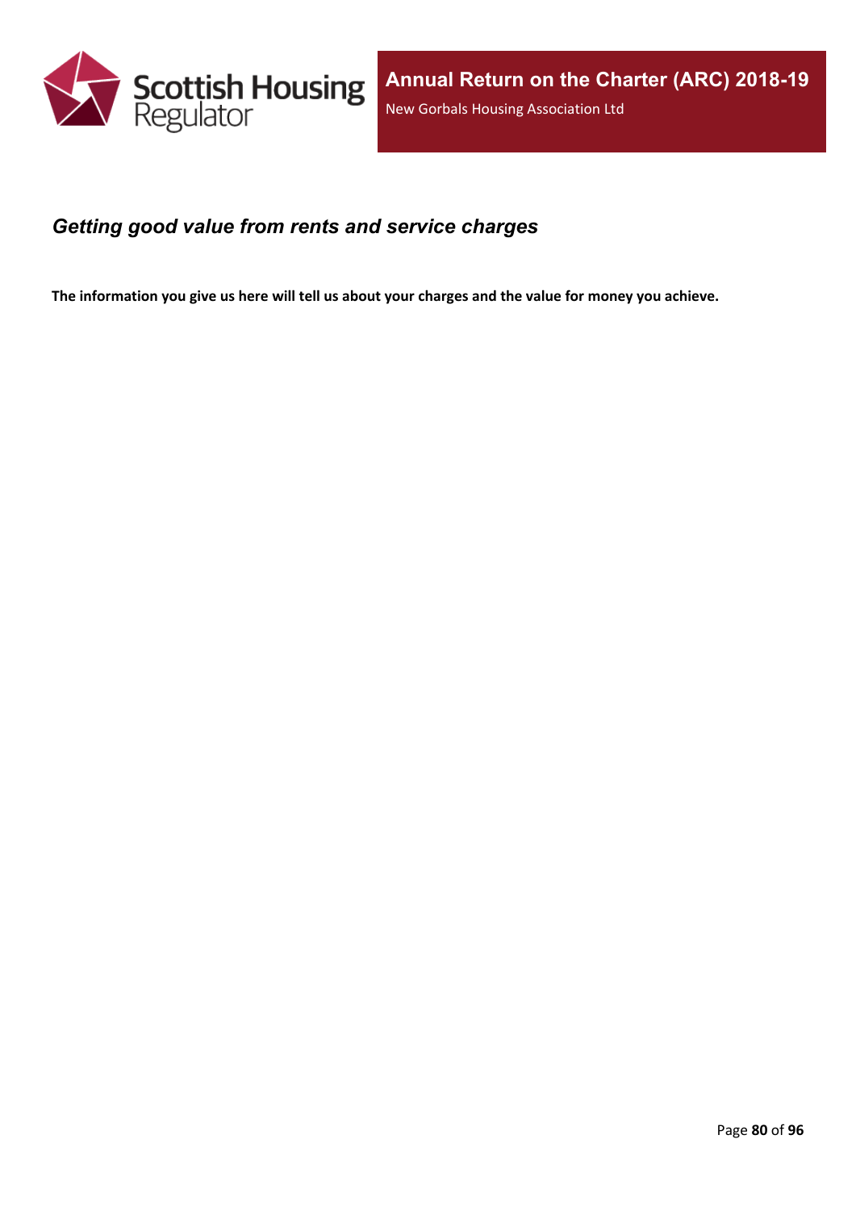## *Getting good value from rents and service charges*

**The information you give us here will tell us about your charges and the value for money you achieve.**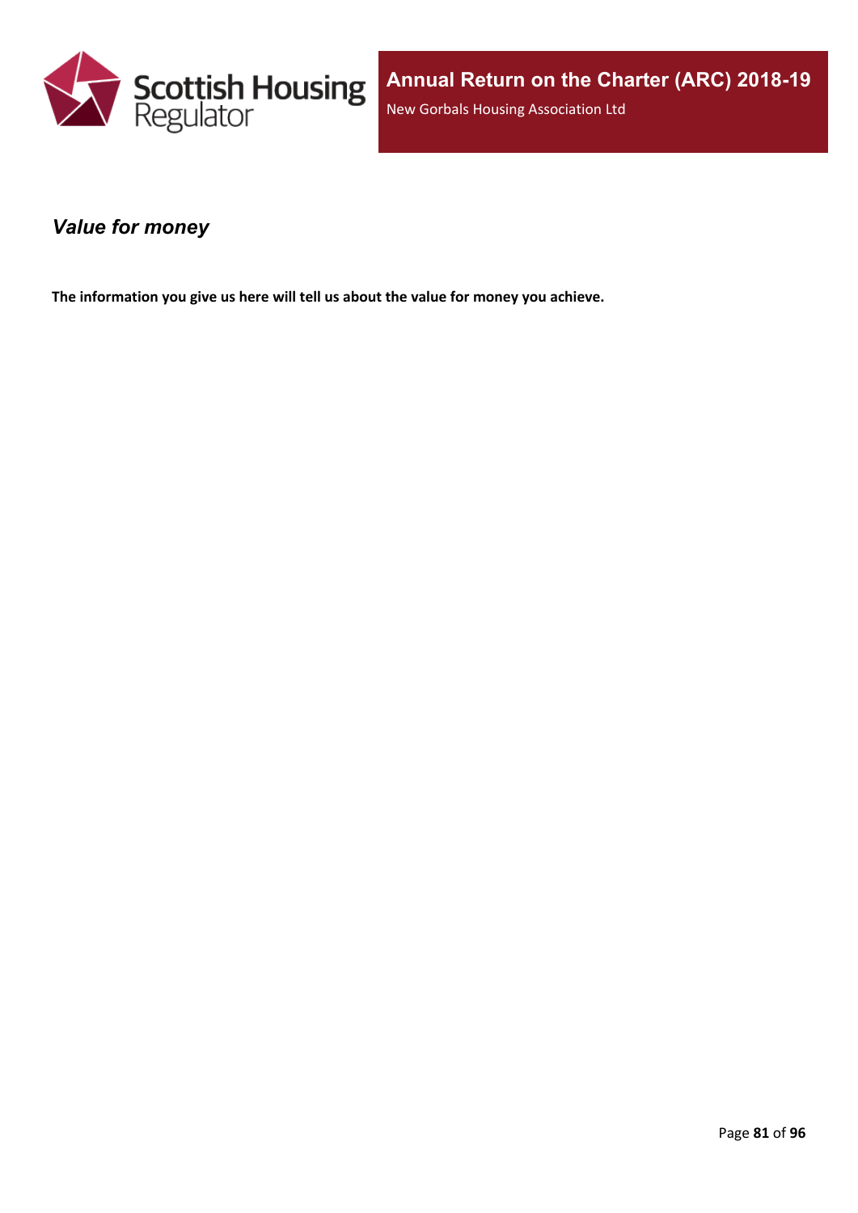### *Value for money*

**The information you give us here will tell us about the value for money you achieve.**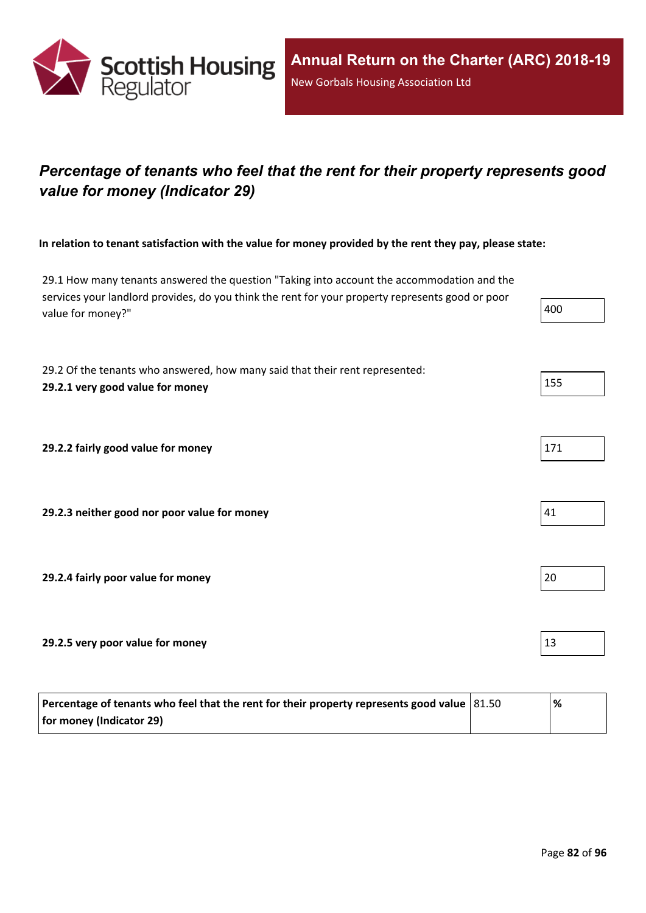## *Percentage of tenants who feel that the rent for their property represents good value for money (Indicator 29)*

**In relation to tenant satisfaction with the value for money provided by the rent they pay, please state:**

| | |
|---|---|
| 29.1 How many tenants answered the question "Taking into account the accommodation and the services your landlord provides, do you think the rent for your property represents good or poor value for money?" | 400 |
| 29.2 Of the tenants who answered, how many said that their rent represented: **29.2.1 very good value for money** | 155 |
| **29.2.2 fairly good value for money** | 171 |
| **29.2.3 neither good nor poor value for money** | 41 |
| **29.2.4 fairly poor value for money** | 20 |
| **29.2.5 very poor value for money** | 13 |

| | | |
|---|---|---|
| **Percentage of tenants who feel that the rent for their property represents good value for money (Indicator 29)** | 81.50 | **%** |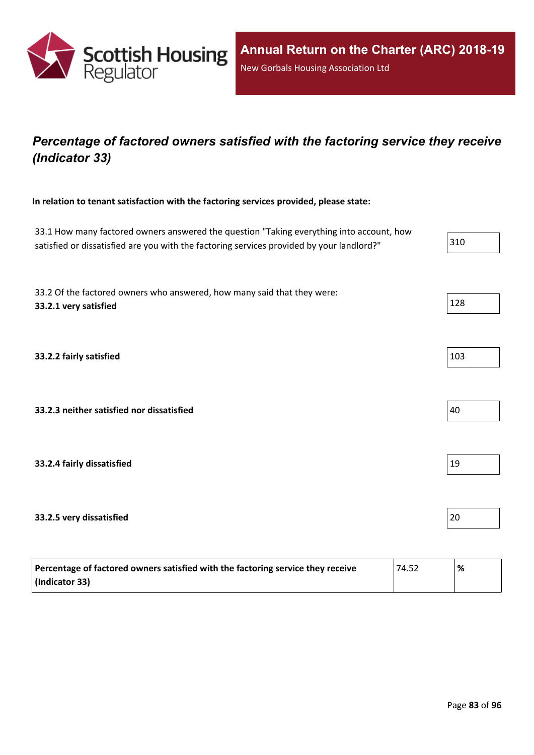## *Percentage of factored owners satisfied with the factoring service they receive (Indicator 33)*

**In relation to tenant satisfaction with the factoring services provided, please state:**

| | |
|---|---|
| 33.1 How many factored owners answered the question "Taking everything into account, how satisfied or dissatisfied are you with the factoring services provided by your landlord?" | 310 |
| 33.2 Of the factored owners who answered, how many said that they were: **33.2.1 very satisfied** | 128 |
| **33.2.2 fairly satisfied** | 103 |
| **33.2.3 neither satisfied nor dissatisfied** | 40 |
| **33.2.4 fairly dissatisfied** | 19 |
| **33.2.5 very dissatisfied** | 20 |

| | | |
|---|---|---|
| **Percentage of factored owners satisfied with the factoring service they receive (Indicator 33)** | 74.52 | **%** |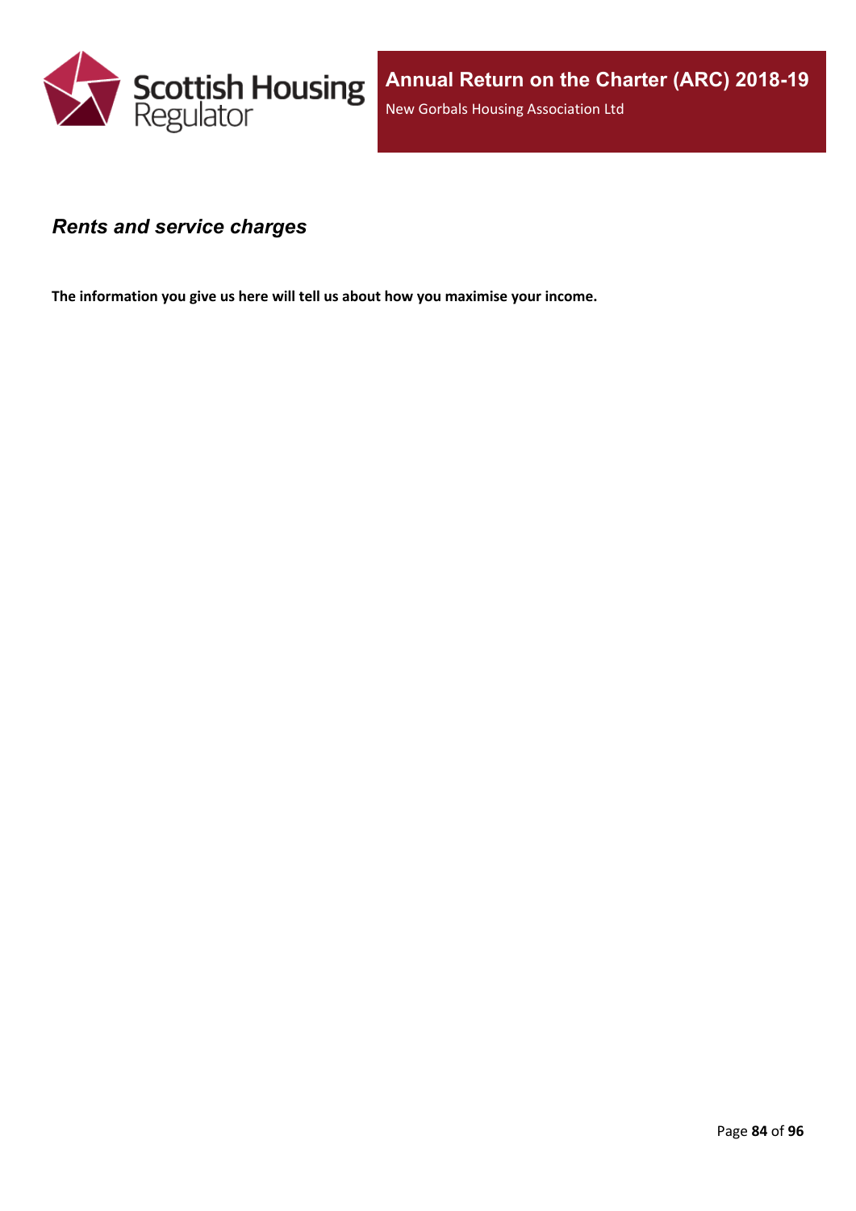## *Rents and service charges*

**The information you give us here will tell us about how you maximise your income.**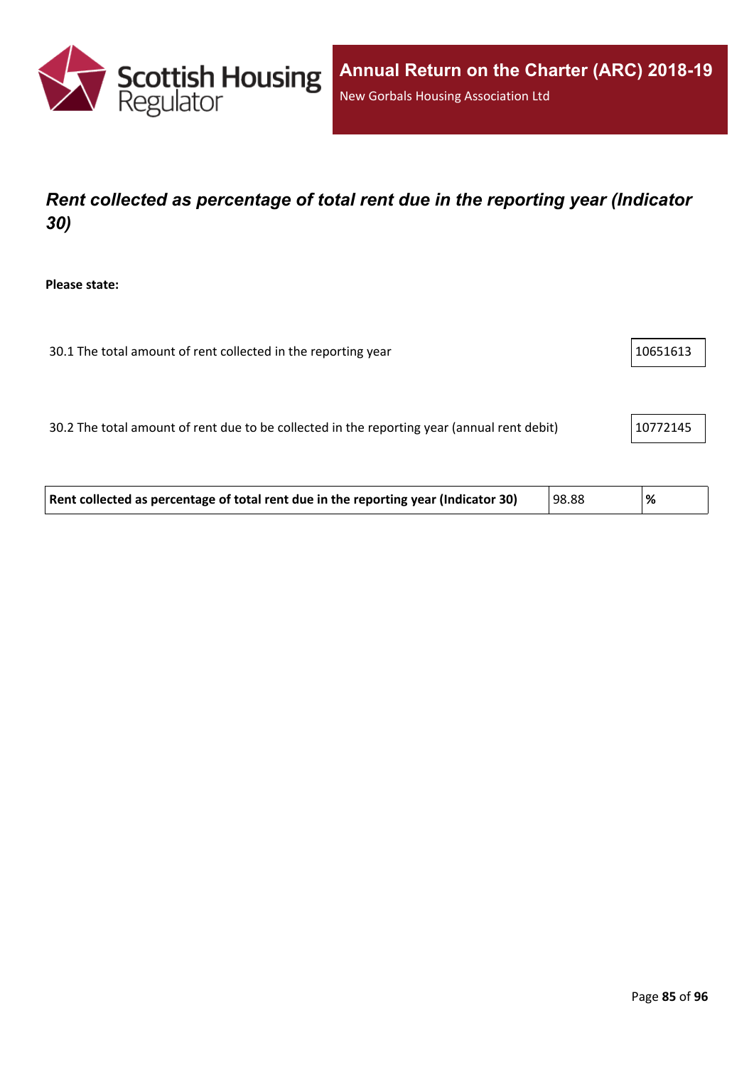## *Rent collected as percentage of total rent due in the reporting year (Indicator 30)*

**Please state:**

| | |
|---|---|
| 30.1 The total amount of rent collected in the reporting year | 10651613 |
| 30.2 The total amount of rent due to be collected in the reporting year (annual rent debit) | 10772145 |

| | | |
|---|---|---|
| **Rent collected as percentage of total rent due in the reporting year (Indicator 30)** | 98.88 | **%** |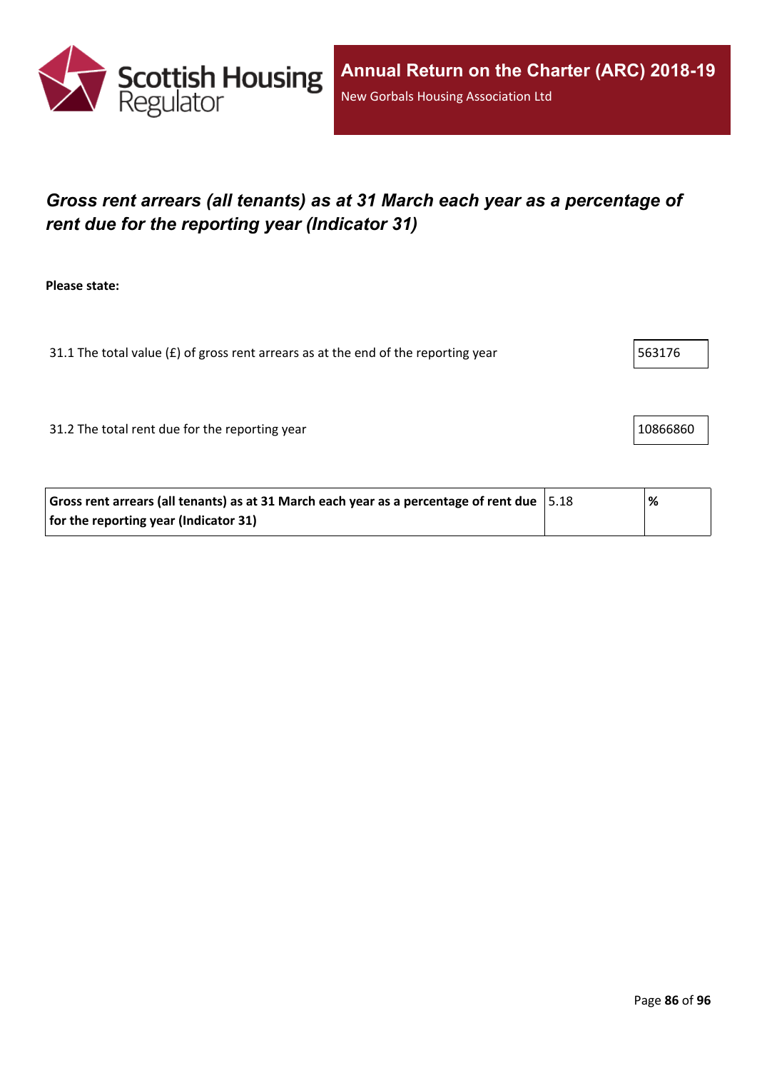## *Gross rent arrears (all tenants) as at 31 March each year as a percentage of rent due for the reporting year (Indicator 31)*

**Please state:**

| 31.1 The total value (£) of gross rent arrears as at the end of the reporting year | 563176 |
|---|---|
| 31.2 The total rent due for the reporting year | 10866860 |

| **Gross rent arrears (all tenants) as at 31 March each year as a percentage of rent due for the reporting year (Indicator 31)** | 5.18 | **%** |
|---|---|---|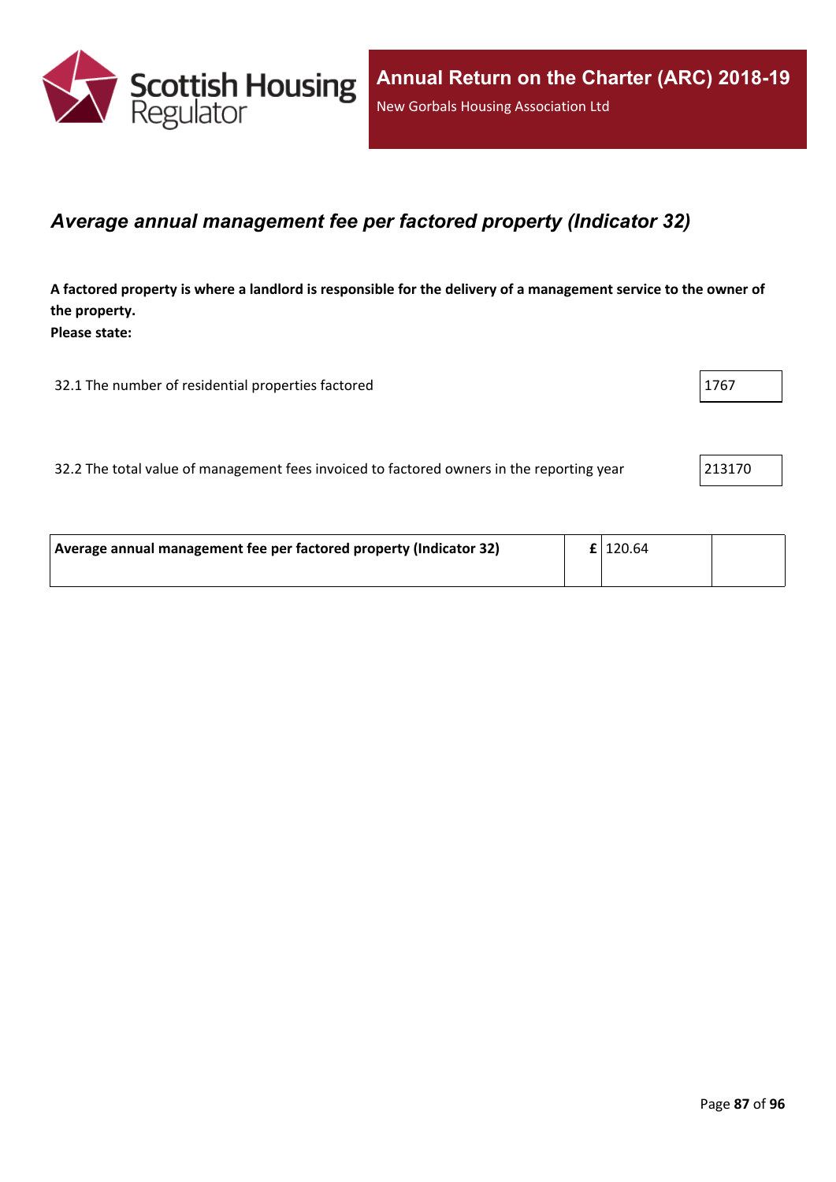## *Average annual management fee per factored property (Indicator 32)*

**A factored property is where a landlord is responsible for the delivery of a management service to the owner of the property.**
**Please state:**

| | |
|---|---|
| 32.1 The number of residential properties factored | 1767 |
| 32.2 The total value of management fees invoiced to factored owners in the reporting year | 213170 |

| | | | |
|---|---|---|---|
| **Average annual management fee per factored property (Indicator 32)** | **£** | 120.64 | |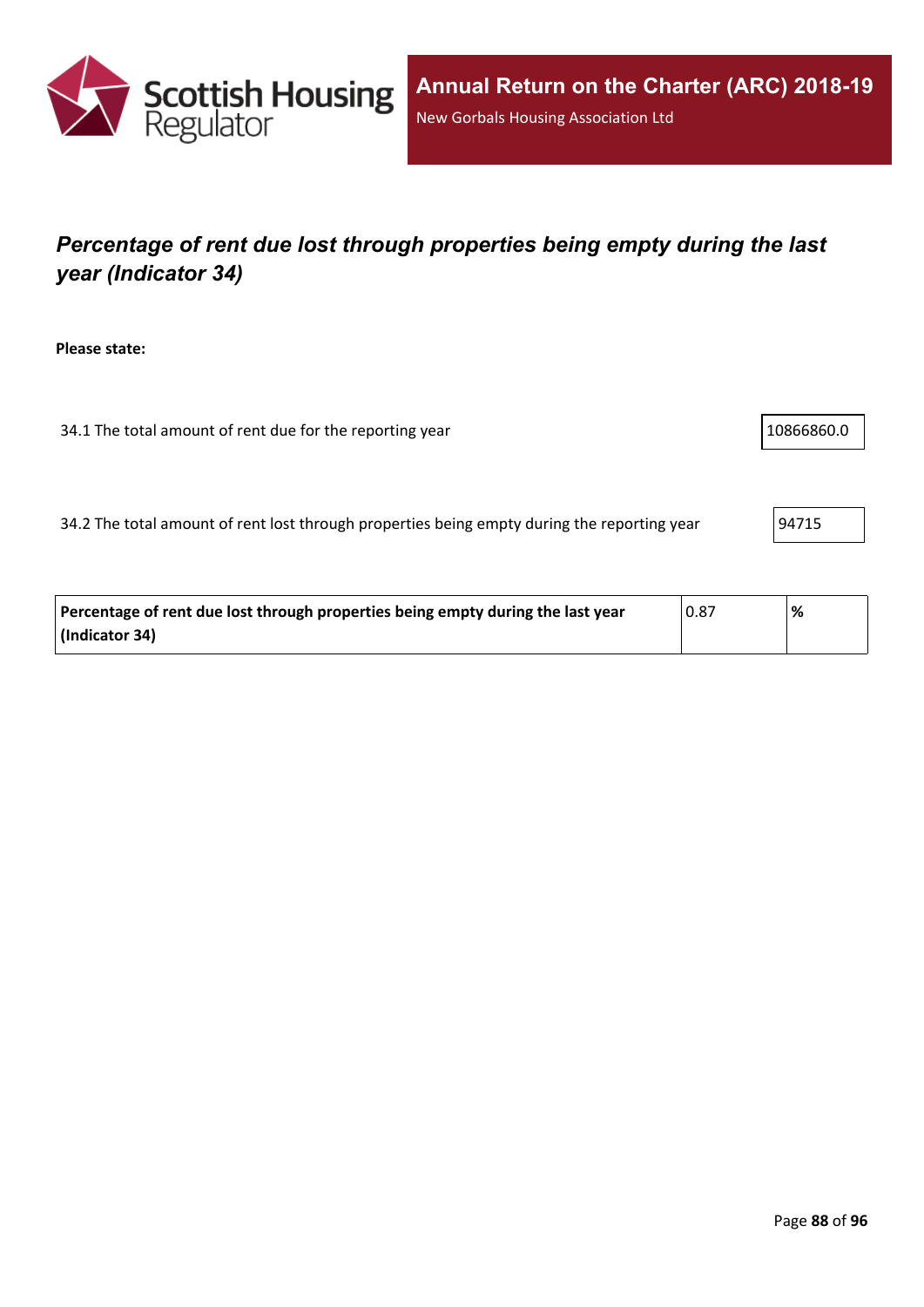## *Percentage of rent due lost through properties being empty during the last year (Indicator 34)*

**Please state:**

34.1 The total amount of rent due for the reporting year: 10866860.0

34.2 The total amount of rent lost through properties being empty during the reporting year: 94715

| **Percentage of rent due lost through properties being empty during the last year (Indicator 34)** | 0.87 | **%** |
|---|---|---|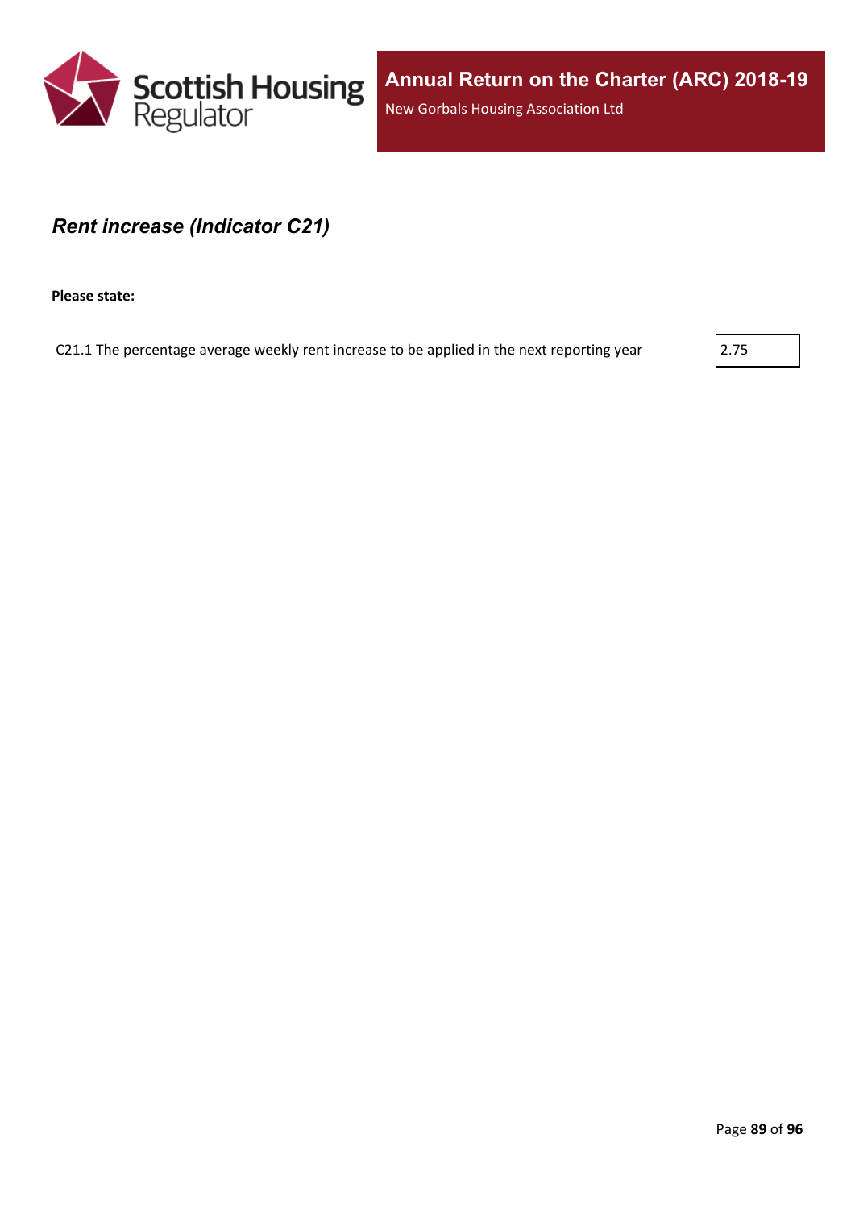## *Rent increase (Indicator C21)*

**Please state:**

C21.1 The percentage average weekly rent increase to be applied in the next reporting year: 2.75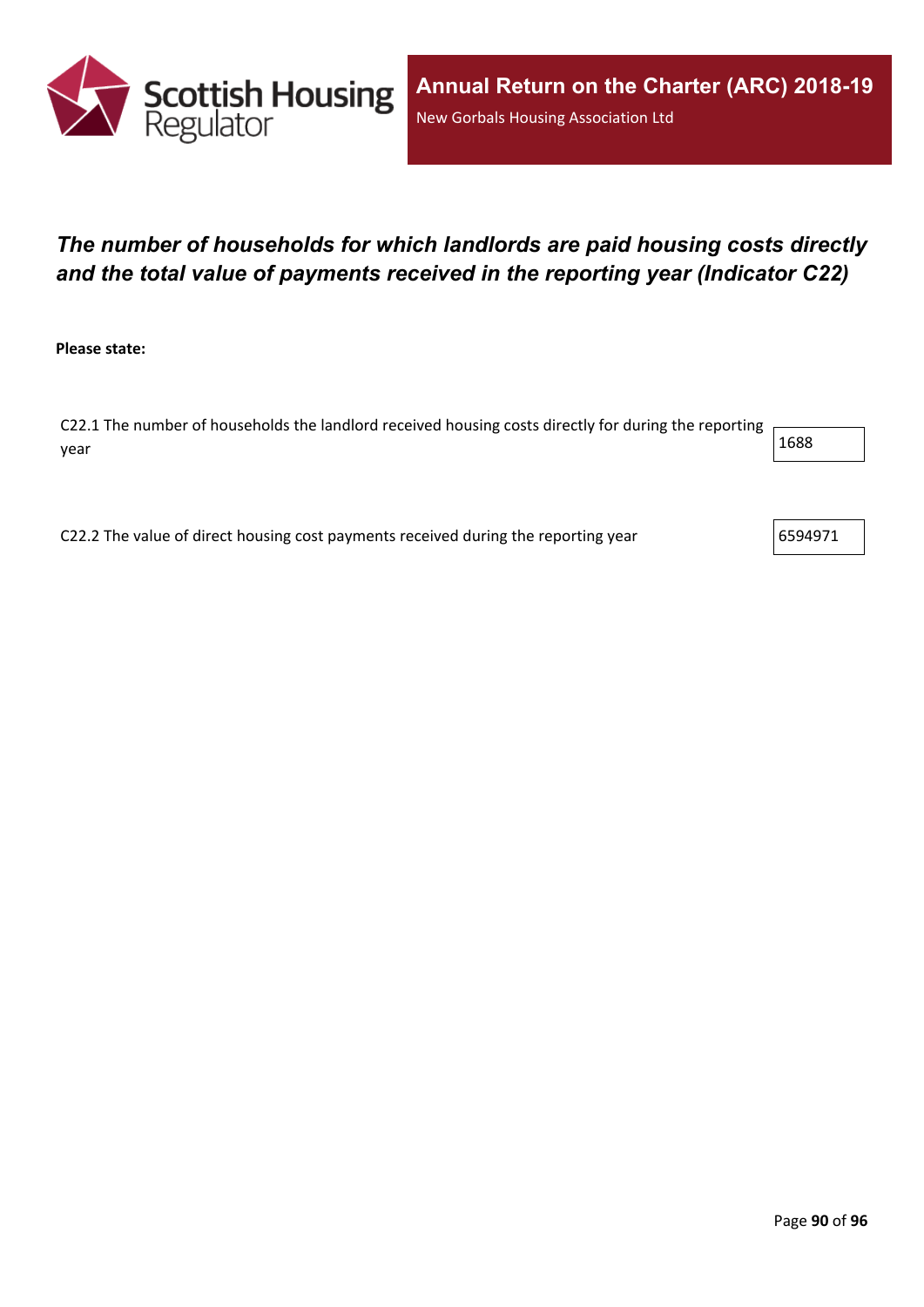## *The number of households for which landlords are paid housing costs directly and the total value of payments received in the reporting year (Indicator C22)*

**Please state:**

| | |
|---|---|
| C22.1 The number of households the landlord received housing costs directly for during the reporting year | 1688 |
| C22.2 The value of direct housing cost payments received during the reporting year | 6594971 |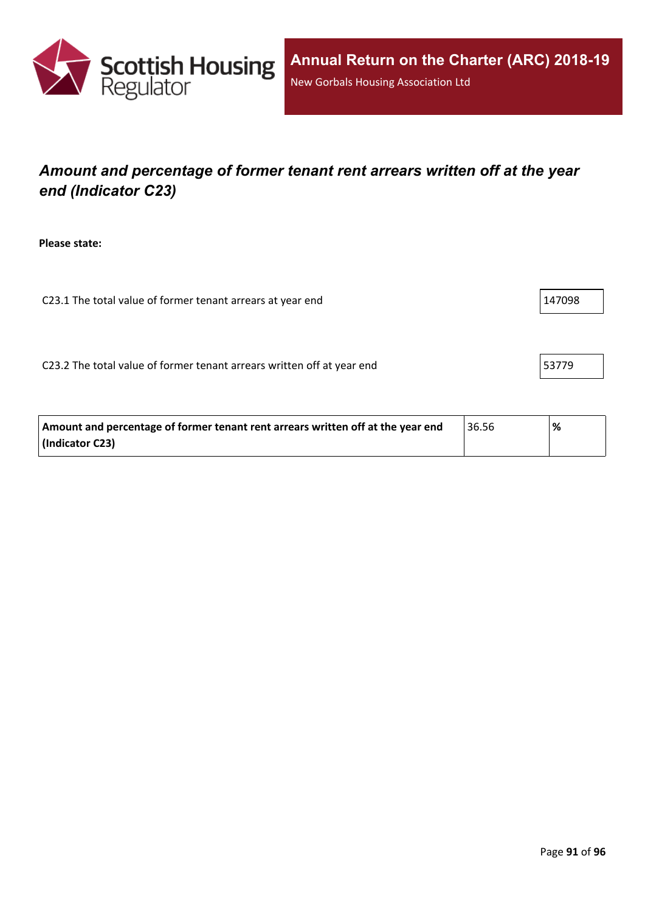## *Amount and percentage of former tenant rent arrears written off at the year end (Indicator C23)*

**Please state:**

| | |
|---|---|
| C23.1 The total value of former tenant arrears at year end | 147098 |
| C23.2 The total value of former tenant arrears written off at year end | 53779 |

| | | |
|---|---|---|
| **Amount and percentage of former tenant rent arrears written off at the year end (Indicator C23)** | 36.56 | **%** |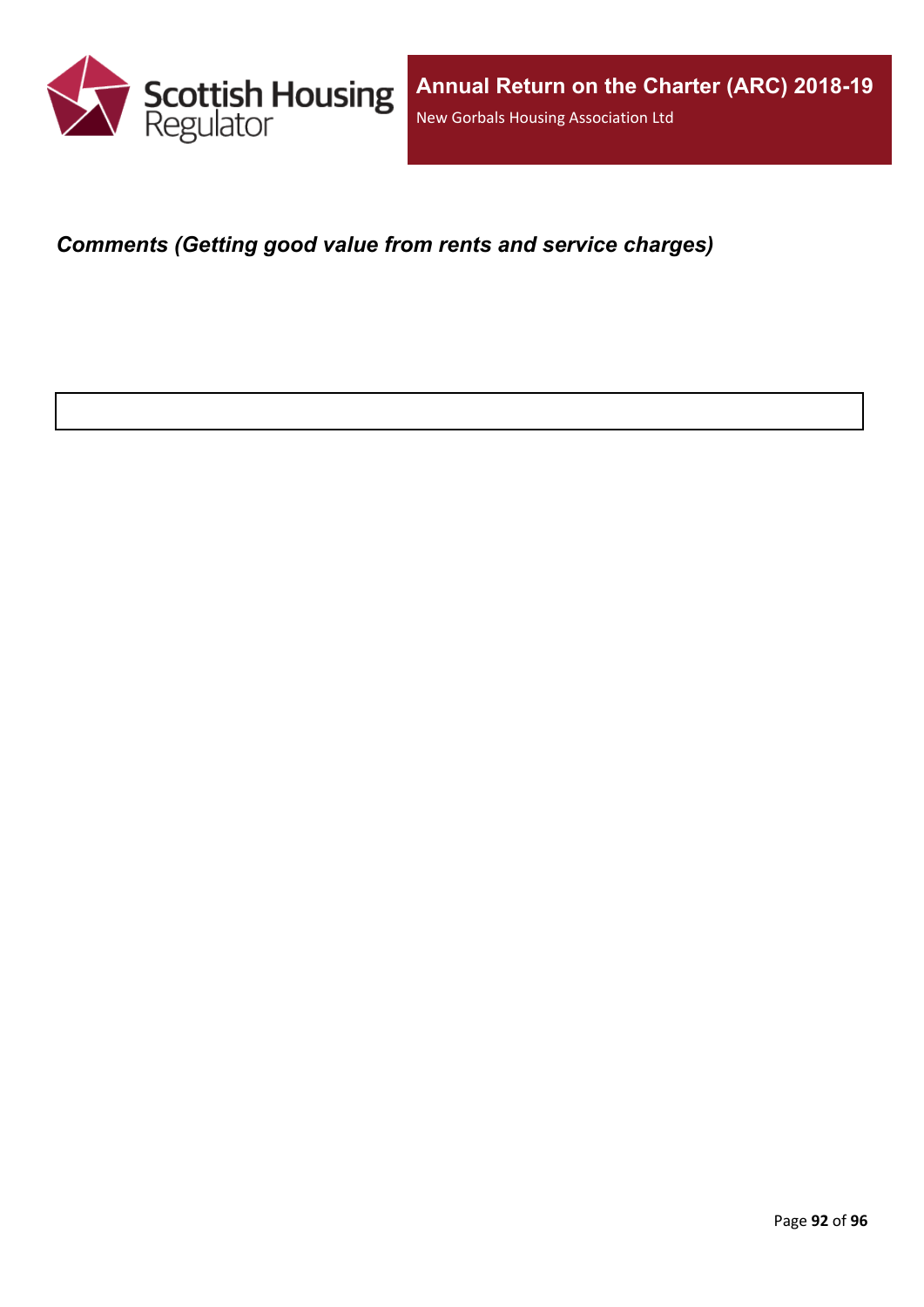### *Comments (Getting good value from rents and service charges)*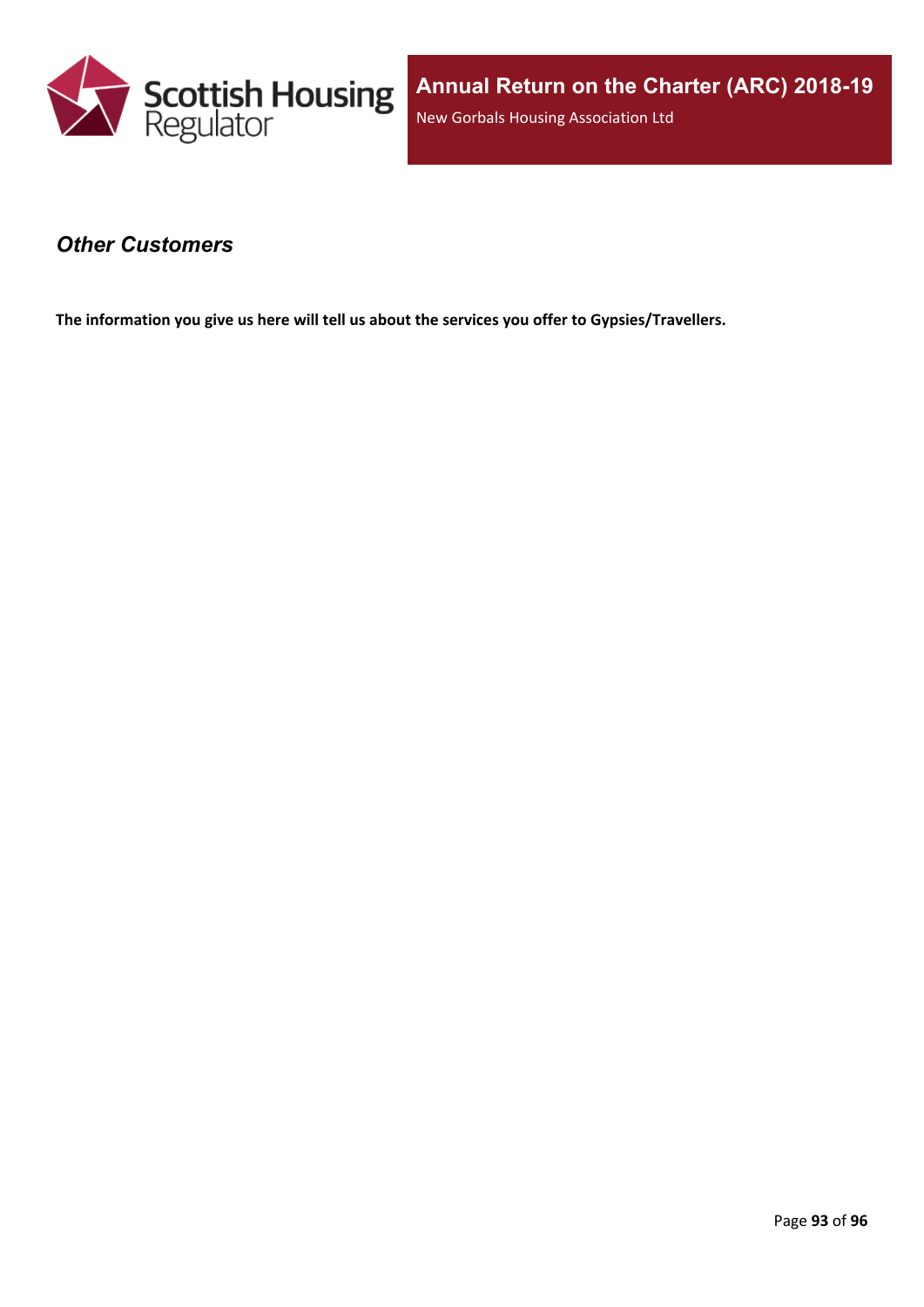## *Other Customers*

**The information you give us here will tell us about the services you offer to Gypsies/Travellers.**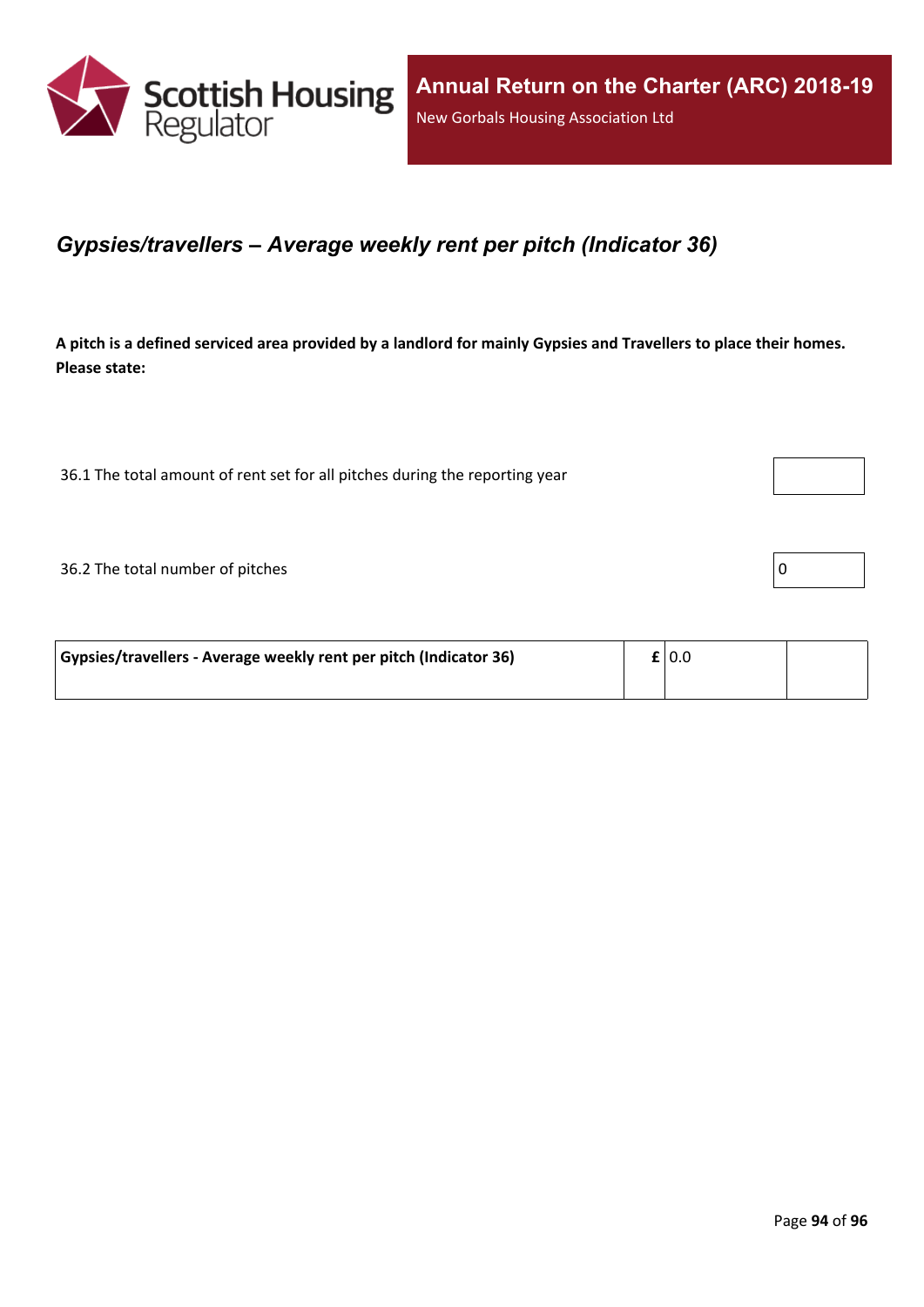## *Gypsies/travellers – Average weekly rent per pitch (Indicator 36)*

**A pitch is a defined serviced area provided by a landlord for mainly Gypsies and Travellers to place their homes. Please state:**

| | |
|---|---|
| 36.1 The total amount of rent set for all pitches during the reporting year | |
| 36.2 The total number of pitches | 0 |

| | | | |
|---|---|---|---|
| **Gypsies/travellers - Average weekly rent per pitch (Indicator 36)** | **£** | 0.0 | |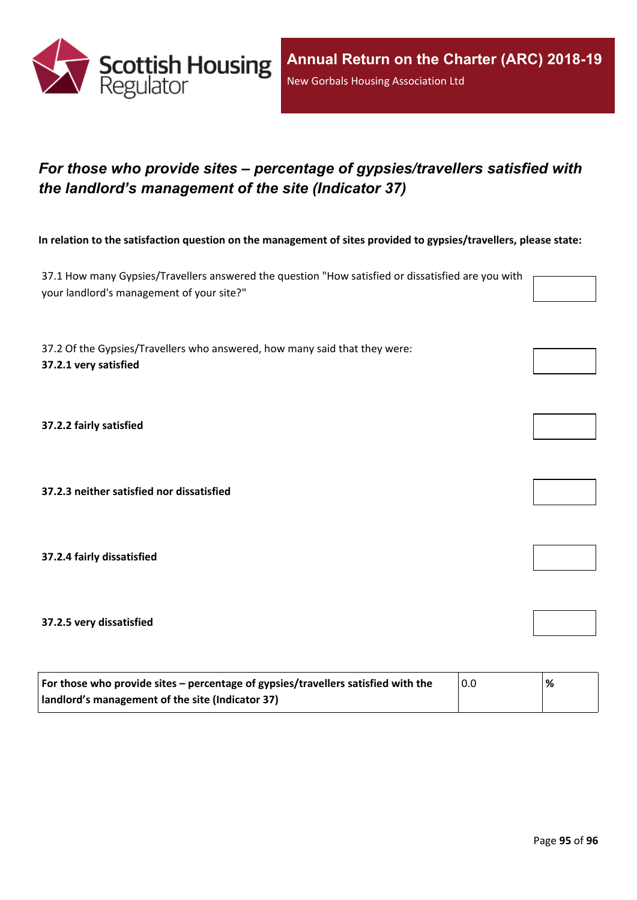## *For those who provide sites – percentage of gypsies/travellers satisfied with the landlord's management of the site (Indicator 37)*

**In relation to the satisfaction question on the management of sites provided to gypsies/travellers, please state:**

37.1 How many Gypsies/Travellers answered the question "How satisfied or dissatisfied are you with your landlord's management of your site?"

37.2 Of the Gypsies/Travellers who answered, how many said that they were:

**37.2.1 very satisfied**

**37.2.2 fairly satisfied**

**37.2.3 neither satisfied nor dissatisfied**

**37.2.4 fairly dissatisfied**

**37.2.5 very dissatisfied**

| **For those who provide sites – percentage of gypsies/travellers satisfied with the landlord's management of the site (Indicator 37)** | 0.0 | **%** |
|---|---|---|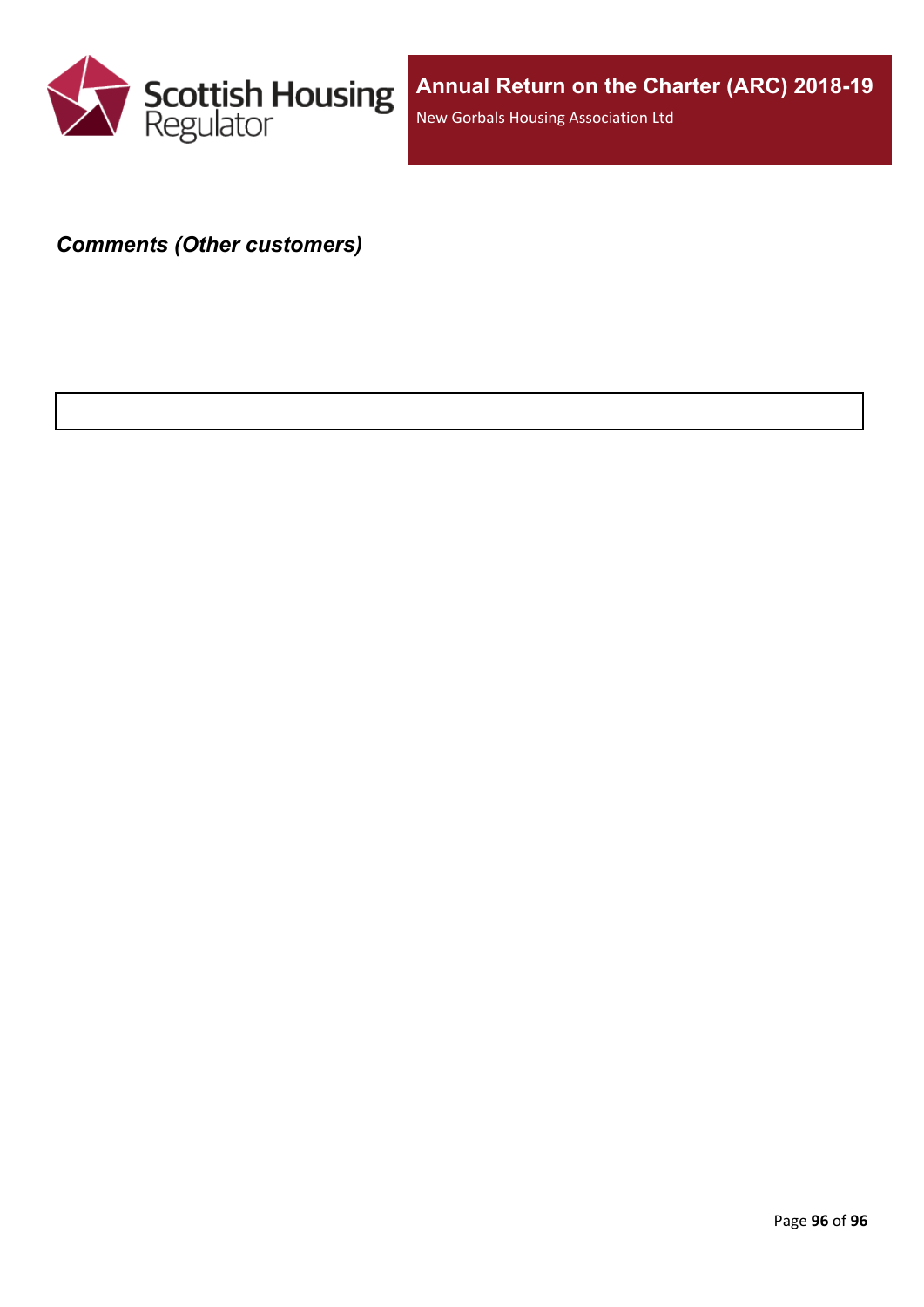***Comments (Other customers)***